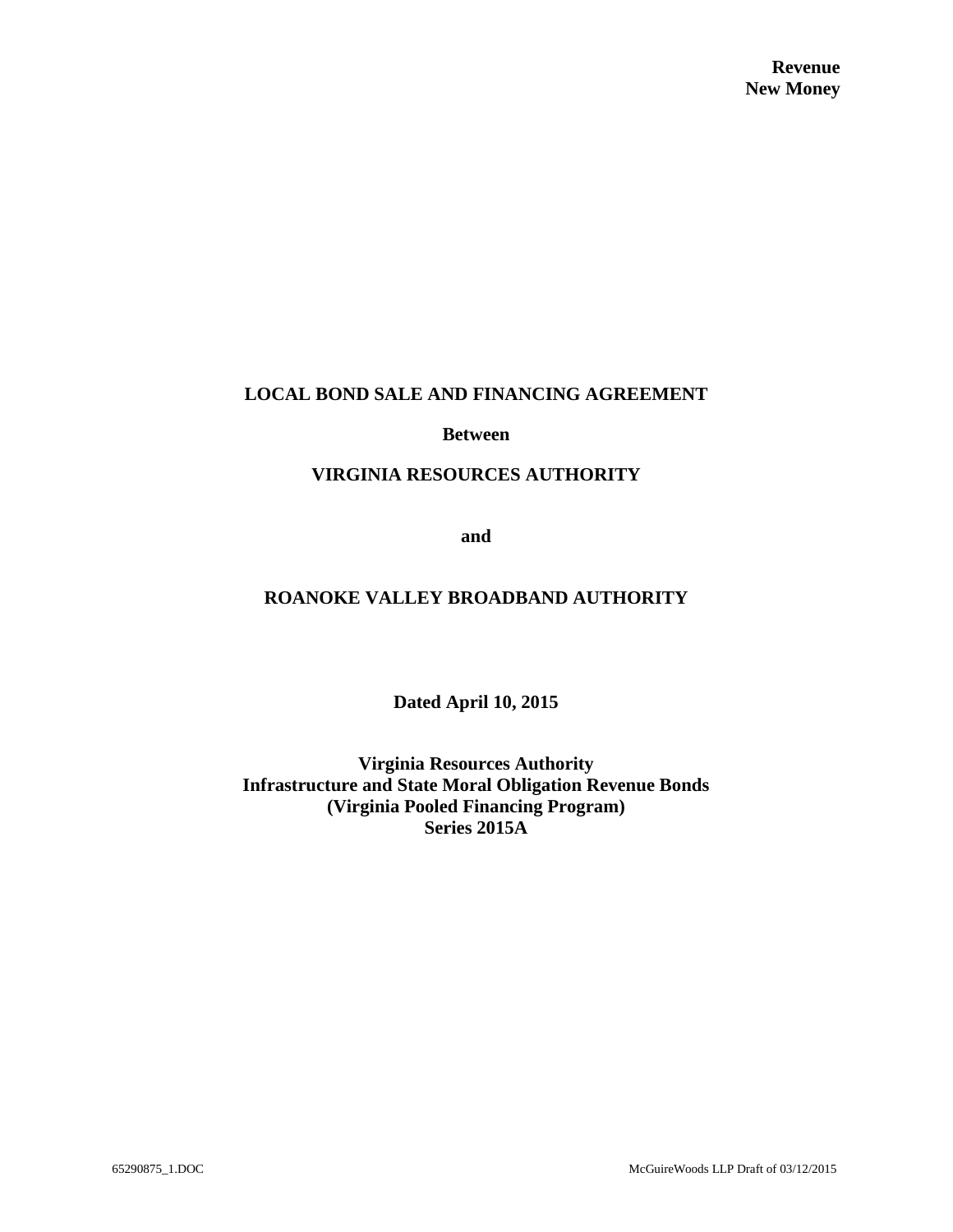**Revenue**
**New Money**

# LOCAL BOND SALE AND FINANCING AGREEMENT

**Between**

**VIRGINIA RESOURCES AUTHORITY**

**and**

**ROANOKE VALLEY BROADBAND AUTHORITY**

**Dated April 10, 2015**

**Virginia Resources Authority**
**Infrastructure and State Moral Obligation Revenue Bonds**
**(Virginia Pooled Financing Program)**
**Series 2015A**

65290875_1.DOC McGuireWoods LLP Draft of 03/12/2015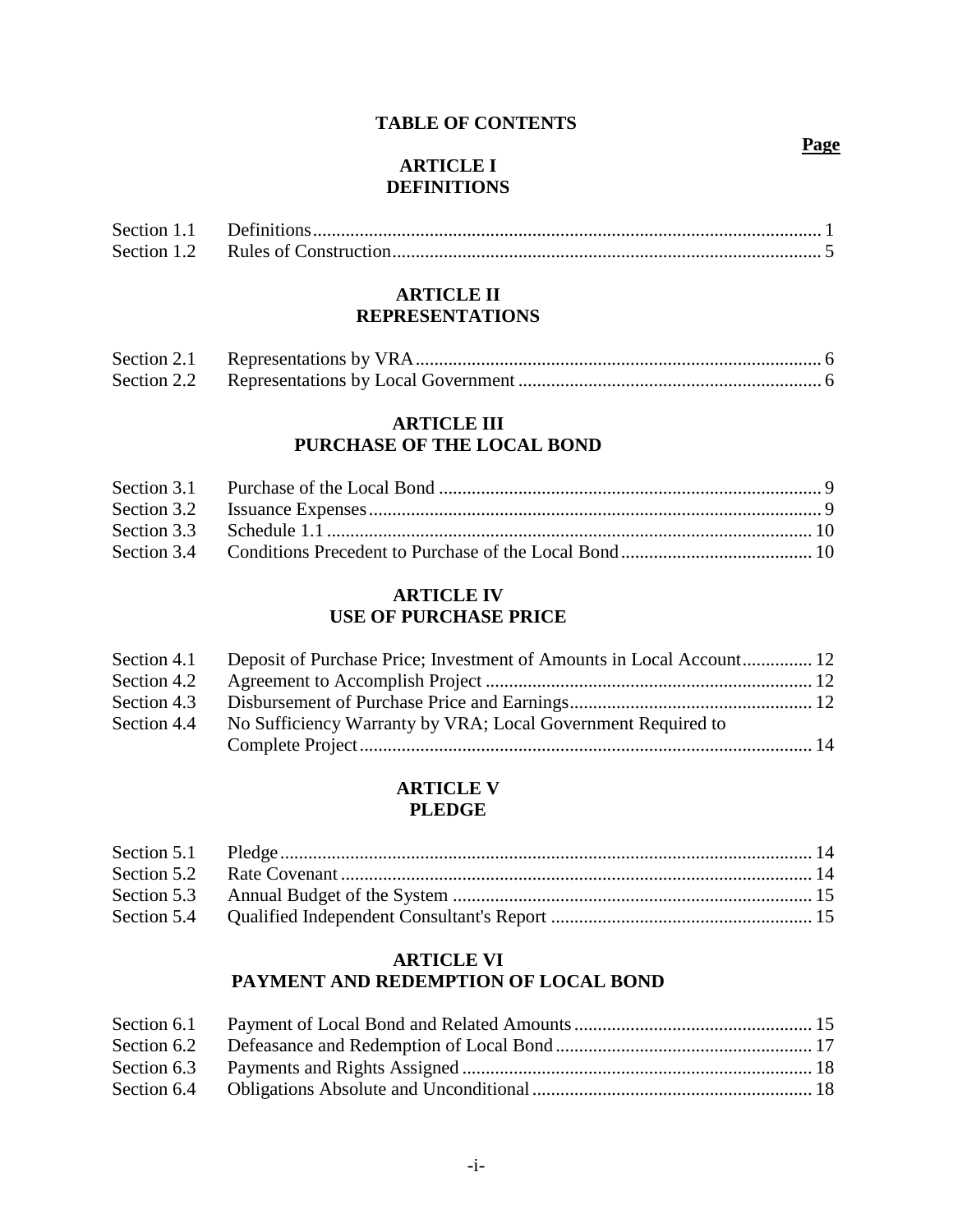# TABLE OF CONTENTS

**Page**

## ARTICLE I
## DEFINITIONS

| | | |
|---|---|---|
| Section 1.1 | Definitions | 1 |
| Section 1.2 | Rules of Construction | 5 |

## ARTICLE II
## REPRESENTATIONS

| | | |
|---|---|---|
| Section 2.1 | Representations by VRA | 6 |
| Section 2.2 | Representations by Local Government | 6 |

## ARTICLE III
## PURCHASE OF THE LOCAL BOND

| | | |
|---|---|---|
| Section 3.1 | Purchase of the Local Bond | 9 |
| Section 3.2 | Issuance Expenses | 9 |
| Section 3.3 | Schedule 1.1 | 10 |
| Section 3.4 | Conditions Precedent to Purchase of the Local Bond | 10 |

## ARTICLE IV
## USE OF PURCHASE PRICE

| | | |
|---|---|---|
| Section 4.1 | Deposit of Purchase Price; Investment of Amounts in Local Account | 12 |
| Section 4.2 | Agreement to Accomplish Project | 12 |
| Section 4.3 | Disbursement of Purchase Price and Earnings | 12 |
| Section 4.4 | No Sufficiency Warranty by VRA; Local Government Required to Complete Project | 14 |

## ARTICLE V
## PLEDGE

| | | |
|---|---|---|
| Section 5.1 | Pledge | 14 |
| Section 5.2 | Rate Covenant | 14 |
| Section 5.3 | Annual Budget of the System | 15 |
| Section 5.4 | Qualified Independent Consultant's Report | 15 |

## ARTICLE VI
## PAYMENT AND REDEMPTION OF LOCAL BOND

| | | |
|---|---|---|
| Section 6.1 | Payment of Local Bond and Related Amounts | 15 |
| Section 6.2 | Defeasance and Redemption of Local Bond | 17 |
| Section 6.3 | Payments and Rights Assigned | 18 |
| Section 6.4 | Obligations Absolute and Unconditional | 18 |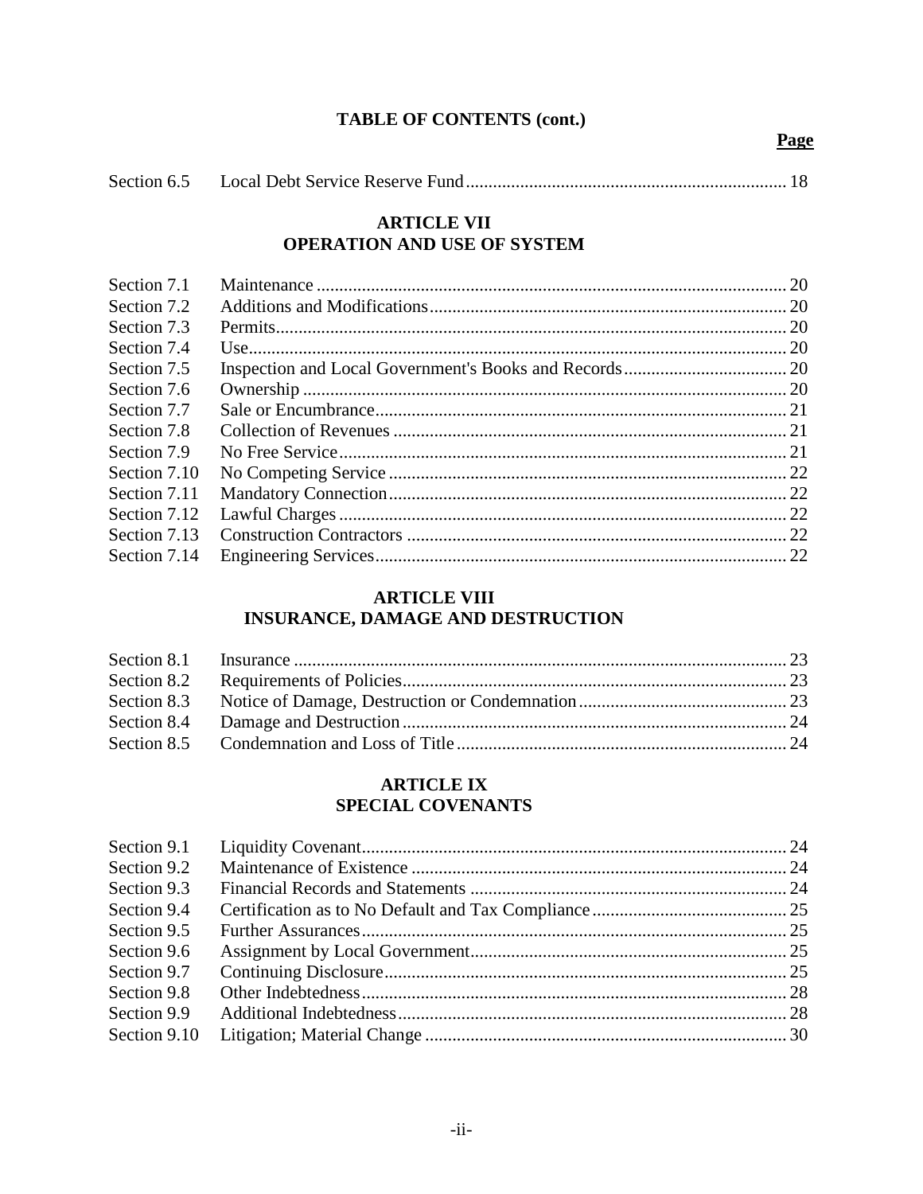**TABLE OF CONTENTS (cont.)**

| | | **Page** |
|---|---|---|
| Section 6.5 | Local Debt Service Reserve Fund | 18 |

**ARTICLE VII**
**OPERATION AND USE OF SYSTEM**

| | | |
|---|---|---|
| Section 7.1 | Maintenance | 20 |
| Section 7.2 | Additions and Modifications | 20 |
| Section 7.3 | Permits | 20 |
| Section 7.4 | Use | 20 |
| Section 7.5 | Inspection and Local Government's Books and Records | 20 |
| Section 7.6 | Ownership | 20 |
| Section 7.7 | Sale or Encumbrance | 21 |
| Section 7.8 | Collection of Revenues | 21 |
| Section 7.9 | No Free Service | 21 |
| Section 7.10 | No Competing Service | 22 |
| Section 7.11 | Mandatory Connection | 22 |
| Section 7.12 | Lawful Charges | 22 |
| Section 7.13 | Construction Contractors | 22 |
| Section 7.14 | Engineering Services | 22 |

**ARTICLE VIII**
**INSURANCE, DAMAGE AND DESTRUCTION**

| | | |
|---|---|---|
| Section 8.1 | Insurance | 23 |
| Section 8.2 | Requirements of Policies | 23 |
| Section 8.3 | Notice of Damage, Destruction or Condemnation | 23 |
| Section 8.4 | Damage and Destruction | 24 |
| Section 8.5 | Condemnation and Loss of Title | 24 |

**ARTICLE IX**
**SPECIAL COVENANTS**

| | | |
|---|---|---|
| Section 9.1 | Liquidity Covenant | 24 |
| Section 9.2 | Maintenance of Existence | 24 |
| Section 9.3 | Financial Records and Statements | 24 |
| Section 9.4 | Certification as to No Default and Tax Compliance | 25 |
| Section 9.5 | Further Assurances | 25 |
| Section 9.6 | Assignment by Local Government | 25 |
| Section 9.7 | Continuing Disclosure | 25 |
| Section 9.8 | Other Indebtedness | 28 |
| Section 9.9 | Additional Indebtedness | 28 |
| Section 9.10 | Litigation; Material Change | 30 |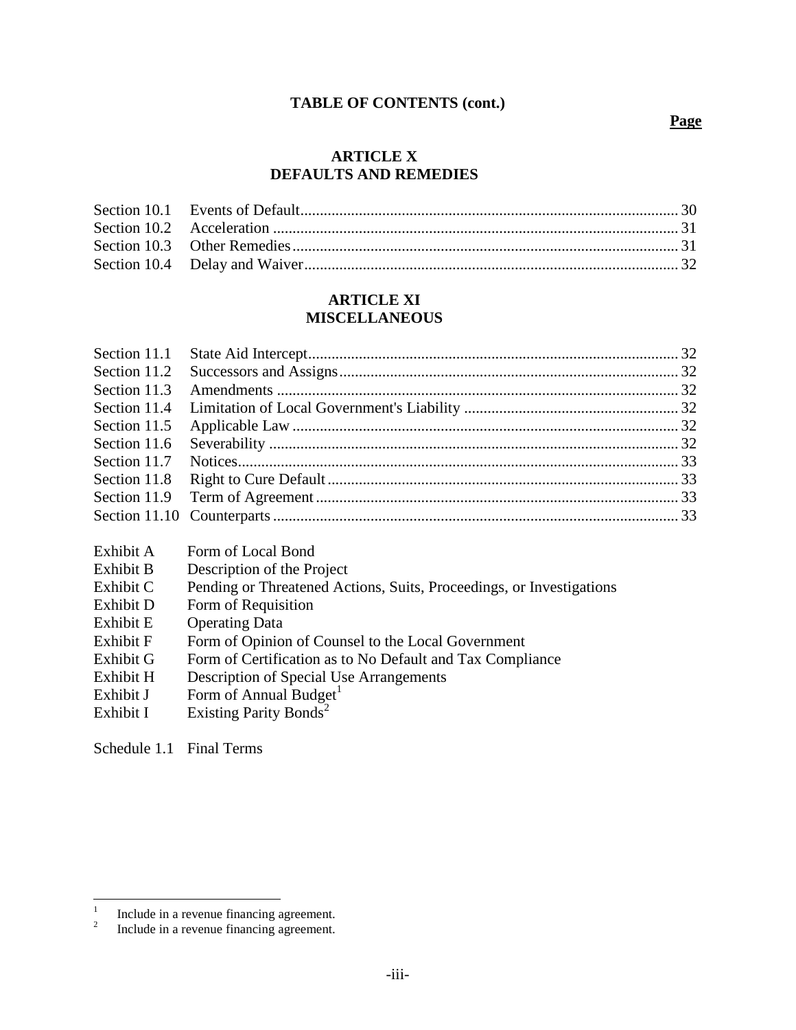**TABLE OF CONTENTS (cont.)**

**Page**

## ARTICLE X
## DEFAULTS AND REMEDIES

| | | |
|---|---|---|
| Section 10.1 | Events of Default | 30 |
| Section 10.2 | Acceleration | 31 |
| Section 10.3 | Other Remedies | 31 |
| Section 10.4 | Delay and Waiver | 32 |

## ARTICLE XI
## MISCELLANEOUS

| | | |
|---|---|---|
| Section 11.1 | State Aid Intercept | 32 |
| Section 11.2 | Successors and Assigns | 32 |
| Section 11.3 | Amendments | 32 |
| Section 11.4 | Limitation of Local Government's Liability | 32 |
| Section 11.5 | Applicable Law | 32 |
| Section 11.6 | Severability | 32 |
| Section 11.7 | Notices | 33 |
| Section 11.8 | Right to Cure Default | 33 |
| Section 11.9 | Term of Agreement | 33 |
| Section 11.10 | Counterparts | 33 |

| | |
|---|---|
| Exhibit A | Form of Local Bond |
| Exhibit B | Description of the Project |
| Exhibit C | Pending or Threatened Actions, Suits, Proceedings, or Investigations |
| Exhibit D | Form of Requisition |
| Exhibit E | Operating Data |
| Exhibit F | Form of Opinion of Counsel to the Local Government |
| Exhibit G | Form of Certification as to No Default and Tax Compliance |
| Exhibit H | Description of Special Use Arrangements |
| Exhibit J | Form of Annual Budget[1] |
| Exhibit I | Existing Parity Bonds[2] |

Schedule 1.1 Final Terms

[1] Include in a revenue financing agreement.

[2] Include in a revenue financing agreement.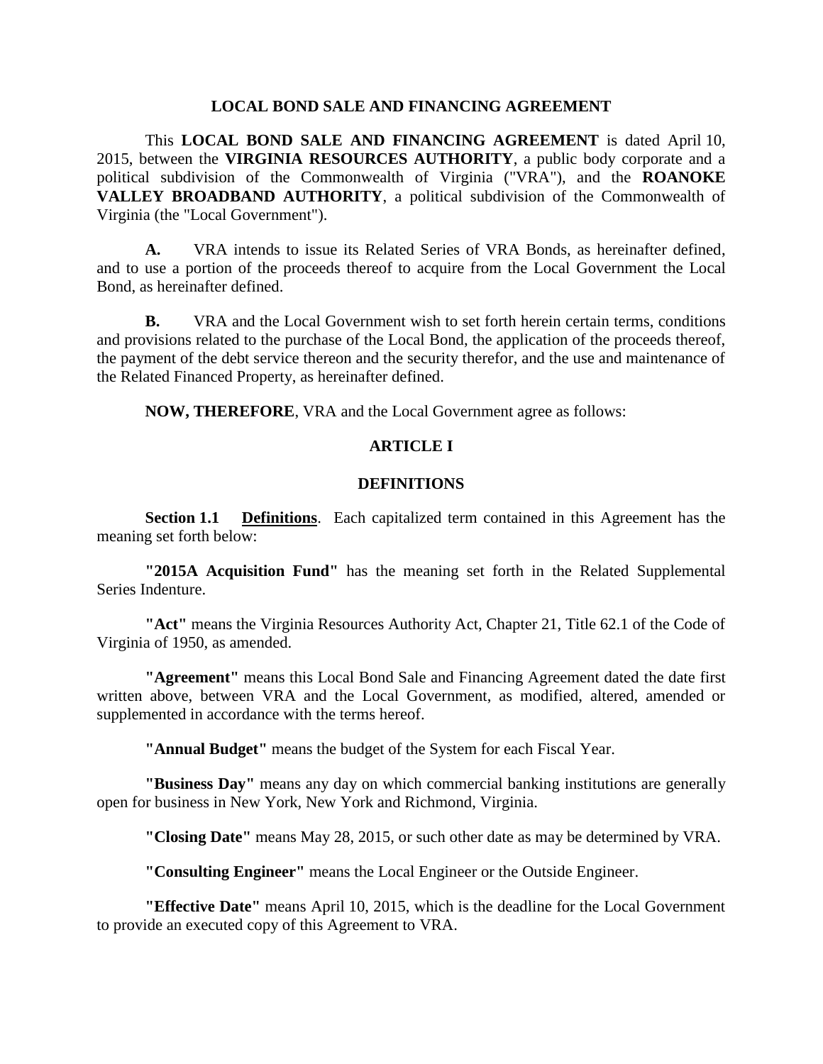# LOCAL BOND SALE AND FINANCING AGREEMENT

This **LOCAL BOND SALE AND FINANCING AGREEMENT** is dated April 10, 2015, between the **VIRGINIA RESOURCES AUTHORITY**, a public body corporate and a political subdivision of the Commonwealth of Virginia ("VRA"), and the **ROANOKE VALLEY BROADBAND AUTHORITY**, a political subdivision of the Commonwealth of Virginia (the "Local Government").

**A.** VRA intends to issue its Related Series of VRA Bonds, as hereinafter defined, and to use a portion of the proceeds thereof to acquire from the Local Government the Local Bond, as hereinafter defined.

**B.** VRA and the Local Government wish to set forth herein certain terms, conditions and provisions related to the purchase of the Local Bond, the application of the proceeds thereof, the payment of the debt service thereon and the security therefor, and the use and maintenance of the Related Financed Property, as hereinafter defined.

**NOW, THEREFORE**, VRA and the Local Government agree as follows:

## ARTICLE I

## DEFINITIONS

**Section 1.1 Definitions**. Each capitalized term contained in this Agreement has the meaning set forth below:

**"2015A Acquisition Fund"** has the meaning set forth in the Related Supplemental Series Indenture.

**"Act"** means the Virginia Resources Authority Act, Chapter 21, Title 62.1 of the Code of Virginia of 1950, as amended.

**"Agreement"** means this Local Bond Sale and Financing Agreement dated the date first written above, between VRA and the Local Government, as modified, altered, amended or supplemented in accordance with the terms hereof.

**"Annual Budget"** means the budget of the System for each Fiscal Year.

**"Business Day"** means any day on which commercial banking institutions are generally open for business in New York, New York and Richmond, Virginia.

**"Closing Date"** means May 28, 2015, or such other date as may be determined by VRA.

**"Consulting Engineer"** means the Local Engineer or the Outside Engineer.

**"Effective Date"** means April 10, 2015, which is the deadline for the Local Government to provide an executed copy of this Agreement to VRA.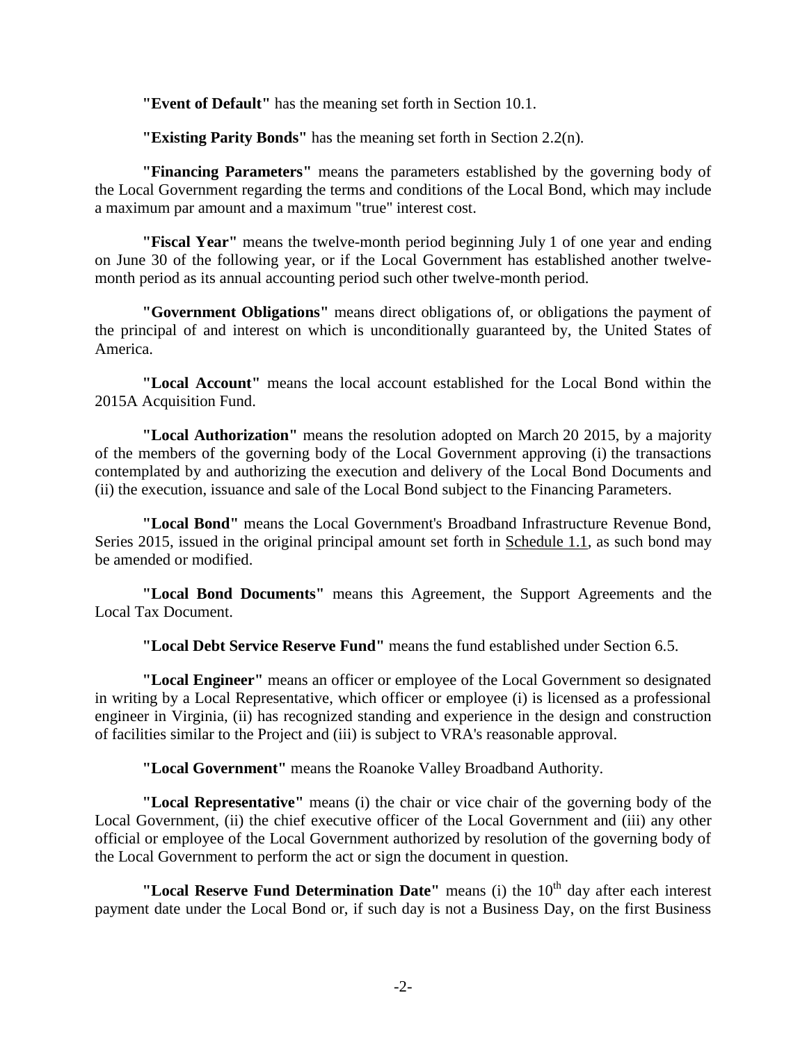**"Event of Default"** has the meaning set forth in Section 10.1.

**"Existing Parity Bonds"** has the meaning set forth in Section 2.2(n).

**"Financing Parameters"** means the parameters established by the governing body of the Local Government regarding the terms and conditions of the Local Bond, which may include a maximum par amount and a maximum "true" interest cost.

**"Fiscal Year"** means the twelve-month period beginning July 1 of one year and ending on June 30 of the following year, or if the Local Government has established another twelve-month period as its annual accounting period such other twelve-month period.

**"Government Obligations"** means direct obligations of, or obligations the payment of the principal of and interest on which is unconditionally guaranteed by, the United States of America.

**"Local Account"** means the local account established for the Local Bond within the 2015A Acquisition Fund.

**"Local Authorization"** means the resolution adopted on March 20 2015, by a majority of the members of the governing body of the Local Government approving (i) the transactions contemplated by and authorizing the execution and delivery of the Local Bond Documents and (ii) the execution, issuance and sale of the Local Bond subject to the Financing Parameters.

**"Local Bond"** means the Local Government's Broadband Infrastructure Revenue Bond, Series 2015, issued in the original principal amount set forth in Schedule 1.1, as such bond may be amended or modified.

**"Local Bond Documents"** means this Agreement, the Support Agreements and the Local Tax Document.

**"Local Debt Service Reserve Fund"** means the fund established under Section 6.5.

**"Local Engineer"** means an officer or employee of the Local Government so designated in writing by a Local Representative, which officer or employee (i) is licensed as a professional engineer in Virginia, (ii) has recognized standing and experience in the design and construction of facilities similar to the Project and (iii) is subject to VRA's reasonable approval.

**"Local Government"** means the Roanoke Valley Broadband Authority.

**"Local Representative"** means (i) the chair or vice chair of the governing body of the Local Government, (ii) the chief executive officer of the Local Government and (iii) any other official or employee of the Local Government authorized by resolution of the governing body of the Local Government to perform the act or sign the document in question.

**"Local Reserve Fund Determination Date"** means (i) the 10th day after each interest payment date under the Local Bond or, if such day is not a Business Day, on the first Business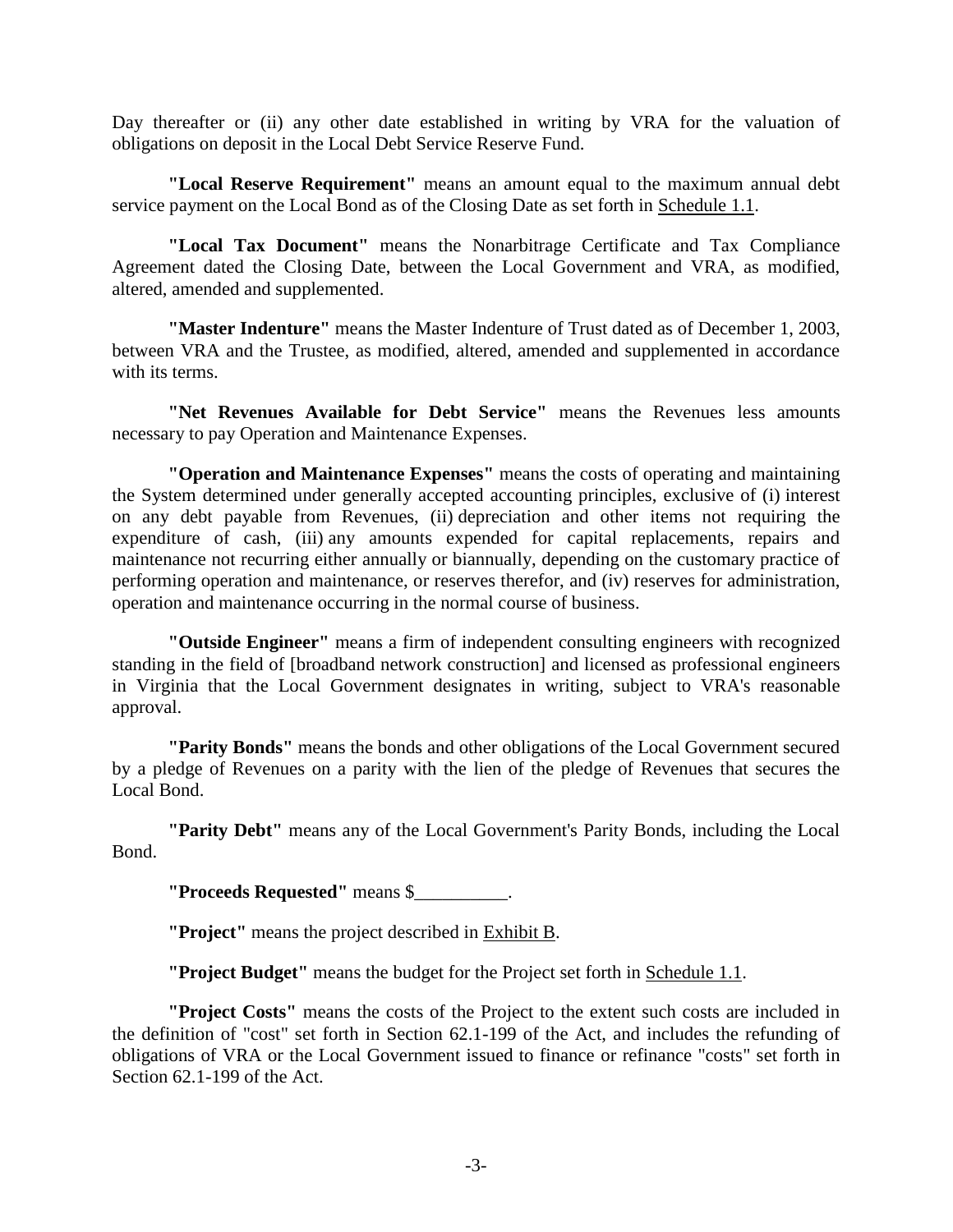Day thereafter or (ii) any other date established in writing by VRA for the valuation of obligations on deposit in the Local Debt Service Reserve Fund.

**"Local Reserve Requirement"** means an amount equal to the maximum annual debt service payment on the Local Bond as of the Closing Date as set forth in Schedule 1.1.

**"Local Tax Document"** means the Nonarbitrage Certificate and Tax Compliance Agreement dated the Closing Date, between the Local Government and VRA, as modified, altered, amended and supplemented.

**"Master Indenture"** means the Master Indenture of Trust dated as of December 1, 2003, between VRA and the Trustee, as modified, altered, amended and supplemented in accordance with its terms.

**"Net Revenues Available for Debt Service"** means the Revenues less amounts necessary to pay Operation and Maintenance Expenses.

**"Operation and Maintenance Expenses"** means the costs of operating and maintaining the System determined under generally accepted accounting principles, exclusive of (i) interest on any debt payable from Revenues, (ii) depreciation and other items not requiring the expenditure of cash, (iii) any amounts expended for capital replacements, repairs and maintenance not recurring either annually or biannually, depending on the customary practice of performing operation and maintenance, or reserves therefor, and (iv) reserves for administration, operation and maintenance occurring in the normal course of business.

**"Outside Engineer"** means a firm of independent consulting engineers with recognized standing in the field of [broadband network construction] and licensed as professional engineers in Virginia that the Local Government designates in writing, subject to VRA's reasonable approval.

**"Parity Bonds"** means the bonds and other obligations of the Local Government secured by a pledge of Revenues on a parity with the lien of the pledge of Revenues that secures the Local Bond.

**"Parity Debt"** means any of the Local Government's Parity Bonds, including the Local Bond.

**"Proceeds Requested"** means $__________.

**"Project"** means the project described in Exhibit B.

**"Project Budget"** means the budget for the Project set forth in Schedule 1.1.

**"Project Costs"** means the costs of the Project to the extent such costs are included in the definition of "cost" set forth in Section 62.1-199 of the Act, and includes the refunding of obligations of VRA or the Local Government issued to finance or refinance "costs" set forth in Section 62.1-199 of the Act.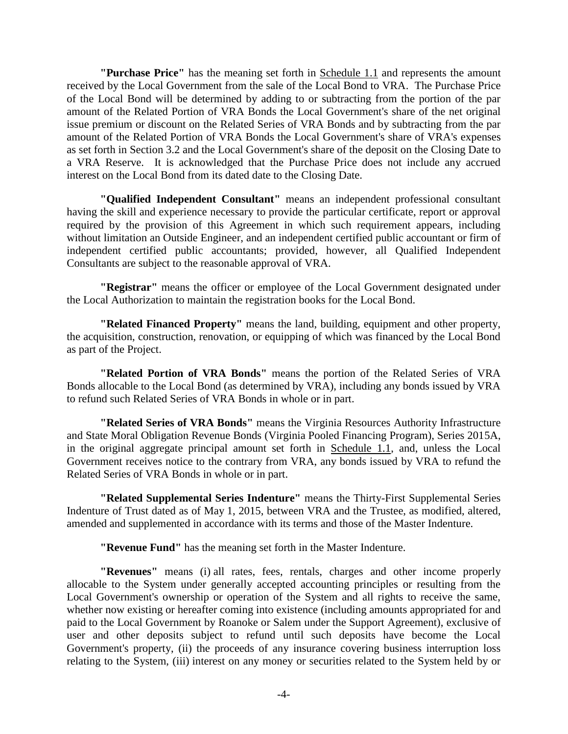**"Purchase Price"** has the meaning set forth in Schedule 1.1 and represents the amount received by the Local Government from the sale of the Local Bond to VRA. The Purchase Price of the Local Bond will be determined by adding to or subtracting from the portion of the par amount of the Related Portion of VRA Bonds the Local Government's share of the net original issue premium or discount on the Related Series of VRA Bonds and by subtracting from the par amount of the Related Portion of VRA Bonds the Local Government's share of VRA's expenses as set forth in Section 3.2 and the Local Government's share of the deposit on the Closing Date to a VRA Reserve. It is acknowledged that the Purchase Price does not include any accrued interest on the Local Bond from its dated date to the Closing Date.

**"Qualified Independent Consultant"** means an independent professional consultant having the skill and experience necessary to provide the particular certificate, report or approval required by the provision of this Agreement in which such requirement appears, including without limitation an Outside Engineer, and an independent certified public accountant or firm of independent certified public accountants; provided, however, all Qualified Independent Consultants are subject to the reasonable approval of VRA.

**"Registrar"** means the officer or employee of the Local Government designated under the Local Authorization to maintain the registration books for the Local Bond.

**"Related Financed Property"** means the land, building, equipment and other property, the acquisition, construction, renovation, or equipping of which was financed by the Local Bond as part of the Project.

**"Related Portion of VRA Bonds"** means the portion of the Related Series of VRA Bonds allocable to the Local Bond (as determined by VRA), including any bonds issued by VRA to refund such Related Series of VRA Bonds in whole or in part.

**"Related Series of VRA Bonds"** means the Virginia Resources Authority Infrastructure and State Moral Obligation Revenue Bonds (Virginia Pooled Financing Program), Series 2015A, in the original aggregate principal amount set forth in Schedule 1.1, and, unless the Local Government receives notice to the contrary from VRA, any bonds issued by VRA to refund the Related Series of VRA Bonds in whole or in part.

**"Related Supplemental Series Indenture"** means the Thirty-First Supplemental Series Indenture of Trust dated as of May 1, 2015, between VRA and the Trustee, as modified, altered, amended and supplemented in accordance with its terms and those of the Master Indenture.

**"Revenue Fund"** has the meaning set forth in the Master Indenture.

**"Revenues"** means (i) all rates, fees, rentals, charges and other income properly allocable to the System under generally accepted accounting principles or resulting from the Local Government's ownership or operation of the System and all rights to receive the same, whether now existing or hereafter coming into existence (including amounts appropriated for and paid to the Local Government by Roanoke or Salem under the Support Agreement), exclusive of user and other deposits subject to refund until such deposits have become the Local Government's property, (ii) the proceeds of any insurance covering business interruption loss relating to the System, (iii) interest on any money or securities related to the System held by or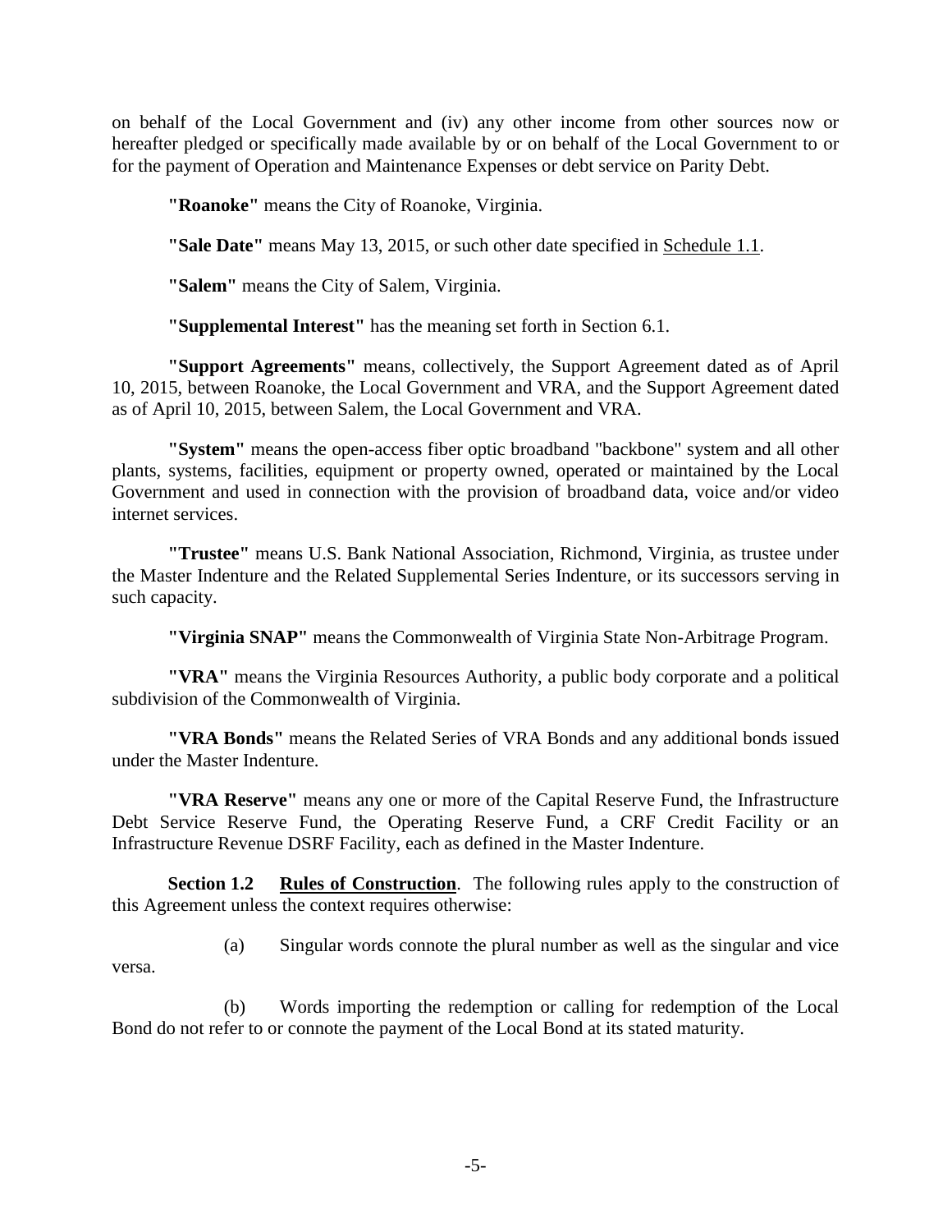on behalf of the Local Government and (iv) any other income from other sources now or hereafter pledged or specifically made available by or on behalf of the Local Government to or for the payment of Operation and Maintenance Expenses or debt service on Parity Debt.

**"Roanoke"** means the City of Roanoke, Virginia.

**"Sale Date"** means May 13, 2015, or such other date specified in Schedule 1.1.

**"Salem"** means the City of Salem, Virginia.

**"Supplemental Interest"** has the meaning set forth in Section 6.1.

**"Support Agreements"** means, collectively, the Support Agreement dated as of April 10, 2015, between Roanoke, the Local Government and VRA, and the Support Agreement dated as of April 10, 2015, between Salem, the Local Government and VRA.

**"System"** means the open-access fiber optic broadband "backbone" system and all other plants, systems, facilities, equipment or property owned, operated or maintained by the Local Government and used in connection with the provision of broadband data, voice and/or video internet services.

**"Trustee"** means U.S. Bank National Association, Richmond, Virginia, as trustee under the Master Indenture and the Related Supplemental Series Indenture, or its successors serving in such capacity.

**"Virginia SNAP"** means the Commonwealth of Virginia State Non-Arbitrage Program.

**"VRA"** means the Virginia Resources Authority, a public body corporate and a political subdivision of the Commonwealth of Virginia.

**"VRA Bonds"** means the Related Series of VRA Bonds and any additional bonds issued under the Master Indenture.

**"VRA Reserve"** means any one or more of the Capital Reserve Fund, the Infrastructure Debt Service Reserve Fund, the Operating Reserve Fund, a CRF Credit Facility or an Infrastructure Revenue DSRF Facility, each as defined in the Master Indenture.

**Section 1.2** **Rules of Construction**. The following rules apply to the construction of this Agreement unless the context requires otherwise:

(a) Singular words connote the plural number as well as the singular and vice versa.

(b) Words importing the redemption or calling for redemption of the Local Bond do not refer to or connote the payment of the Local Bond at its stated maturity.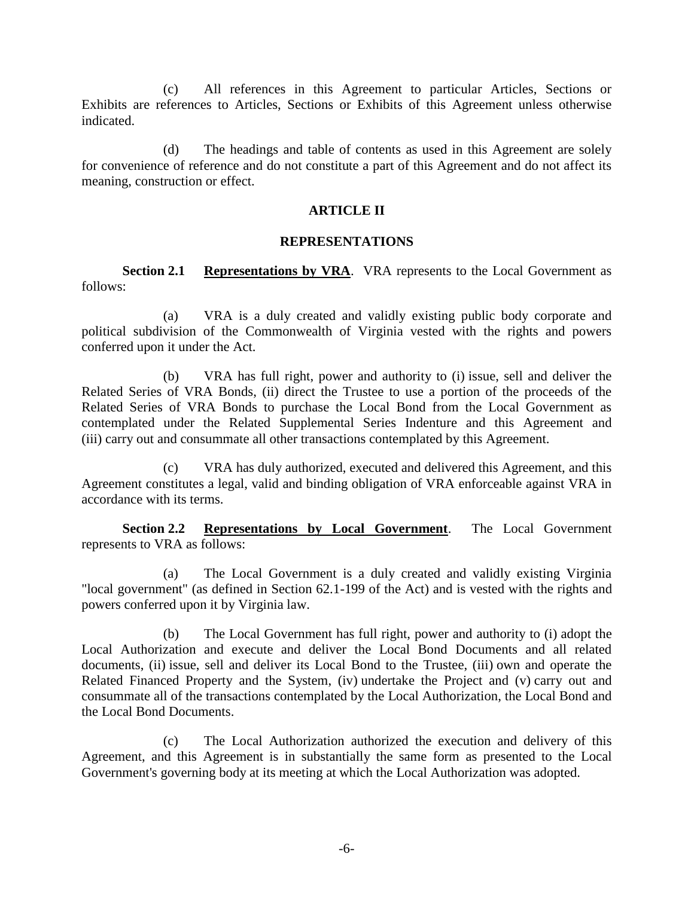(c) All references in this Agreement to particular Articles, Sections or Exhibits are references to Articles, Sections or Exhibits of this Agreement unless otherwise indicated.

(d) The headings and table of contents as used in this Agreement are solely for convenience of reference and do not constitute a part of this Agreement and do not affect its meaning, construction or effect.

## ARTICLE II

## REPRESENTATIONS

**Section 2.1** **Representations by VRA**. VRA represents to the Local Government as follows:

(a) VRA is a duly created and validly existing public body corporate and political subdivision of the Commonwealth of Virginia vested with the rights and powers conferred upon it under the Act.

(b) VRA has full right, power and authority to (i) issue, sell and deliver the Related Series of VRA Bonds, (ii) direct the Trustee to use a portion of the proceeds of the Related Series of VRA Bonds to purchase the Local Bond from the Local Government as contemplated under the Related Supplemental Series Indenture and this Agreement and (iii) carry out and consummate all other transactions contemplated by this Agreement.

(c) VRA has duly authorized, executed and delivered this Agreement, and this Agreement constitutes a legal, valid and binding obligation of VRA enforceable against VRA in accordance with its terms.

**Section 2.2** **Representations by Local Government**. The Local Government represents to VRA as follows:

(a) The Local Government is a duly created and validly existing Virginia "local government" (as defined in Section 62.1-199 of the Act) and is vested with the rights and powers conferred upon it by Virginia law.

(b) The Local Government has full right, power and authority to (i) adopt the Local Authorization and execute and deliver the Local Bond Documents and all related documents, (ii) issue, sell and deliver its Local Bond to the Trustee, (iii) own and operate the Related Financed Property and the System, (iv) undertake the Project and (v) carry out and consummate all of the transactions contemplated by the Local Authorization, the Local Bond and the Local Bond Documents.

(c) The Local Authorization authorized the execution and delivery of this Agreement, and this Agreement is in substantially the same form as presented to the Local Government's governing body at its meeting at which the Local Authorization was adopted.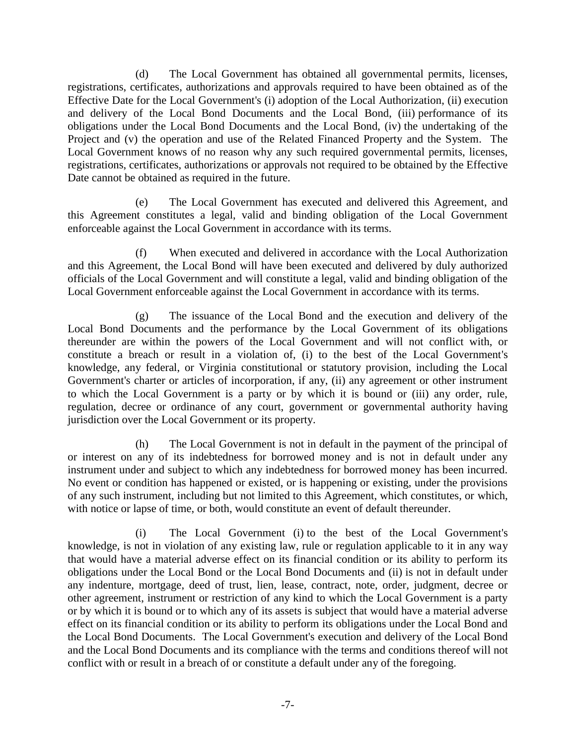(d) The Local Government has obtained all governmental permits, licenses, registrations, certificates, authorizations and approvals required to have been obtained as of the Effective Date for the Local Government's (i) adoption of the Local Authorization, (ii) execution and delivery of the Local Bond Documents and the Local Bond, (iii) performance of its obligations under the Local Bond Documents and the Local Bond, (iv) the undertaking of the Project and (v) the operation and use of the Related Financed Property and the System. The Local Government knows of no reason why any such required governmental permits, licenses, registrations, certificates, authorizations or approvals not required to be obtained by the Effective Date cannot be obtained as required in the future.

(e) The Local Government has executed and delivered this Agreement, and this Agreement constitutes a legal, valid and binding obligation of the Local Government enforceable against the Local Government in accordance with its terms.

(f) When executed and delivered in accordance with the Local Authorization and this Agreement, the Local Bond will have been executed and delivered by duly authorized officials of the Local Government and will constitute a legal, valid and binding obligation of the Local Government enforceable against the Local Government in accordance with its terms.

(g) The issuance of the Local Bond and the execution and delivery of the Local Bond Documents and the performance by the Local Government of its obligations thereunder are within the powers of the Local Government and will not conflict with, or constitute a breach or result in a violation of, (i) to the best of the Local Government's knowledge, any federal, or Virginia constitutional or statutory provision, including the Local Government's charter or articles of incorporation, if any, (ii) any agreement or other instrument to which the Local Government is a party or by which it is bound or (iii) any order, rule, regulation, decree or ordinance of any court, government or governmental authority having jurisdiction over the Local Government or its property.

(h) The Local Government is not in default in the payment of the principal of or interest on any of its indebtedness for borrowed money and is not in default under any instrument under and subject to which any indebtedness for borrowed money has been incurred. No event or condition has happened or existed, or is happening or existing, under the provisions of any such instrument, including but not limited to this Agreement, which constitutes, or which, with notice or lapse of time, or both, would constitute an event of default thereunder.

(i) The Local Government (i) to the best of the Local Government's knowledge, is not in violation of any existing law, rule or regulation applicable to it in any way that would have a material adverse effect on its financial condition or its ability to perform its obligations under the Local Bond or the Local Bond Documents and (ii) is not in default under any indenture, mortgage, deed of trust, lien, lease, contract, note, order, judgment, decree or other agreement, instrument or restriction of any kind to which the Local Government is a party or by which it is bound or to which any of its assets is subject that would have a material adverse effect on its financial condition or its ability to perform its obligations under the Local Bond and the Local Bond Documents. The Local Government's execution and delivery of the Local Bond and the Local Bond Documents and its compliance with the terms and conditions thereof will not conflict with or result in a breach of or constitute a default under any of the foregoing.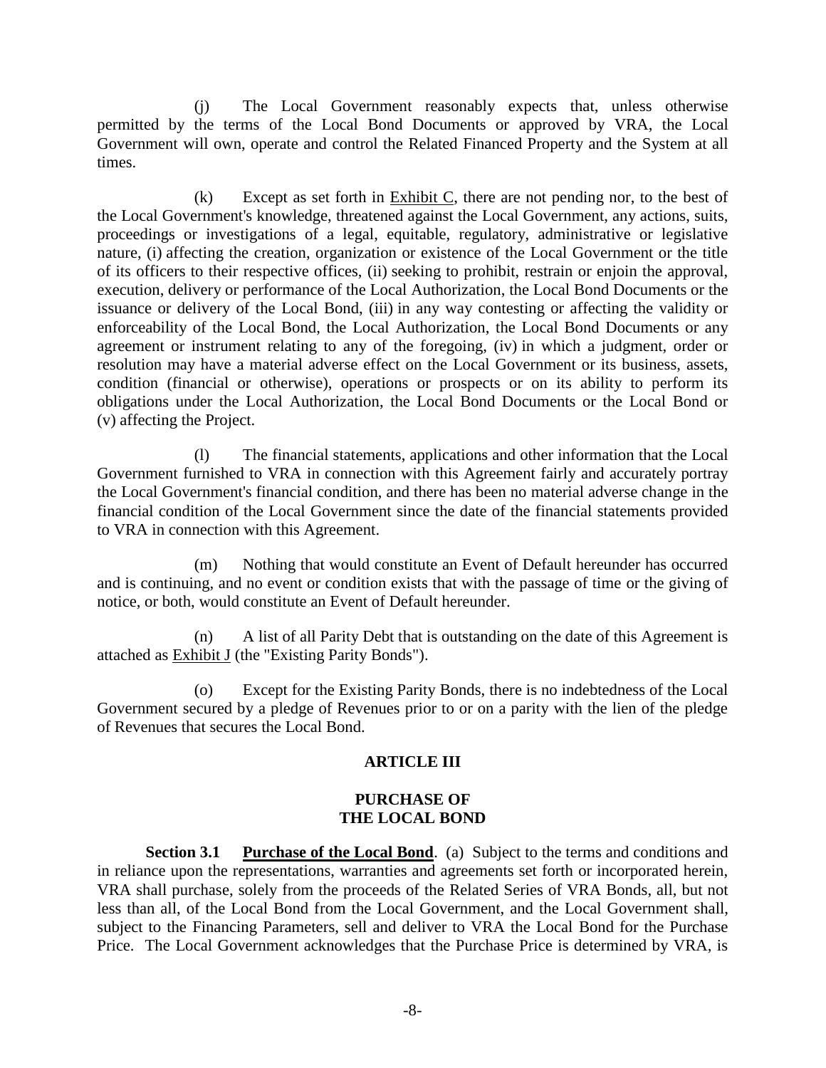(j) The Local Government reasonably expects that, unless otherwise permitted by the terms of the Local Bond Documents or approved by VRA, the Local Government will own, operate and control the Related Financed Property and the System at all times.

(k) Except as set forth in Exhibit C, there are not pending nor, to the best of the Local Government's knowledge, threatened against the Local Government, any actions, suits, proceedings or investigations of a legal, equitable, regulatory, administrative or legislative nature, (i) affecting the creation, organization or existence of the Local Government or the title of its officers to their respective offices, (ii) seeking to prohibit, restrain or enjoin the approval, execution, delivery or performance of the Local Authorization, the Local Bond Documents or the issuance or delivery of the Local Bond, (iii) in any way contesting or affecting the validity or enforceability of the Local Bond, the Local Authorization, the Local Bond Documents or any agreement or instrument relating to any of the foregoing, (iv) in which a judgment, order or resolution may have a material adverse effect on the Local Government or its business, assets, condition (financial or otherwise), operations or prospects or on its ability to perform its obligations under the Local Authorization, the Local Bond Documents or the Local Bond or (v) affecting the Project.

(l) The financial statements, applications and other information that the Local Government furnished to VRA in connection with this Agreement fairly and accurately portray the Local Government's financial condition, and there has been no material adverse change in the financial condition of the Local Government since the date of the financial statements provided to VRA in connection with this Agreement.

(m) Nothing that would constitute an Event of Default hereunder has occurred and is continuing, and no event or condition exists that with the passage of time or the giving of notice, or both, would constitute an Event of Default hereunder.

(n) A list of all Parity Debt that is outstanding on the date of this Agreement is attached as Exhibit J (the "Existing Parity Bonds").

(o) Except for the Existing Parity Bonds, there is no indebtedness of the Local Government secured by a pledge of Revenues prior to or on a parity with the lien of the pledge of Revenues that secures the Local Bond.

## ARTICLE III

## PURCHASE OF THE LOCAL BOND

**Section 3.1 Purchase of the Local Bond**. (a) Subject to the terms and conditions and in reliance upon the representations, warranties and agreements set forth or incorporated herein, VRA shall purchase, solely from the proceeds of the Related Series of VRA Bonds, all, but not less than all, of the Local Bond from the Local Government, and the Local Government shall, subject to the Financing Parameters, sell and deliver to VRA the Local Bond for the Purchase Price. The Local Government acknowledges that the Purchase Price is determined by VRA, is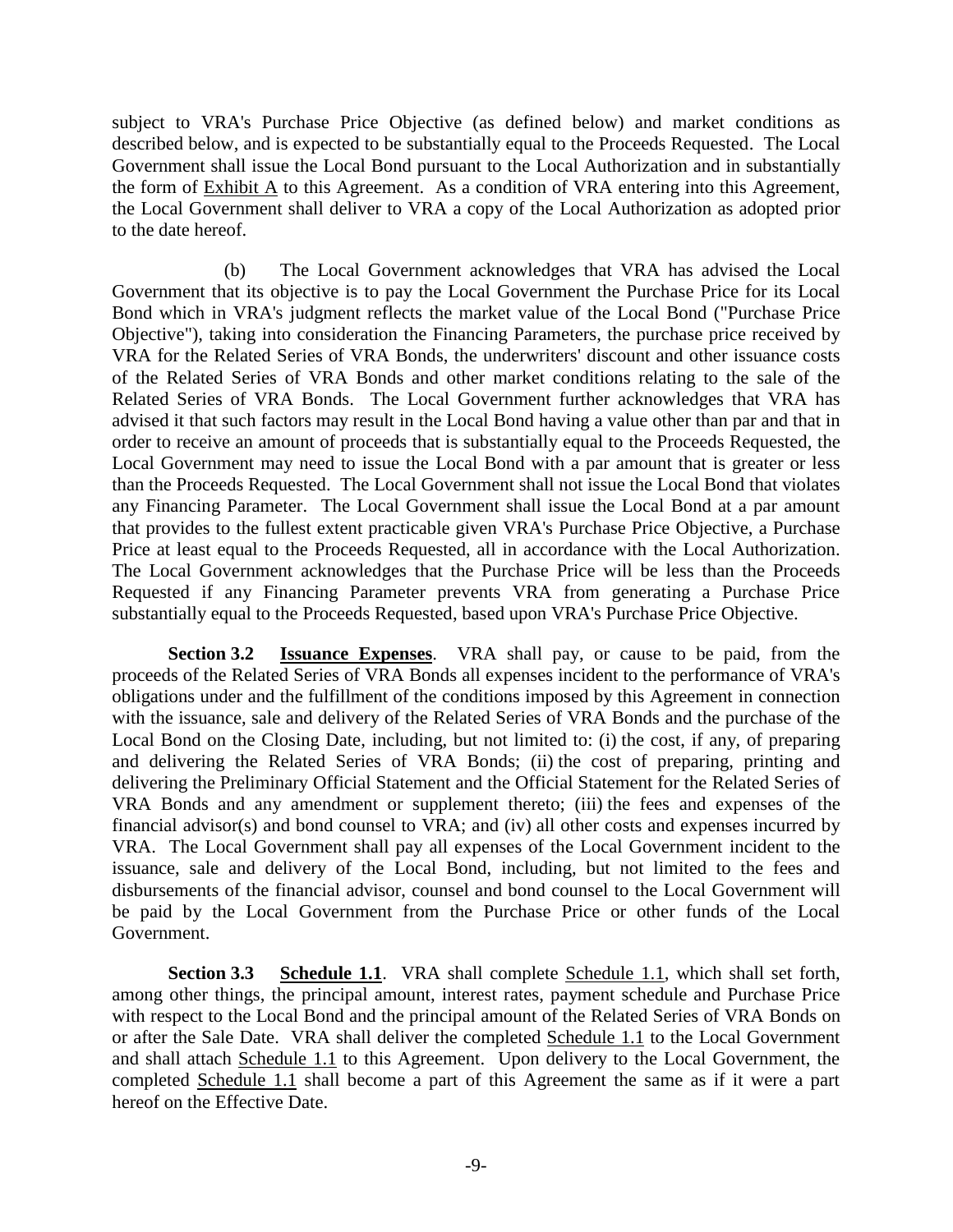subject to VRA's Purchase Price Objective (as defined below) and market conditions as described below, and is expected to be substantially equal to the Proceeds Requested. The Local Government shall issue the Local Bond pursuant to the Local Authorization and in substantially the form of Exhibit A to this Agreement. As a condition of VRA entering into this Agreement, the Local Government shall deliver to VRA a copy of the Local Authorization as adopted prior to the date hereof.

(b) The Local Government acknowledges that VRA has advised the Local Government that its objective is to pay the Local Government the Purchase Price for its Local Bond which in VRA's judgment reflects the market value of the Local Bond ("Purchase Price Objective"), taking into consideration the Financing Parameters, the purchase price received by VRA for the Related Series of VRA Bonds, the underwriters' discount and other issuance costs of the Related Series of VRA Bonds and other market conditions relating to the sale of the Related Series of VRA Bonds. The Local Government further acknowledges that VRA has advised it that such factors may result in the Local Bond having a value other than par and that in order to receive an amount of proceeds that is substantially equal to the Proceeds Requested, the Local Government may need to issue the Local Bond with a par amount that is greater or less than the Proceeds Requested. The Local Government shall not issue the Local Bond that violates any Financing Parameter. The Local Government shall issue the Local Bond at a par amount that provides to the fullest extent practicable given VRA's Purchase Price Objective, a Purchase Price at least equal to the Proceeds Requested, all in accordance with the Local Authorization. The Local Government acknowledges that the Purchase Price will be less than the Proceeds Requested if any Financing Parameter prevents VRA from generating a Purchase Price substantially equal to the Proceeds Requested, based upon VRA's Purchase Price Objective.

**Section 3.2 Issuance Expenses**. VRA shall pay, or cause to be paid, from the proceeds of the Related Series of VRA Bonds all expenses incident to the performance of VRA's obligations under and the fulfillment of the conditions imposed by this Agreement in connection with the issuance, sale and delivery of the Related Series of VRA Bonds and the purchase of the Local Bond on the Closing Date, including, but not limited to: (i) the cost, if any, of preparing and delivering the Related Series of VRA Bonds; (ii) the cost of preparing, printing and delivering the Preliminary Official Statement and the Official Statement for the Related Series of VRA Bonds and any amendment or supplement thereto; (iii) the fees and expenses of the financial advisor(s) and bond counsel to VRA; and (iv) all other costs and expenses incurred by VRA. The Local Government shall pay all expenses of the Local Government incident to the issuance, sale and delivery of the Local Bond, including, but not limited to the fees and disbursements of the financial advisor, counsel and bond counsel to the Local Government will be paid by the Local Government from the Purchase Price or other funds of the Local Government.

**Section 3.3 Schedule 1.1**. VRA shall complete Schedule 1.1, which shall set forth, among other things, the principal amount, interest rates, payment schedule and Purchase Price with respect to the Local Bond and the principal amount of the Related Series of VRA Bonds on or after the Sale Date. VRA shall deliver the completed Schedule 1.1 to the Local Government and shall attach Schedule 1.1 to this Agreement. Upon delivery to the Local Government, the completed Schedule 1.1 shall become a part of this Agreement the same as if it were a part hereof on the Effective Date.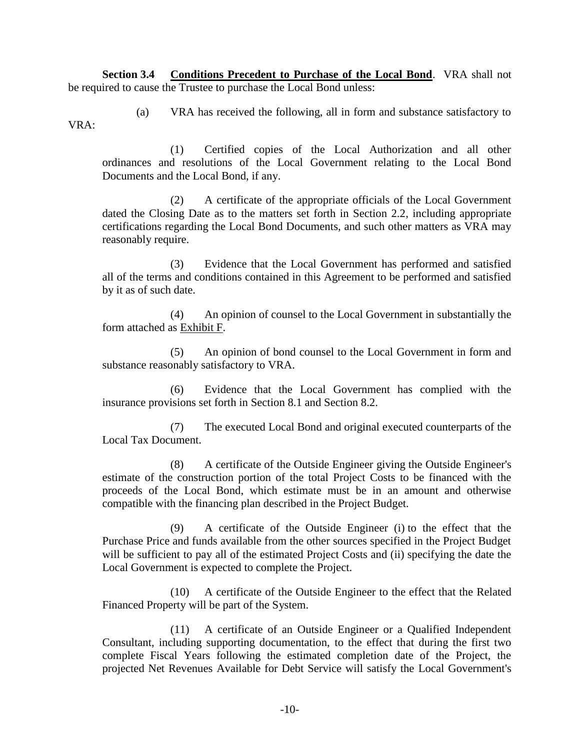**Section 3.4 Conditions Precedent to Purchase of the Local Bond**. VRA shall not be required to cause the Trustee to purchase the Local Bond unless:

(a) VRA has received the following, all in form and substance satisfactory to VRA:

(1) Certified copies of the Local Authorization and all other ordinances and resolutions of the Local Government relating to the Local Bond Documents and the Local Bond, if any.

(2) A certificate of the appropriate officials of the Local Government dated the Closing Date as to the matters set forth in Section 2.2, including appropriate certifications regarding the Local Bond Documents, and such other matters as VRA may reasonably require.

(3) Evidence that the Local Government has performed and satisfied all of the terms and conditions contained in this Agreement to be performed and satisfied by it as of such date.

(4) An opinion of counsel to the Local Government in substantially the form attached as Exhibit F.

(5) An opinion of bond counsel to the Local Government in form and substance reasonably satisfactory to VRA.

(6) Evidence that the Local Government has complied with the insurance provisions set forth in Section 8.1 and Section 8.2.

(7) The executed Local Bond and original executed counterparts of the Local Tax Document.

(8) A certificate of the Outside Engineer giving the Outside Engineer's estimate of the construction portion of the total Project Costs to be financed with the proceeds of the Local Bond, which estimate must be in an amount and otherwise compatible with the financing plan described in the Project Budget.

(9) A certificate of the Outside Engineer (i) to the effect that the Purchase Price and funds available from the other sources specified in the Project Budget will be sufficient to pay all of the estimated Project Costs and (ii) specifying the date the Local Government is expected to complete the Project.

(10) A certificate of the Outside Engineer to the effect that the Related Financed Property will be part of the System.

(11) A certificate of an Outside Engineer or a Qualified Independent Consultant, including supporting documentation, to the effect that during the first two complete Fiscal Years following the estimated completion date of the Project, the projected Net Revenues Available for Debt Service will satisfy the Local Government's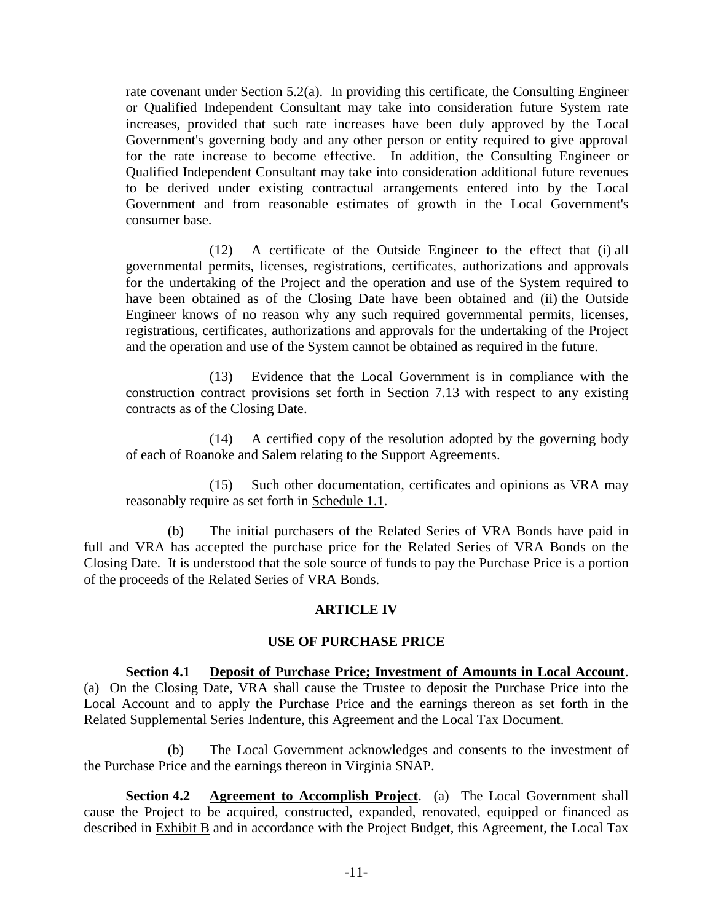rate covenant under Section 5.2(a). In providing this certificate, the Consulting Engineer or Qualified Independent Consultant may take into consideration future System rate increases, provided that such rate increases have been duly approved by the Local Government's governing body and any other person or entity required to give approval for the rate increase to become effective. In addition, the Consulting Engineer or Qualified Independent Consultant may take into consideration additional future revenues to be derived under existing contractual arrangements entered into by the Local Government and from reasonable estimates of growth in the Local Government's consumer base.

(12) A certificate of the Outside Engineer to the effect that (i) all governmental permits, licenses, registrations, certificates, authorizations and approvals for the undertaking of the Project and the operation and use of the System required to have been obtained as of the Closing Date have been obtained and (ii) the Outside Engineer knows of no reason why any such required governmental permits, licenses, registrations, certificates, authorizations and approvals for the undertaking of the Project and the operation and use of the System cannot be obtained as required in the future.

(13) Evidence that the Local Government is in compliance with the construction contract provisions set forth in Section 7.13 with respect to any existing contracts as of the Closing Date.

(14) A certified copy of the resolution adopted by the governing body of each of Roanoke and Salem relating to the Support Agreements.

(15) Such other documentation, certificates and opinions as VRA may reasonably require as set forth in Schedule 1.1.

(b) The initial purchasers of the Related Series of VRA Bonds have paid in full and VRA has accepted the purchase price for the Related Series of VRA Bonds on the Closing Date. It is understood that the sole source of funds to pay the Purchase Price is a portion of the proceeds of the Related Series of VRA Bonds.

## ARTICLE IV

## USE OF PURCHASE PRICE

**Section 4.1 Deposit of Purchase Price; Investment of Amounts in Local Account**. (a) On the Closing Date, VRA shall cause the Trustee to deposit the Purchase Price into the Local Account and to apply the Purchase Price and the earnings thereon as set forth in the Related Supplemental Series Indenture, this Agreement and the Local Tax Document.

(b) The Local Government acknowledges and consents to the investment of the Purchase Price and the earnings thereon in Virginia SNAP.

**Section 4.2 Agreement to Accomplish Project**. (a) The Local Government shall cause the Project to be acquired, constructed, expanded, renovated, equipped or financed as described in Exhibit B and in accordance with the Project Budget, this Agreement, the Local Tax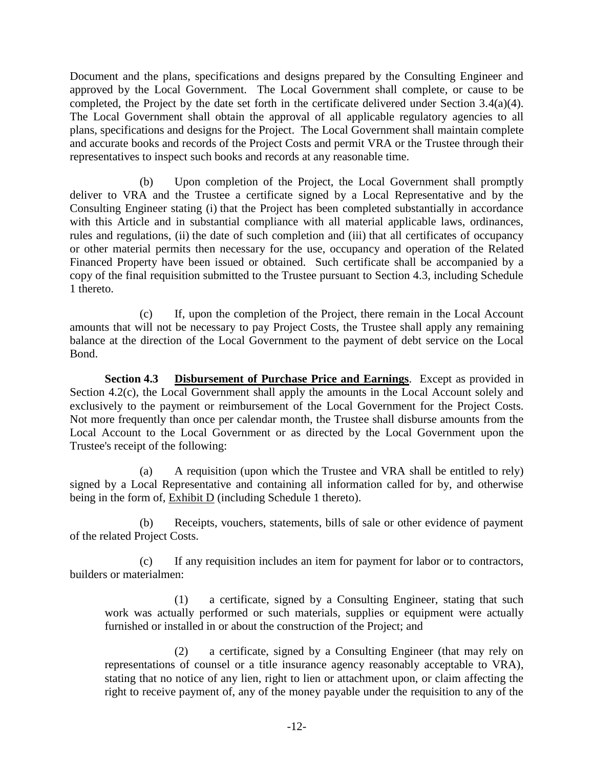Document and the plans, specifications and designs prepared by the Consulting Engineer and approved by the Local Government. The Local Government shall complete, or cause to be completed, the Project by the date set forth in the certificate delivered under Section 3.4(a)(4). The Local Government shall obtain the approval of all applicable regulatory agencies to all plans, specifications and designs for the Project. The Local Government shall maintain complete and accurate books and records of the Project Costs and permit VRA or the Trustee through their representatives to inspect such books and records at any reasonable time.

(b) Upon completion of the Project, the Local Government shall promptly deliver to VRA and the Trustee a certificate signed by a Local Representative and by the Consulting Engineer stating (i) that the Project has been completed substantially in accordance with this Article and in substantial compliance with all material applicable laws, ordinances, rules and regulations, (ii) the date of such completion and (iii) that all certificates of occupancy or other material permits then necessary for the use, occupancy and operation of the Related Financed Property have been issued or obtained. Such certificate shall be accompanied by a copy of the final requisition submitted to the Trustee pursuant to Section 4.3, including Schedule 1 thereto.

(c) If, upon the completion of the Project, there remain in the Local Account amounts that will not be necessary to pay Project Costs, the Trustee shall apply any remaining balance at the direction of the Local Government to the payment of debt service on the Local Bond.

**Section 4.3 Disbursement of Purchase Price and Earnings**. Except as provided in Section 4.2(c), the Local Government shall apply the amounts in the Local Account solely and exclusively to the payment or reimbursement of the Local Government for the Project Costs. Not more frequently than once per calendar month, the Trustee shall disburse amounts from the Local Account to the Local Government or as directed by the Local Government upon the Trustee's receipt of the following:

(a) A requisition (upon which the Trustee and VRA shall be entitled to rely) signed by a Local Representative and containing all information called for by, and otherwise being in the form of, Exhibit D (including Schedule 1 thereto).

(b) Receipts, vouchers, statements, bills of sale or other evidence of payment of the related Project Costs.

(c) If any requisition includes an item for payment for labor or to contractors, builders or materialmen:

(1) a certificate, signed by a Consulting Engineer, stating that such work was actually performed or such materials, supplies or equipment were actually furnished or installed in or about the construction of the Project; and

(2) a certificate, signed by a Consulting Engineer (that may rely on representations of counsel or a title insurance agency reasonably acceptable to VRA), stating that no notice of any lien, right to lien or attachment upon, or claim affecting the right to receive payment of, any of the money payable under the requisition to any of the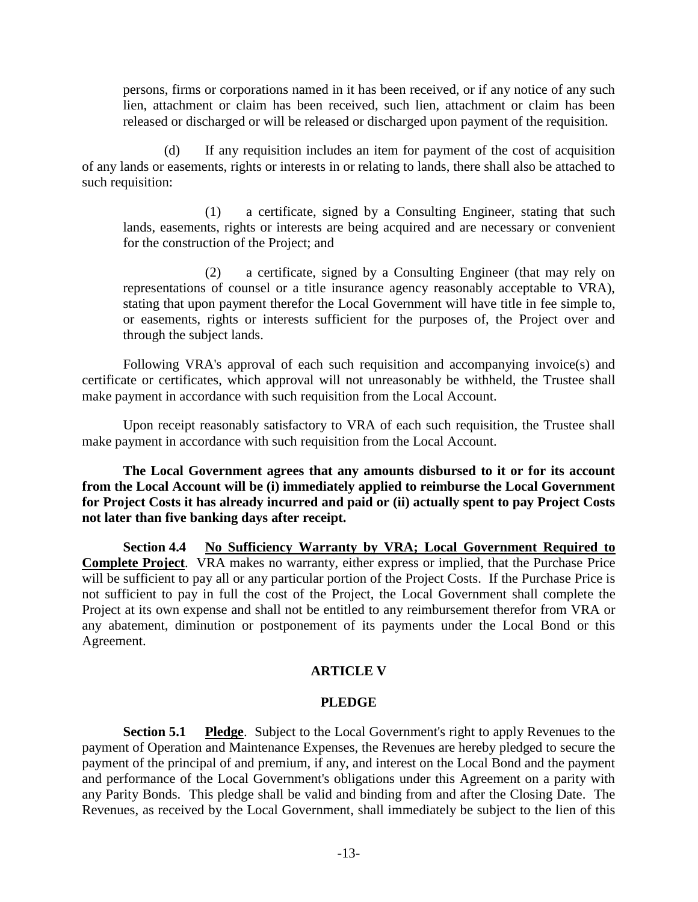persons, firms or corporations named in it has been received, or if any notice of any such lien, attachment or claim has been received, such lien, attachment or claim has been released or discharged or will be released or discharged upon payment of the requisition.

(d) If any requisition includes an item for payment of the cost of acquisition of any lands or easements, rights or interests in or relating to lands, there shall also be attached to such requisition:

(1) a certificate, signed by a Consulting Engineer, stating that such lands, easements, rights or interests are being acquired and are necessary or convenient for the construction of the Project; and

(2) a certificate, signed by a Consulting Engineer (that may rely on representations of counsel or a title insurance agency reasonably acceptable to VRA), stating that upon payment therefor the Local Government will have title in fee simple to, or easements, rights or interests sufficient for the purposes of, the Project over and through the subject lands.

Following VRA's approval of each such requisition and accompanying invoice(s) and certificate or certificates, which approval will not unreasonably be withheld, the Trustee shall make payment in accordance with such requisition from the Local Account.

Upon receipt reasonably satisfactory to VRA of each such requisition, the Trustee shall make payment in accordance with such requisition from the Local Account.

**The Local Government agrees that any amounts disbursed to it or for its account from the Local Account will be (i) immediately applied to reimburse the Local Government for Project Costs it has already incurred and paid or (ii) actually spent to pay Project Costs not later than five banking days after receipt.**

**Section 4.4 No Sufficiency Warranty by VRA; Local Government Required to Complete Project**. VRA makes no warranty, either express or implied, that the Purchase Price will be sufficient to pay all or any particular portion of the Project Costs. If the Purchase Price is not sufficient to pay in full the cost of the Project, the Local Government shall complete the Project at its own expense and shall not be entitled to any reimbursement therefor from VRA or any abatement, diminution or postponement of its payments under the Local Bond or this Agreement.

## ARTICLE V

## PLEDGE

**Section 5.1 Pledge**. Subject to the Local Government's right to apply Revenues to the payment of Operation and Maintenance Expenses, the Revenues are hereby pledged to secure the payment of the principal of and premium, if any, and interest on the Local Bond and the payment and performance of the Local Government's obligations under this Agreement on a parity with any Parity Bonds. This pledge shall be valid and binding from and after the Closing Date. The Revenues, as received by the Local Government, shall immediately be subject to the lien of this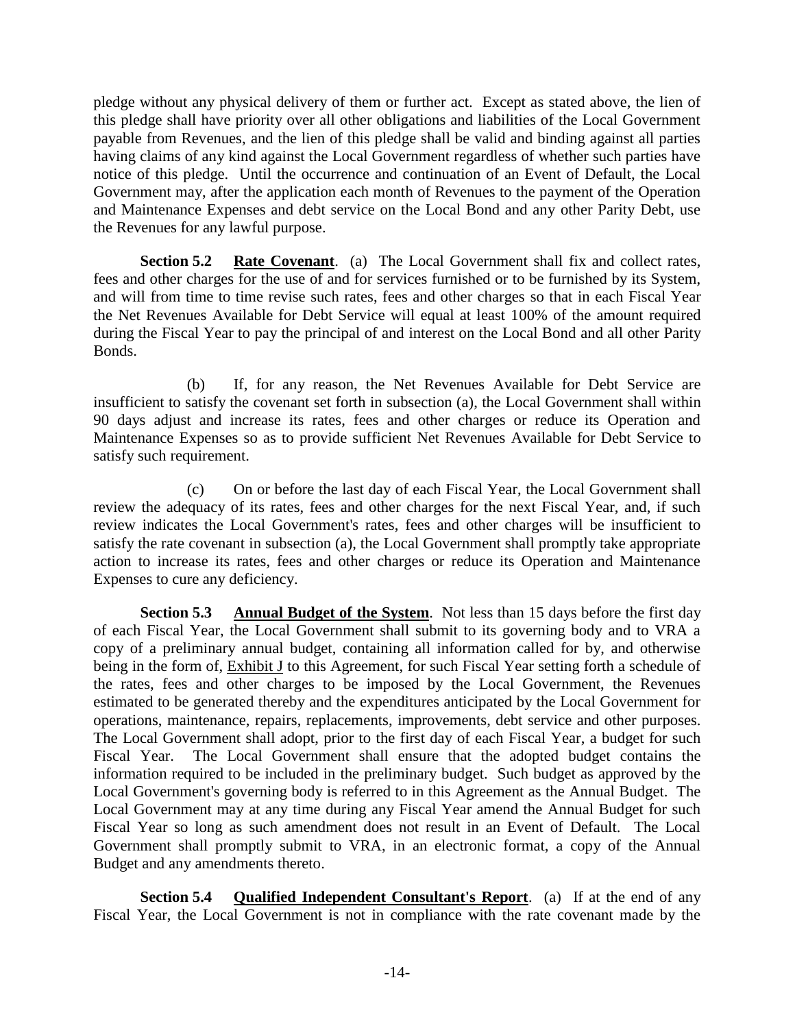pledge without any physical delivery of them or further act. Except as stated above, the lien of this pledge shall have priority over all other obligations and liabilities of the Local Government payable from Revenues, and the lien of this pledge shall be valid and binding against all parties having claims of any kind against the Local Government regardless of whether such parties have notice of this pledge. Until the occurrence and continuation of an Event of Default, the Local Government may, after the application each month of Revenues to the payment of the Operation and Maintenance Expenses and debt service on the Local Bond and any other Parity Debt, use the Revenues for any lawful purpose.

**Section 5.2 Rate Covenant**. (a) The Local Government shall fix and collect rates, fees and other charges for the use of and for services furnished or to be furnished by its System, and will from time to time revise such rates, fees and other charges so that in each Fiscal Year the Net Revenues Available for Debt Service will equal at least 100% of the amount required during the Fiscal Year to pay the principal of and interest on the Local Bond and all other Parity Bonds.

(b) If, for any reason, the Net Revenues Available for Debt Service are insufficient to satisfy the covenant set forth in subsection (a), the Local Government shall within 90 days adjust and increase its rates, fees and other charges or reduce its Operation and Maintenance Expenses so as to provide sufficient Net Revenues Available for Debt Service to satisfy such requirement.

(c) On or before the last day of each Fiscal Year, the Local Government shall review the adequacy of its rates, fees and other charges for the next Fiscal Year, and, if such review indicates the Local Government's rates, fees and other charges will be insufficient to satisfy the rate covenant in subsection (a), the Local Government shall promptly take appropriate action to increase its rates, fees and other charges or reduce its Operation and Maintenance Expenses to cure any deficiency.

**Section 5.3 Annual Budget of the System**. Not less than 15 days before the first day of each Fiscal Year, the Local Government shall submit to its governing body and to VRA a copy of a preliminary annual budget, containing all information called for by, and otherwise being in the form of, Exhibit J to this Agreement, for such Fiscal Year setting forth a schedule of the rates, fees and other charges to be imposed by the Local Government, the Revenues estimated to be generated thereby and the expenditures anticipated by the Local Government for operations, maintenance, repairs, replacements, improvements, debt service and other purposes. The Local Government shall adopt, prior to the first day of each Fiscal Year, a budget for such Fiscal Year. The Local Government shall ensure that the adopted budget contains the information required to be included in the preliminary budget. Such budget as approved by the Local Government's governing body is referred to in this Agreement as the Annual Budget. The Local Government may at any time during any Fiscal Year amend the Annual Budget for such Fiscal Year so long as such amendment does not result in an Event of Default. The Local Government shall promptly submit to VRA, in an electronic format, a copy of the Annual Budget and any amendments thereto.

**Section 5.4 Qualified Independent Consultant's Report**. (a) If at the end of any Fiscal Year, the Local Government is not in compliance with the rate covenant made by the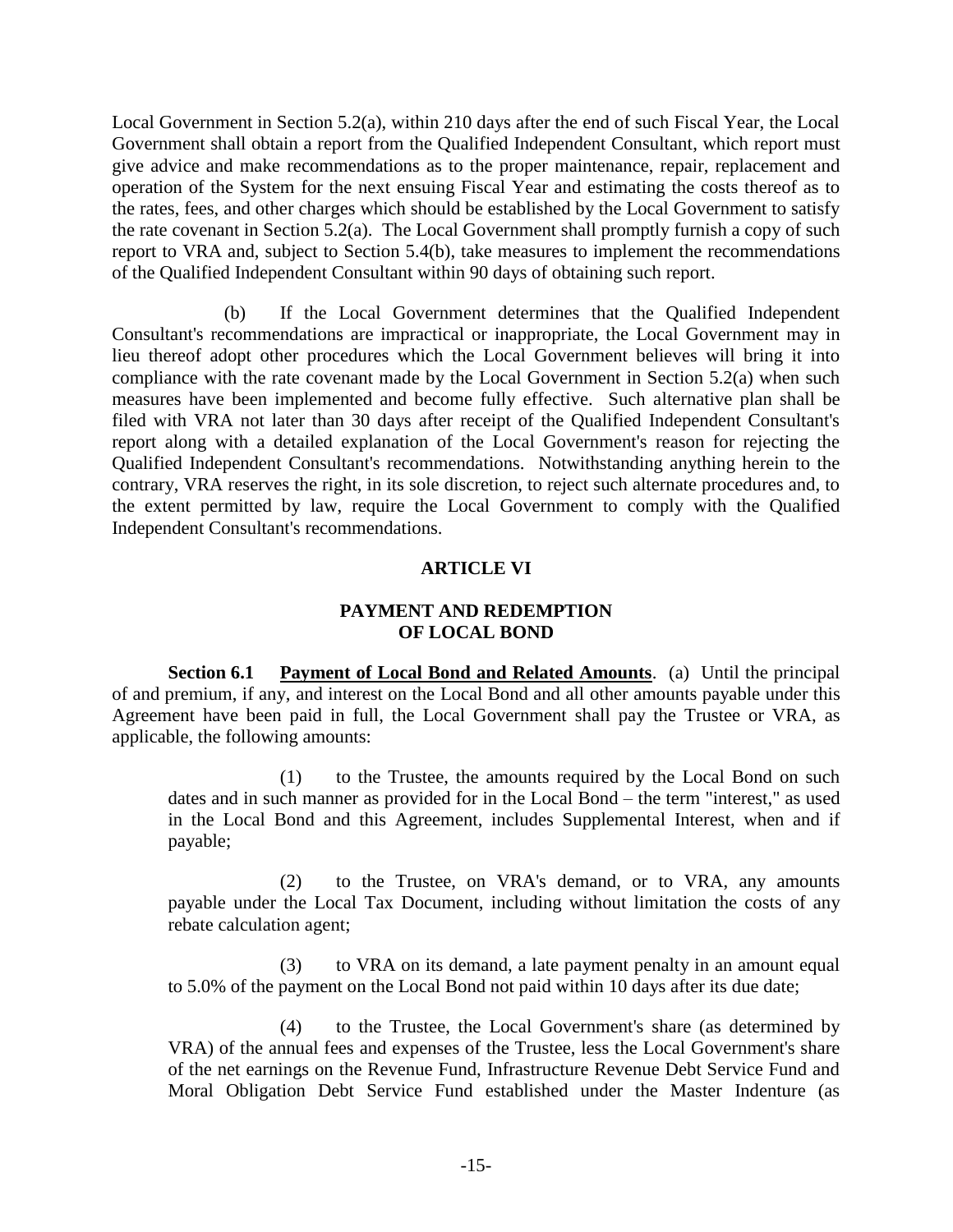Local Government in Section 5.2(a), within 210 days after the end of such Fiscal Year, the Local Government shall obtain a report from the Qualified Independent Consultant, which report must give advice and make recommendations as to the proper maintenance, repair, replacement and operation of the System for the next ensuing Fiscal Year and estimating the costs thereof as to the rates, fees, and other charges which should be established by the Local Government to satisfy the rate covenant in Section 5.2(a). The Local Government shall promptly furnish a copy of such report to VRA and, subject to Section 5.4(b), take measures to implement the recommendations of the Qualified Independent Consultant within 90 days of obtaining such report.

(b) If the Local Government determines that the Qualified Independent Consultant's recommendations are impractical or inappropriate, the Local Government may in lieu thereof adopt other procedures which the Local Government believes will bring it into compliance with the rate covenant made by the Local Government in Section 5.2(a) when such measures have been implemented and become fully effective. Such alternative plan shall be filed with VRA not later than 30 days after receipt of the Qualified Independent Consultant's report along with a detailed explanation of the Local Government's reason for rejecting the Qualified Independent Consultant's recommendations. Notwithstanding anything herein to the contrary, VRA reserves the right, in its sole discretion, to reject such alternate procedures and, to the extent permitted by law, require the Local Government to comply with the Qualified Independent Consultant's recommendations.

## ARTICLE VI

## PAYMENT AND REDEMPTION OF LOCAL BOND

**Section 6.1 Payment of Local Bond and Related Amounts**. (a) Until the principal of and premium, if any, and interest on the Local Bond and all other amounts payable under this Agreement have been paid in full, the Local Government shall pay the Trustee or VRA, as applicable, the following amounts:

(1) to the Trustee, the amounts required by the Local Bond on such dates and in such manner as provided for in the Local Bond – the term "interest," as used in the Local Bond and this Agreement, includes Supplemental Interest, when and if payable;

(2) to the Trustee, on VRA's demand, or to VRA, any amounts payable under the Local Tax Document, including without limitation the costs of any rebate calculation agent;

(3) to VRA on its demand, a late payment penalty in an amount equal to 5.0% of the payment on the Local Bond not paid within 10 days after its due date;

(4) to the Trustee, the Local Government's share (as determined by VRA) of the annual fees and expenses of the Trustee, less the Local Government's share of the net earnings on the Revenue Fund, Infrastructure Revenue Debt Service Fund and Moral Obligation Debt Service Fund established under the Master Indenture (as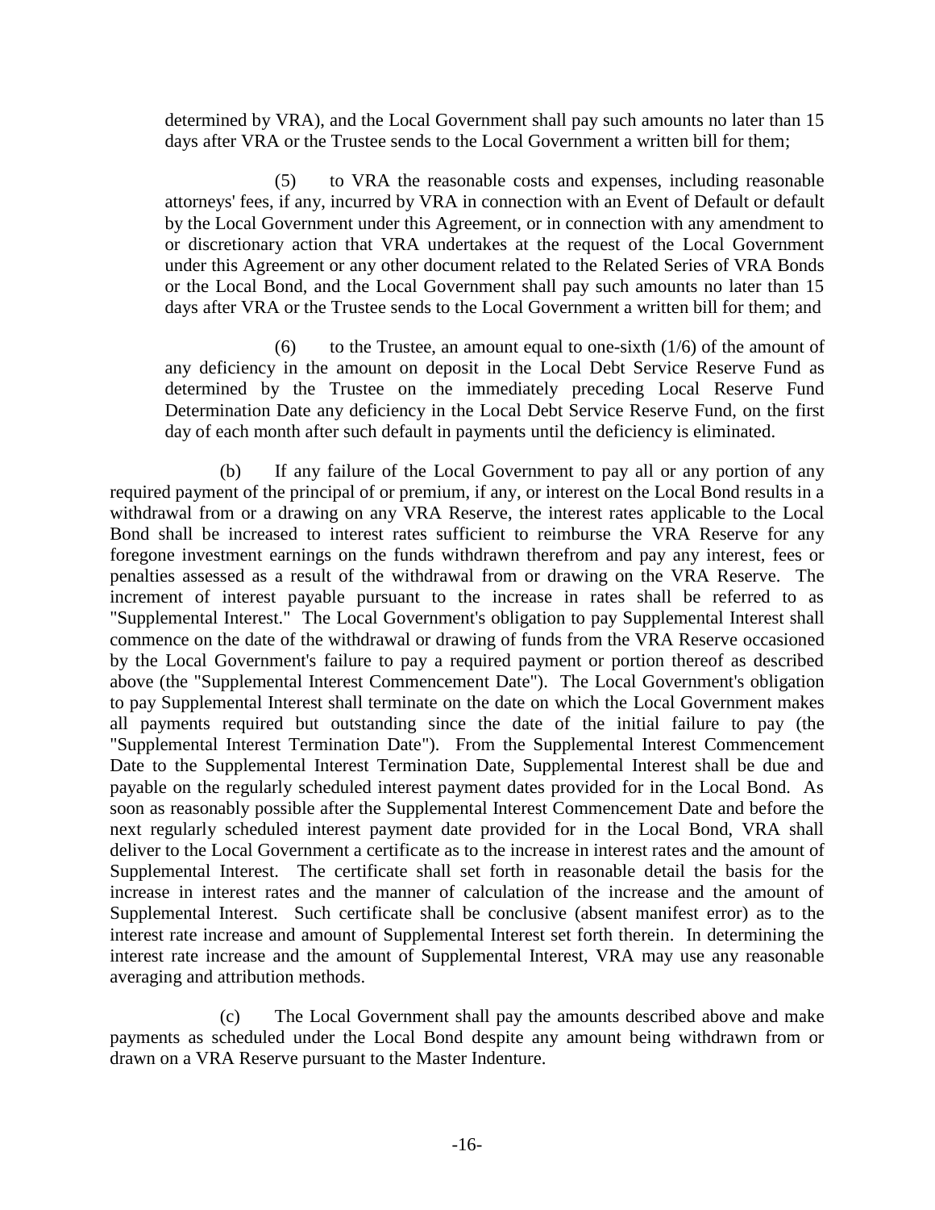determined by VRA), and the Local Government shall pay such amounts no later than 15 days after VRA or the Trustee sends to the Local Government a written bill for them;

(5) to VRA the reasonable costs and expenses, including reasonable attorneys' fees, if any, incurred by VRA in connection with an Event of Default or default by the Local Government under this Agreement, or in connection with any amendment to or discretionary action that VRA undertakes at the request of the Local Government under this Agreement or any other document related to the Related Series of VRA Bonds or the Local Bond, and the Local Government shall pay such amounts no later than 15 days after VRA or the Trustee sends to the Local Government a written bill for them; and

(6) to the Trustee, an amount equal to one-sixth (1/6) of the amount of any deficiency in the amount on deposit in the Local Debt Service Reserve Fund as determined by the Trustee on the immediately preceding Local Reserve Fund Determination Date any deficiency in the Local Debt Service Reserve Fund, on the first day of each month after such default in payments until the deficiency is eliminated.

(b) If any failure of the Local Government to pay all or any portion of any required payment of the principal of or premium, if any, or interest on the Local Bond results in a withdrawal from or a drawing on any VRA Reserve, the interest rates applicable to the Local Bond shall be increased to interest rates sufficient to reimburse the VRA Reserve for any foregone investment earnings on the funds withdrawn therefrom and pay any interest, fees or penalties assessed as a result of the withdrawal from or drawing on the VRA Reserve. The increment of interest payable pursuant to the increase in rates shall be referred to as "Supplemental Interest." The Local Government's obligation to pay Supplemental Interest shall commence on the date of the withdrawal or drawing of funds from the VRA Reserve occasioned by the Local Government's failure to pay a required payment or portion thereof as described above (the "Supplemental Interest Commencement Date"). The Local Government's obligation to pay Supplemental Interest shall terminate on the date on which the Local Government makes all payments required but outstanding since the date of the initial failure to pay (the "Supplemental Interest Termination Date"). From the Supplemental Interest Commencement Date to the Supplemental Interest Termination Date, Supplemental Interest shall be due and payable on the regularly scheduled interest payment dates provided for in the Local Bond. As soon as reasonably possible after the Supplemental Interest Commencement Date and before the next regularly scheduled interest payment date provided for in the Local Bond, VRA shall deliver to the Local Government a certificate as to the increase in interest rates and the amount of Supplemental Interest. The certificate shall set forth in reasonable detail the basis for the increase in interest rates and the manner of calculation of the increase and the amount of Supplemental Interest. Such certificate shall be conclusive (absent manifest error) as to the interest rate increase and amount of Supplemental Interest set forth therein. In determining the interest rate increase and the amount of Supplemental Interest, VRA may use any reasonable averaging and attribution methods.

(c) The Local Government shall pay the amounts described above and make payments as scheduled under the Local Bond despite any amount being withdrawn from or drawn on a VRA Reserve pursuant to the Master Indenture.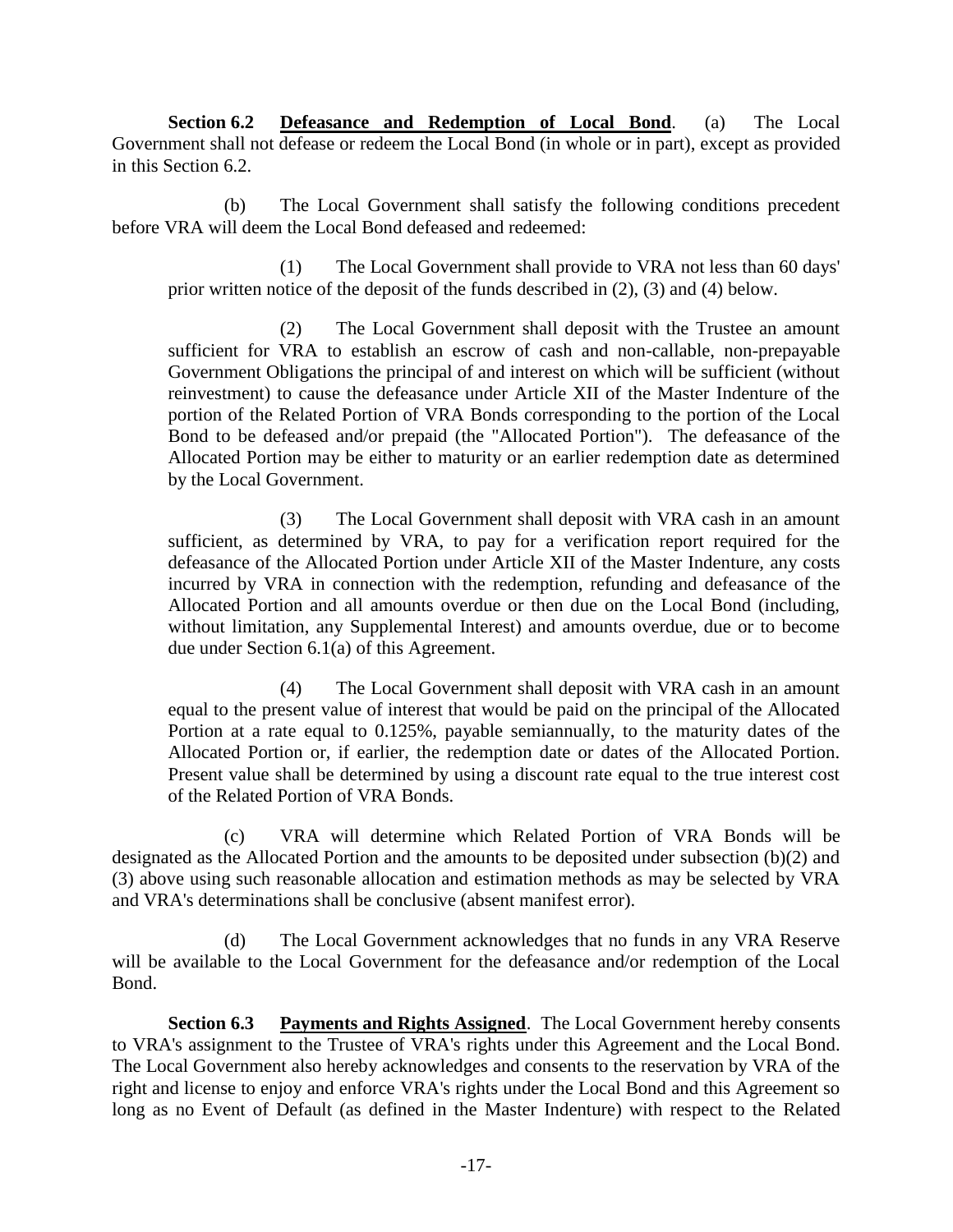**Section 6.2 Defeasance and Redemption of Local Bond**. (a) The Local Government shall not defease or redeem the Local Bond (in whole or in part), except as provided in this Section 6.2.

(b) The Local Government shall satisfy the following conditions precedent before VRA will deem the Local Bond defeased and redeemed:

(1) The Local Government shall provide to VRA not less than 60 days' prior written notice of the deposit of the funds described in (2), (3) and (4) below.

(2) The Local Government shall deposit with the Trustee an amount sufficient for VRA to establish an escrow of cash and non-callable, non-prepayable Government Obligations the principal of and interest on which will be sufficient (without reinvestment) to cause the defeasance under Article XII of the Master Indenture of the portion of the Related Portion of VRA Bonds corresponding to the portion of the Local Bond to be defeased and/or prepaid (the "Allocated Portion"). The defeasance of the Allocated Portion may be either to maturity or an earlier redemption date as determined by the Local Government.

(3) The Local Government shall deposit with VRA cash in an amount sufficient, as determined by VRA, to pay for a verification report required for the defeasance of the Allocated Portion under Article XII of the Master Indenture, any costs incurred by VRA in connection with the redemption, refunding and defeasance of the Allocated Portion and all amounts overdue or then due on the Local Bond (including, without limitation, any Supplemental Interest) and amounts overdue, due or to become due under Section 6.1(a) of this Agreement.

(4) The Local Government shall deposit with VRA cash in an amount equal to the present value of interest that would be paid on the principal of the Allocated Portion at a rate equal to 0.125%, payable semiannually, to the maturity dates of the Allocated Portion or, if earlier, the redemption date or dates of the Allocated Portion. Present value shall be determined by using a discount rate equal to the true interest cost of the Related Portion of VRA Bonds.

(c) VRA will determine which Related Portion of VRA Bonds will be designated as the Allocated Portion and the amounts to be deposited under subsection (b)(2) and (3) above using such reasonable allocation and estimation methods as may be selected by VRA and VRA's determinations shall be conclusive (absent manifest error).

(d) The Local Government acknowledges that no funds in any VRA Reserve will be available to the Local Government for the defeasance and/or redemption of the Local Bond.

**Section 6.3 Payments and Rights Assigned**. The Local Government hereby consents to VRA's assignment to the Trustee of VRA's rights under this Agreement and the Local Bond. The Local Government also hereby acknowledges and consents to the reservation by VRA of the right and license to enjoy and enforce VRA's rights under the Local Bond and this Agreement so long as no Event of Default (as defined in the Master Indenture) with respect to the Related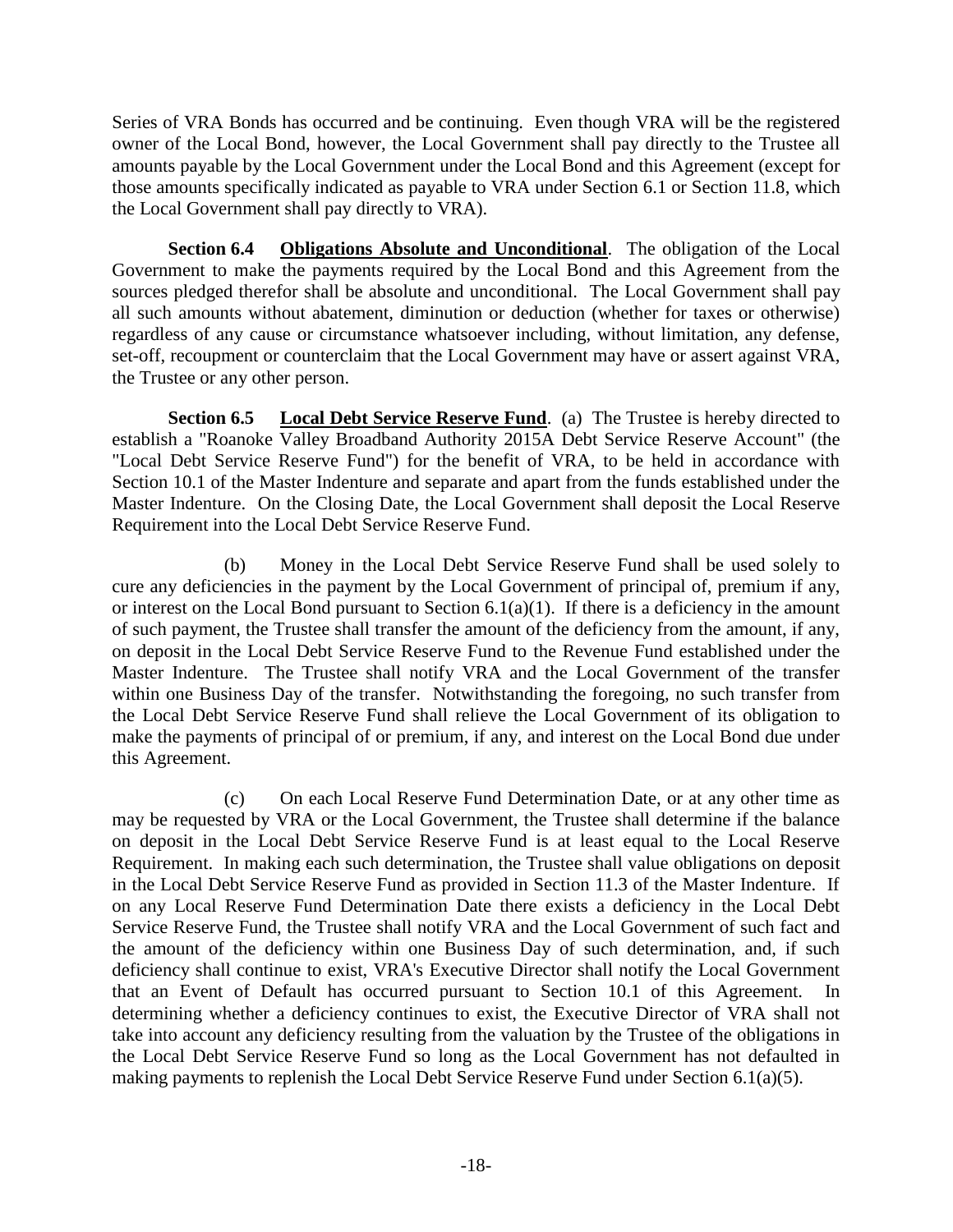Series of VRA Bonds has occurred and be continuing. Even though VRA will be the registered owner of the Local Bond, however, the Local Government shall pay directly to the Trustee all amounts payable by the Local Government under the Local Bond and this Agreement (except for those amounts specifically indicated as payable to VRA under Section 6.1 or Section 11.8, which the Local Government shall pay directly to VRA).

**Section 6.4 Obligations Absolute and Unconditional**. The obligation of the Local Government to make the payments required by the Local Bond and this Agreement from the sources pledged therefor shall be absolute and unconditional. The Local Government shall pay all such amounts without abatement, diminution or deduction (whether for taxes or otherwise) regardless of any cause or circumstance whatsoever including, without limitation, any defense, set-off, recoupment or counterclaim that the Local Government may have or assert against VRA, the Trustee or any other person.

**Section 6.5 Local Debt Service Reserve Fund**. (a) The Trustee is hereby directed to establish a "Roanoke Valley Broadband Authority 2015A Debt Service Reserve Account" (the "Local Debt Service Reserve Fund") for the benefit of VRA, to be held in accordance with Section 10.1 of the Master Indenture and separate and apart from the funds established under the Master Indenture. On the Closing Date, the Local Government shall deposit the Local Reserve Requirement into the Local Debt Service Reserve Fund.

(b) Money in the Local Debt Service Reserve Fund shall be used solely to cure any deficiencies in the payment by the Local Government of principal of, premium if any, or interest on the Local Bond pursuant to Section 6.1(a)(1). If there is a deficiency in the amount of such payment, the Trustee shall transfer the amount of the deficiency from the amount, if any, on deposit in the Local Debt Service Reserve Fund to the Revenue Fund established under the Master Indenture. The Trustee shall notify VRA and the Local Government of the transfer within one Business Day of the transfer. Notwithstanding the foregoing, no such transfer from the Local Debt Service Reserve Fund shall relieve the Local Government of its obligation to make the payments of principal of or premium, if any, and interest on the Local Bond due under this Agreement.

(c) On each Local Reserve Fund Determination Date, or at any other time as may be requested by VRA or the Local Government, the Trustee shall determine if the balance on deposit in the Local Debt Service Reserve Fund is at least equal to the Local Reserve Requirement. In making each such determination, the Trustee shall value obligations on deposit in the Local Debt Service Reserve Fund as provided in Section 11.3 of the Master Indenture. If on any Local Reserve Fund Determination Date there exists a deficiency in the Local Debt Service Reserve Fund, the Trustee shall notify VRA and the Local Government of such fact and the amount of the deficiency within one Business Day of such determination, and, if such deficiency shall continue to exist, VRA's Executive Director shall notify the Local Government that an Event of Default has occurred pursuant to Section 10.1 of this Agreement. In determining whether a deficiency continues to exist, the Executive Director of VRA shall not take into account any deficiency resulting from the valuation by the Trustee of the obligations in the Local Debt Service Reserve Fund so long as the Local Government has not defaulted in making payments to replenish the Local Debt Service Reserve Fund under Section 6.1(a)(5).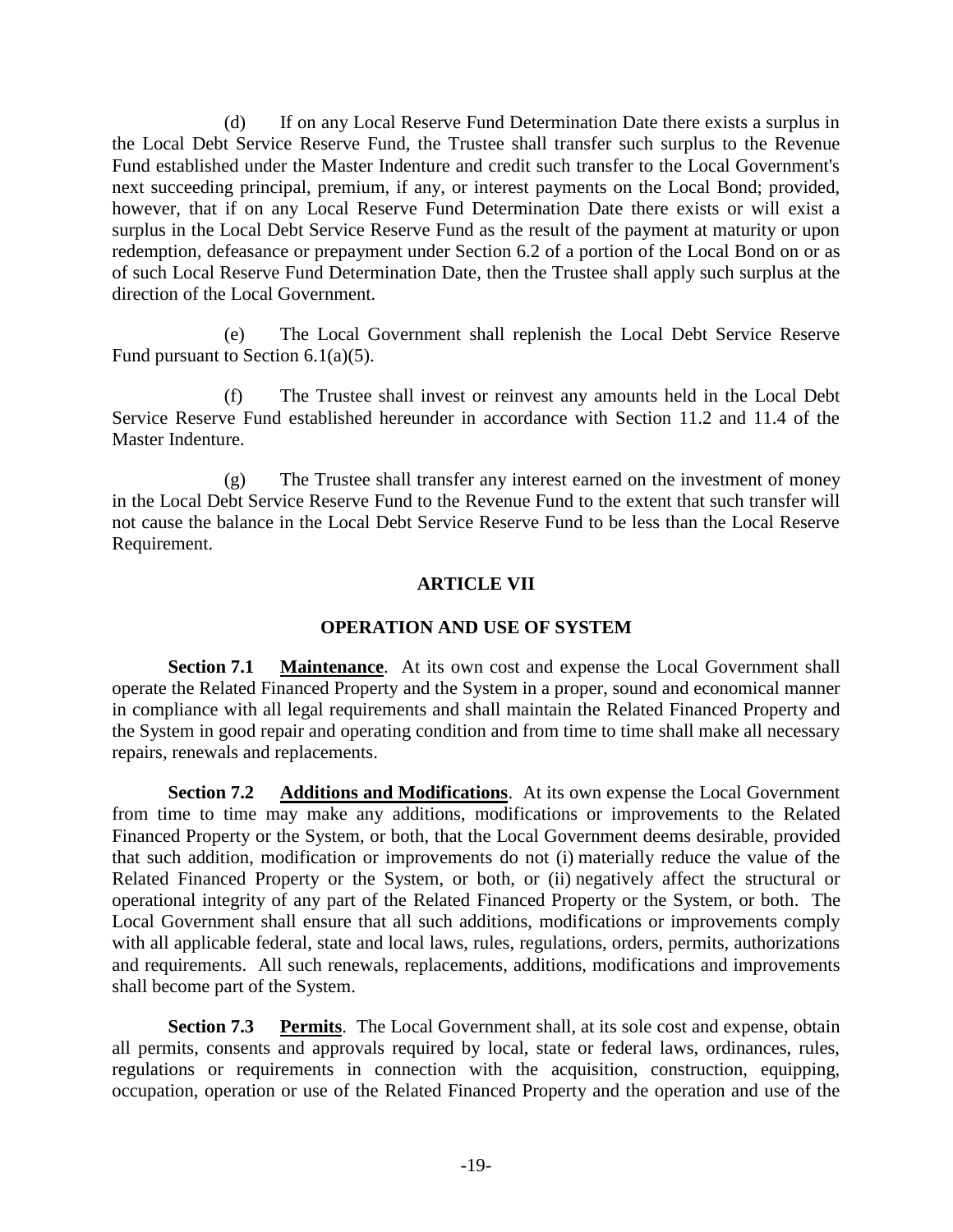(d) If on any Local Reserve Fund Determination Date there exists a surplus in the Local Debt Service Reserve Fund, the Trustee shall transfer such surplus to the Revenue Fund established under the Master Indenture and credit such transfer to the Local Government's next succeeding principal, premium, if any, or interest payments on the Local Bond; provided, however, that if on any Local Reserve Fund Determination Date there exists or will exist a surplus in the Local Debt Service Reserve Fund as the result of the payment at maturity or upon redemption, defeasance or prepayment under Section 6.2 of a portion of the Local Bond on or as of such Local Reserve Fund Determination Date, then the Trustee shall apply such surplus at the direction of the Local Government.

(e) The Local Government shall replenish the Local Debt Service Reserve Fund pursuant to Section 6.1(a)(5).

(f) The Trustee shall invest or reinvest any amounts held in the Local Debt Service Reserve Fund established hereunder in accordance with Section 11.2 and 11.4 of the Master Indenture.

(g) The Trustee shall transfer any interest earned on the investment of money in the Local Debt Service Reserve Fund to the Revenue Fund to the extent that such transfer will not cause the balance in the Local Debt Service Reserve Fund to be less than the Local Reserve Requirement.

## ARTICLE VII

## OPERATION AND USE OF SYSTEM

**Section 7.1 Maintenance**. At its own cost and expense the Local Government shall operate the Related Financed Property and the System in a proper, sound and economical manner in compliance with all legal requirements and shall maintain the Related Financed Property and the System in good repair and operating condition and from time to time shall make all necessary repairs, renewals and replacements.

**Section 7.2 Additions and Modifications**. At its own expense the Local Government from time to time may make any additions, modifications or improvements to the Related Financed Property or the System, or both, that the Local Government deems desirable, provided that such addition, modification or improvements do not (i) materially reduce the value of the Related Financed Property or the System, or both, or (ii) negatively affect the structural or operational integrity of any part of the Related Financed Property or the System, or both. The Local Government shall ensure that all such additions, modifications or improvements comply with all applicable federal, state and local laws, rules, regulations, orders, permits, authorizations and requirements. All such renewals, replacements, additions, modifications and improvements shall become part of the System.

**Section 7.3 Permits**. The Local Government shall, at its sole cost and expense, obtain all permits, consents and approvals required by local, state or federal laws, ordinances, rules, regulations or requirements in connection with the acquisition, construction, equipping, occupation, operation or use of the Related Financed Property and the operation and use of the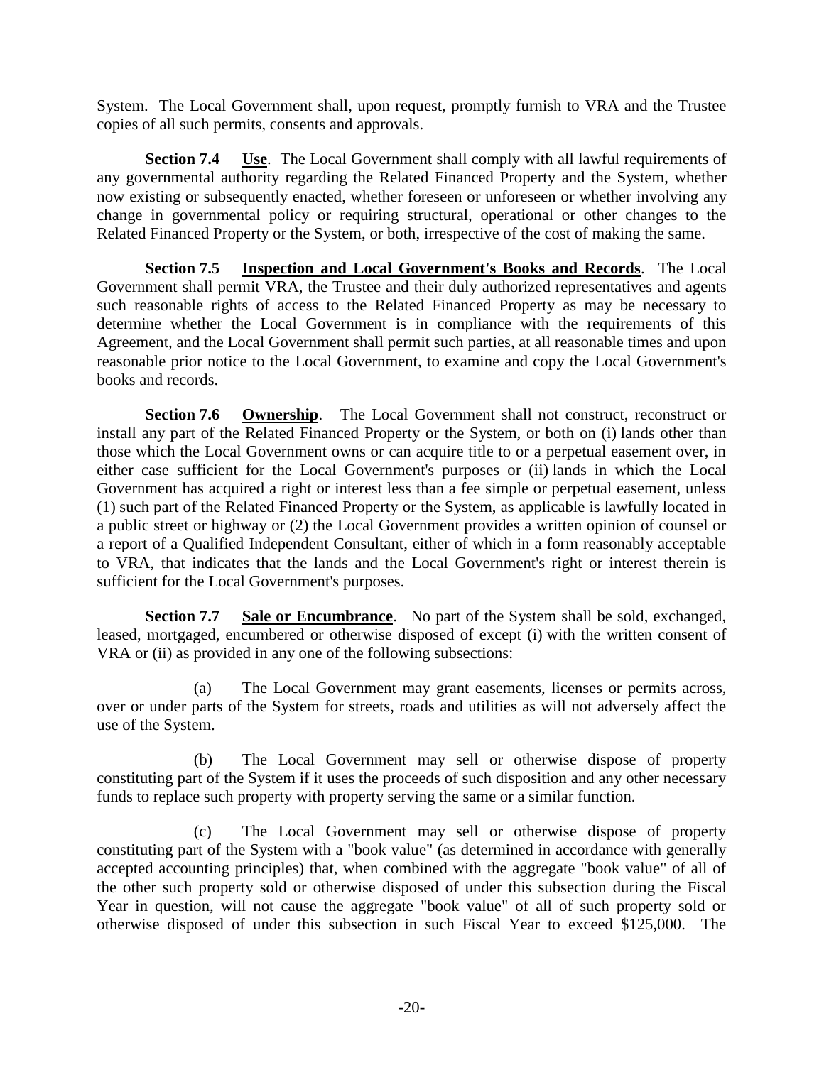System. The Local Government shall, upon request, promptly furnish to VRA and the Trustee copies of all such permits, consents and approvals.

**Section 7.4 Use**. The Local Government shall comply with all lawful requirements of any governmental authority regarding the Related Financed Property and the System, whether now existing or subsequently enacted, whether foreseen or unforeseen or whether involving any change in governmental policy or requiring structural, operational or other changes to the Related Financed Property or the System, or both, irrespective of the cost of making the same.

**Section 7.5 Inspection and Local Government's Books and Records**. The Local Government shall permit VRA, the Trustee and their duly authorized representatives and agents such reasonable rights of access to the Related Financed Property as may be necessary to determine whether the Local Government is in compliance with the requirements of this Agreement, and the Local Government shall permit such parties, at all reasonable times and upon reasonable prior notice to the Local Government, to examine and copy the Local Government's books and records.

**Section 7.6 Ownership**. The Local Government shall not construct, reconstruct or install any part of the Related Financed Property or the System, or both on (i) lands other than those which the Local Government owns or can acquire title to or a perpetual easement over, in either case sufficient for the Local Government's purposes or (ii) lands in which the Local Government has acquired a right or interest less than a fee simple or perpetual easement, unless (1) such part of the Related Financed Property or the System, as applicable is lawfully located in a public street or highway or (2) the Local Government provides a written opinion of counsel or a report of a Qualified Independent Consultant, either of which in a form reasonably acceptable to VRA, that indicates that the lands and the Local Government's right or interest therein is sufficient for the Local Government's purposes.

**Section 7.7 Sale or Encumbrance**. No part of the System shall be sold, exchanged, leased, mortgaged, encumbered or otherwise disposed of except (i) with the written consent of VRA or (ii) as provided in any one of the following subsections:

(a) The Local Government may grant easements, licenses or permits across, over or under parts of the System for streets, roads and utilities as will not adversely affect the use of the System.

(b) The Local Government may sell or otherwise dispose of property constituting part of the System if it uses the proceeds of such disposition and any other necessary funds to replace such property with property serving the same or a similar function.

(c) The Local Government may sell or otherwise dispose of property constituting part of the System with a "book value" (as determined in accordance with generally accepted accounting principles) that, when combined with the aggregate "book value" of all of the other such property sold or otherwise disposed of under this subsection during the Fiscal Year in question, will not cause the aggregate "book value" of all of such property sold or otherwise disposed of under this subsection in such Fiscal Year to exceed $125,000. The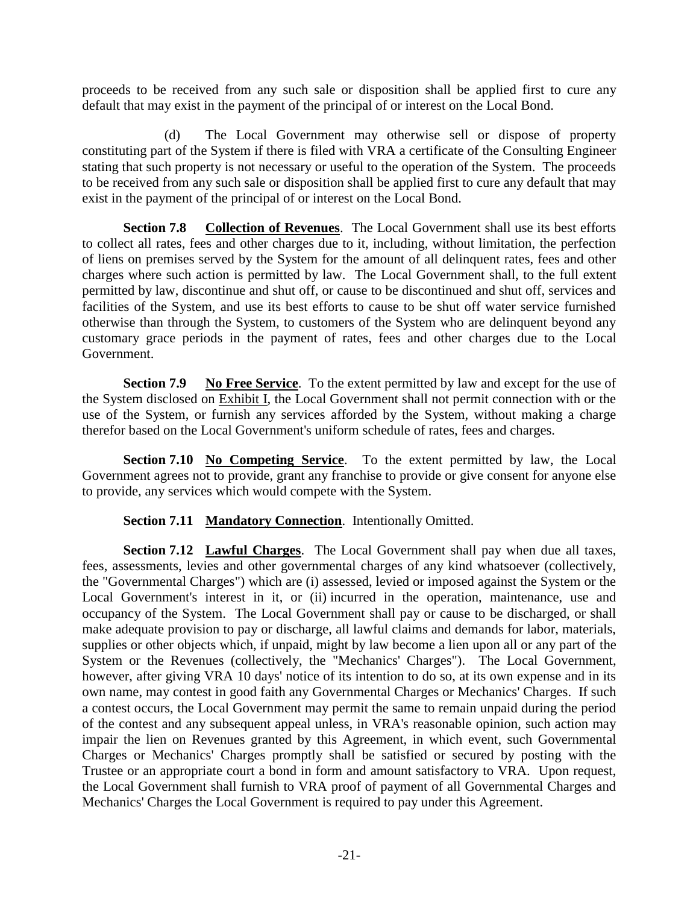proceeds to be received from any such sale or disposition shall be applied first to cure any default that may exist in the payment of the principal of or interest on the Local Bond.

(d) The Local Government may otherwise sell or dispose of property constituting part of the System if there is filed with VRA a certificate of the Consulting Engineer stating that such property is not necessary or useful to the operation of the System. The proceeds to be received from any such sale or disposition shall be applied first to cure any default that may exist in the payment of the principal of or interest on the Local Bond.

**Section 7.8 Collection of Revenues**. The Local Government shall use its best efforts to collect all rates, fees and other charges due to it, including, without limitation, the perfection of liens on premises served by the System for the amount of all delinquent rates, fees and other charges where such action is permitted by law. The Local Government shall, to the full extent permitted by law, discontinue and shut off, or cause to be discontinued and shut off, services and facilities of the System, and use its best efforts to cause to be shut off water service furnished otherwise than through the System, to customers of the System who are delinquent beyond any customary grace periods in the payment of rates, fees and other charges due to the Local Government.

**Section 7.9 No Free Service**. To the extent permitted by law and except for the use of the System disclosed on Exhibit I, the Local Government shall not permit connection with or the use of the System, or furnish any services afforded by the System, without making a charge therefor based on the Local Government's uniform schedule of rates, fees and charges.

**Section 7.10 No Competing Service**. To the extent permitted by law, the Local Government agrees not to provide, grant any franchise to provide or give consent for anyone else to provide, any services which would compete with the System.

**Section 7.11 Mandatory Connection**. Intentionally Omitted.

**Section 7.12 Lawful Charges**. The Local Government shall pay when due all taxes, fees, assessments, levies and other governmental charges of any kind whatsoever (collectively, the "Governmental Charges") which are (i) assessed, levied or imposed against the System or the Local Government's interest in it, or (ii) incurred in the operation, maintenance, use and occupancy of the System. The Local Government shall pay or cause to be discharged, or shall make adequate provision to pay or discharge, all lawful claims and demands for labor, materials, supplies or other objects which, if unpaid, might by law become a lien upon all or any part of the System or the Revenues (collectively, the "Mechanics' Charges"). The Local Government, however, after giving VRA 10 days' notice of its intention to do so, at its own expense and in its own name, may contest in good faith any Governmental Charges or Mechanics' Charges. If such a contest occurs, the Local Government may permit the same to remain unpaid during the period of the contest and any subsequent appeal unless, in VRA's reasonable opinion, such action may impair the lien on Revenues granted by this Agreement, in which event, such Governmental Charges or Mechanics' Charges promptly shall be satisfied or secured by posting with the Trustee or an appropriate court a bond in form and amount satisfactory to VRA. Upon request, the Local Government shall furnish to VRA proof of payment of all Governmental Charges and Mechanics' Charges the Local Government is required to pay under this Agreement.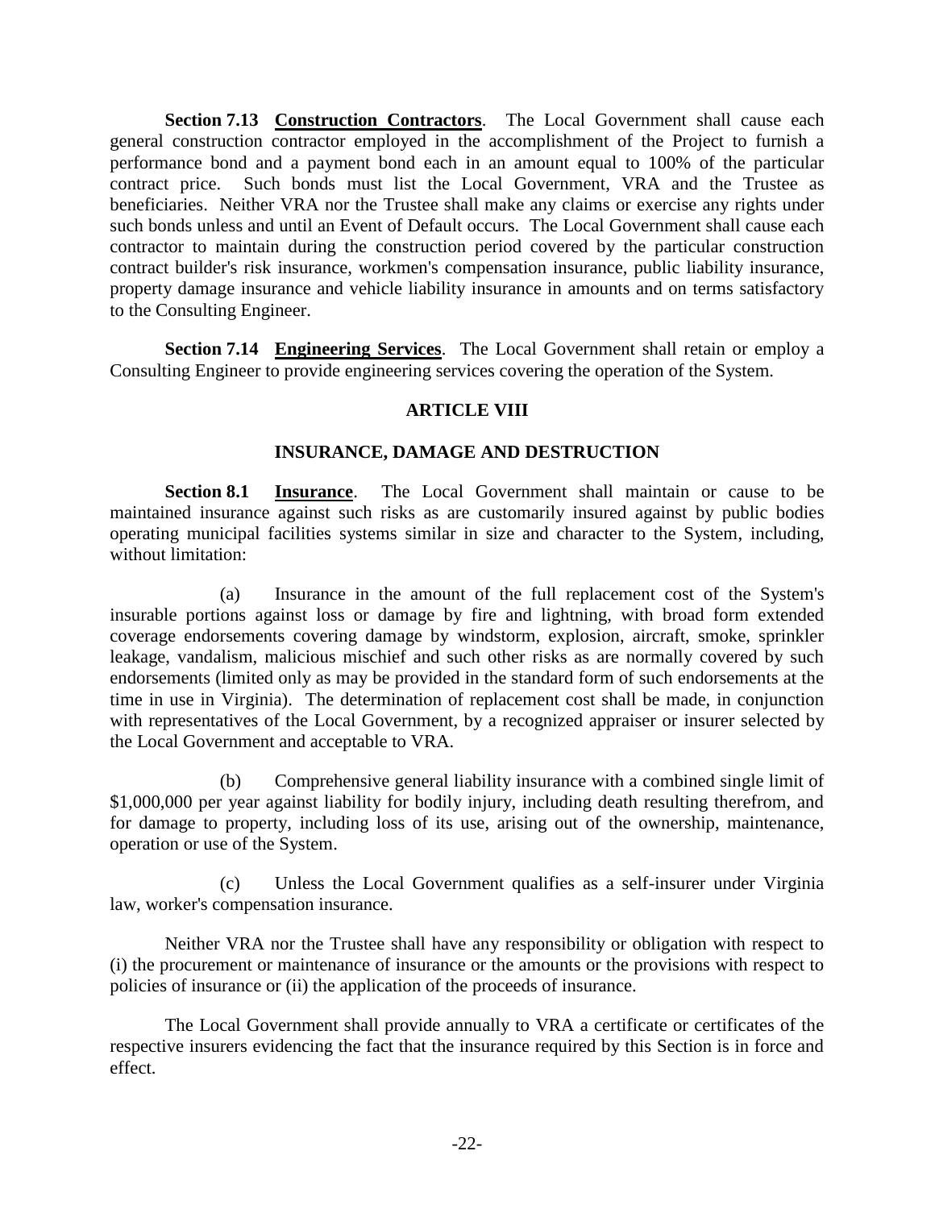**Section 7.13 Construction Contractors**. The Local Government shall cause each general construction contractor employed in the accomplishment of the Project to furnish a performance bond and a payment bond each in an amount equal to 100% of the particular contract price. Such bonds must list the Local Government, VRA and the Trustee as beneficiaries. Neither VRA nor the Trustee shall make any claims or exercise any rights under such bonds unless and until an Event of Default occurs. The Local Government shall cause each contractor to maintain during the construction period covered by the particular construction contract builder's risk insurance, workmen's compensation insurance, public liability insurance, property damage insurance and vehicle liability insurance in amounts and on terms satisfactory to the Consulting Engineer.

**Section 7.14 Engineering Services**. The Local Government shall retain or employ a Consulting Engineer to provide engineering services covering the operation of the System.

## ARTICLE VIII

## INSURANCE, DAMAGE AND DESTRUCTION

**Section 8.1 Insurance**. The Local Government shall maintain or cause to be maintained insurance against such risks as are customarily insured against by public bodies operating municipal facilities systems similar in size and character to the System, including, without limitation:

(a) Insurance in the amount of the full replacement cost of the System's insurable portions against loss or damage by fire and lightning, with broad form extended coverage endorsements covering damage by windstorm, explosion, aircraft, smoke, sprinkler leakage, vandalism, malicious mischief and such other risks as are normally covered by such endorsements (limited only as may be provided in the standard form of such endorsements at the time in use in Virginia). The determination of replacement cost shall be made, in conjunction with representatives of the Local Government, by a recognized appraiser or insurer selected by the Local Government and acceptable to VRA.

(b) Comprehensive general liability insurance with a combined single limit of $1,000,000 per year against liability for bodily injury, including death resulting therefrom, and for damage to property, including loss of its use, arising out of the ownership, maintenance, operation or use of the System.

(c) Unless the Local Government qualifies as a self-insurer under Virginia law, worker's compensation insurance.

Neither VRA nor the Trustee shall have any responsibility or obligation with respect to (i) the procurement or maintenance of insurance or the amounts or the provisions with respect to policies of insurance or (ii) the application of the proceeds of insurance.

The Local Government shall provide annually to VRA a certificate or certificates of the respective insurers evidencing the fact that the insurance required by this Section is in force and effect.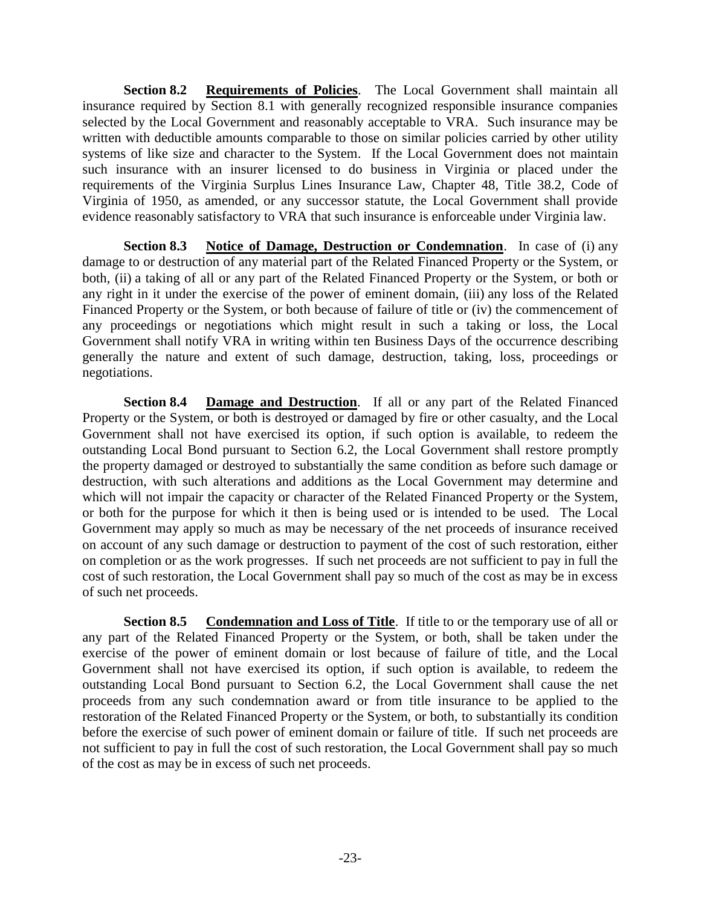**Section 8.2 Requirements of Policies**. The Local Government shall maintain all insurance required by Section 8.1 with generally recognized responsible insurance companies selected by the Local Government and reasonably acceptable to VRA. Such insurance may be written with deductible amounts comparable to those on similar policies carried by other utility systems of like size and character to the System. If the Local Government does not maintain such insurance with an insurer licensed to do business in Virginia or placed under the requirements of the Virginia Surplus Lines Insurance Law, Chapter 48, Title 38.2, Code of Virginia of 1950, as amended, or any successor statute, the Local Government shall provide evidence reasonably satisfactory to VRA that such insurance is enforceable under Virginia law.

**Section 8.3 Notice of Damage, Destruction or Condemnation**. In case of (i) any damage to or destruction of any material part of the Related Financed Property or the System, or both, (ii) a taking of all or any part of the Related Financed Property or the System, or both or any right in it under the exercise of the power of eminent domain, (iii) any loss of the Related Financed Property or the System, or both because of failure of title or (iv) the commencement of any proceedings or negotiations which might result in such a taking or loss, the Local Government shall notify VRA in writing within ten Business Days of the occurrence describing generally the nature and extent of such damage, destruction, taking, loss, proceedings or negotiations.

**Section 8.4 Damage and Destruction**. If all or any part of the Related Financed Property or the System, or both is destroyed or damaged by fire or other casualty, and the Local Government shall not have exercised its option, if such option is available, to redeem the outstanding Local Bond pursuant to Section 6.2, the Local Government shall restore promptly the property damaged or destroyed to substantially the same condition as before such damage or destruction, with such alterations and additions as the Local Government may determine and which will not impair the capacity or character of the Related Financed Property or the System, or both for the purpose for which it then is being used or is intended to be used. The Local Government may apply so much as may be necessary of the net proceeds of insurance received on account of any such damage or destruction to payment of the cost of such restoration, either on completion or as the work progresses. If such net proceeds are not sufficient to pay in full the cost of such restoration, the Local Government shall pay so much of the cost as may be in excess of such net proceeds.

**Section 8.5 Condemnation and Loss of Title**. If title to or the temporary use of all or any part of the Related Financed Property or the System, or both, shall be taken under the exercise of the power of eminent domain or lost because of failure of title, and the Local Government shall not have exercised its option, if such option is available, to redeem the outstanding Local Bond pursuant to Section 6.2, the Local Government shall cause the net proceeds from any such condemnation award or from title insurance to be applied to the restoration of the Related Financed Property or the System, or both, to substantially its condition before the exercise of such power of eminent domain or failure of title. If such net proceeds are not sufficient to pay in full the cost of such restoration, the Local Government shall pay so much of the cost as may be in excess of such net proceeds.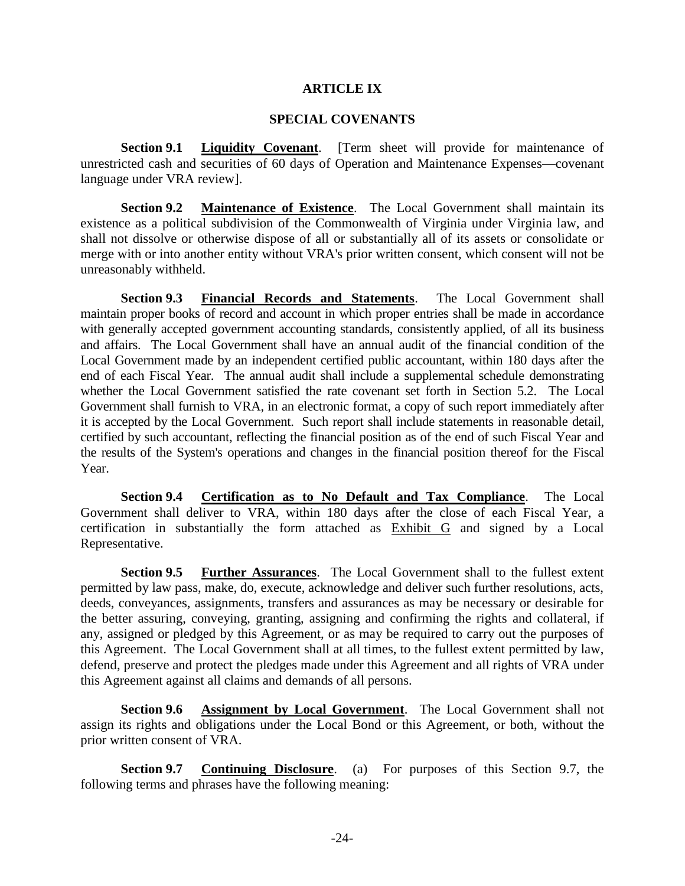## ARTICLE IX

## SPECIAL COVENANTS

**Section 9.1 Liquidity Covenant**. [Term sheet will provide for maintenance of unrestricted cash and securities of 60 days of Operation and Maintenance Expenses—covenant language under VRA review].

**Section 9.2 Maintenance of Existence**. The Local Government shall maintain its existence as a political subdivision of the Commonwealth of Virginia under Virginia law, and shall not dissolve or otherwise dispose of all or substantially all of its assets or consolidate or merge with or into another entity without VRA's prior written consent, which consent will not be unreasonably withheld.

**Section 9.3 Financial Records and Statements**. The Local Government shall maintain proper books of record and account in which proper entries shall be made in accordance with generally accepted government accounting standards, consistently applied, of all its business and affairs. The Local Government shall have an annual audit of the financial condition of the Local Government made by an independent certified public accountant, within 180 days after the end of each Fiscal Year. The annual audit shall include a supplemental schedule demonstrating whether the Local Government satisfied the rate covenant set forth in Section 5.2. The Local Government shall furnish to VRA, in an electronic format, a copy of such report immediately after it is accepted by the Local Government. Such report shall include statements in reasonable detail, certified by such accountant, reflecting the financial position as of the end of such Fiscal Year and the results of the System's operations and changes in the financial position thereof for the Fiscal Year.

**Section 9.4 Certification as to No Default and Tax Compliance**. The Local Government shall deliver to VRA, within 180 days after the close of each Fiscal Year, a certification in substantially the form attached as Exhibit G and signed by a Local Representative.

**Section 9.5 Further Assurances**. The Local Government shall to the fullest extent permitted by law pass, make, do, execute, acknowledge and deliver such further resolutions, acts, deeds, conveyances, assignments, transfers and assurances as may be necessary or desirable for the better assuring, conveying, granting, assigning and confirming the rights and collateral, if any, assigned or pledged by this Agreement, or as may be required to carry out the purposes of this Agreement. The Local Government shall at all times, to the fullest extent permitted by law, defend, preserve and protect the pledges made under this Agreement and all rights of VRA under this Agreement against all claims and demands of all persons.

**Section 9.6 Assignment by Local Government**. The Local Government shall not assign its rights and obligations under the Local Bond or this Agreement, or both, without the prior written consent of VRA.

**Section 9.7 Continuing Disclosure**. (a) For purposes of this Section 9.7, the following terms and phrases have the following meaning: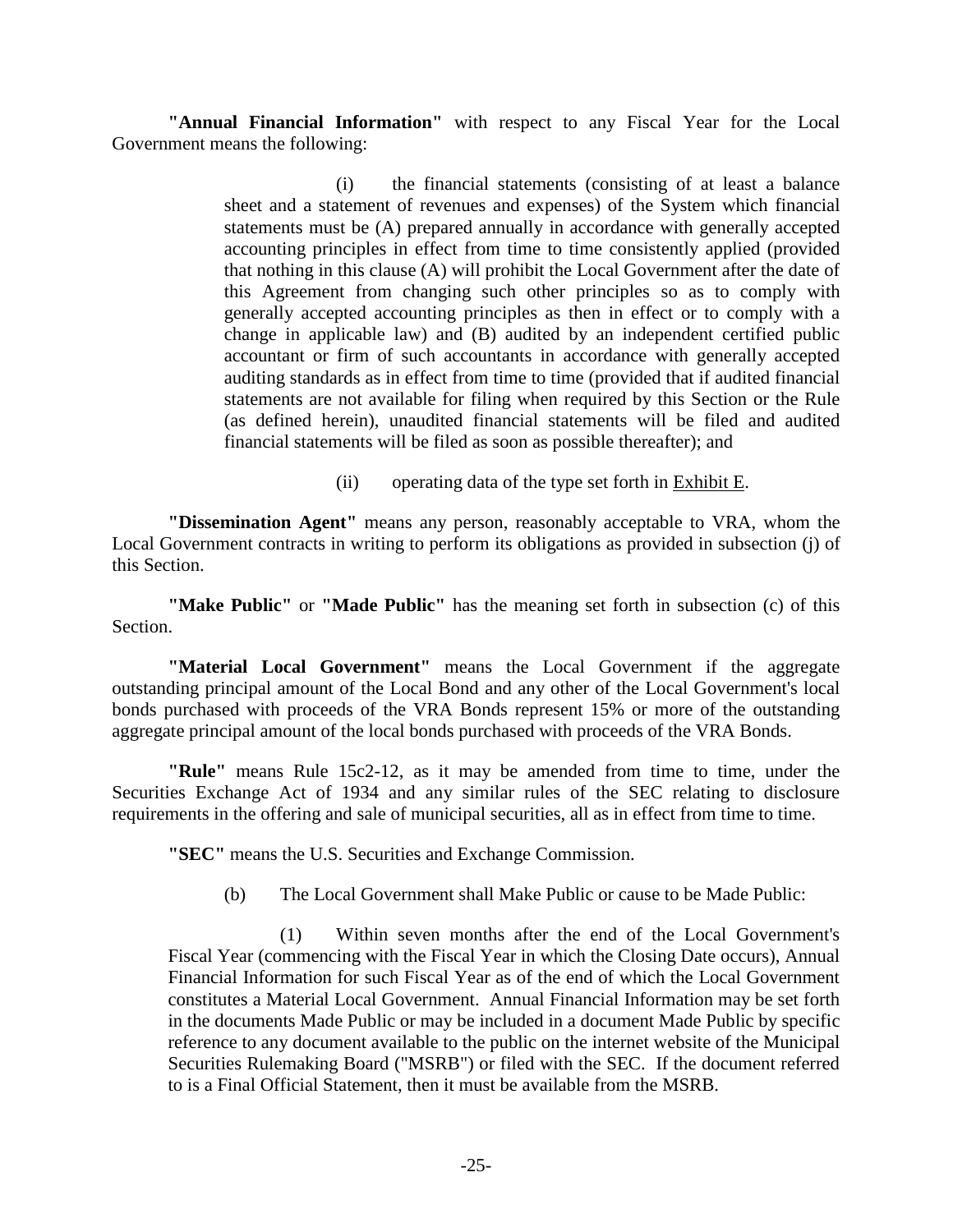**"Annual Financial Information"** with respect to any Fiscal Year for the Local Government means the following:

> (i) the financial statements (consisting of at least a balance sheet and a statement of revenues and expenses) of the System which financial statements must be (A) prepared annually in accordance with generally accepted accounting principles in effect from time to time consistently applied (provided that nothing in this clause (A) will prohibit the Local Government after the date of this Agreement from changing such other principles so as to comply with generally accepted accounting principles as then in effect or to comply with a change in applicable law) and (B) audited by an independent certified public accountant or firm of such accountants in accordance with generally accepted auditing standards as in effect from time to time (provided that if audited financial statements are not available for filing when required by this Section or the Rule (as defined herein), unaudited financial statements will be filed and audited financial statements will be filed as soon as possible thereafter); and
>
> (ii) operating data of the type set forth in Exhibit E.

**"Dissemination Agent"** means any person, reasonably acceptable to VRA, whom the Local Government contracts in writing to perform its obligations as provided in subsection (j) of this Section.

**"Make Public"** or **"Made Public"** has the meaning set forth in subsection (c) of this Section.

**"Material Local Government"** means the Local Government if the aggregate outstanding principal amount of the Local Bond and any other of the Local Government's local bonds purchased with proceeds of the VRA Bonds represent 15% or more of the outstanding aggregate principal amount of the local bonds purchased with proceeds of the VRA Bonds.

**"Rule"** means Rule 15c2-12, as it may be amended from time to time, under the Securities Exchange Act of 1934 and any similar rules of the SEC relating to disclosure requirements in the offering and sale of municipal securities, all as in effect from time to time.

**"SEC"** means the U.S. Securities and Exchange Commission.

(b) The Local Government shall Make Public or cause to be Made Public:

> (1) Within seven months after the end of the Local Government's Fiscal Year (commencing with the Fiscal Year in which the Closing Date occurs), Annual Financial Information for such Fiscal Year as of the end of which the Local Government constitutes a Material Local Government. Annual Financial Information may be set forth in the documents Made Public or may be included in a document Made Public by specific reference to any document available to the public on the internet website of the Municipal Securities Rulemaking Board ("MSRB") or filed with the SEC. If the document referred to is a Final Official Statement, then it must be available from the MSRB.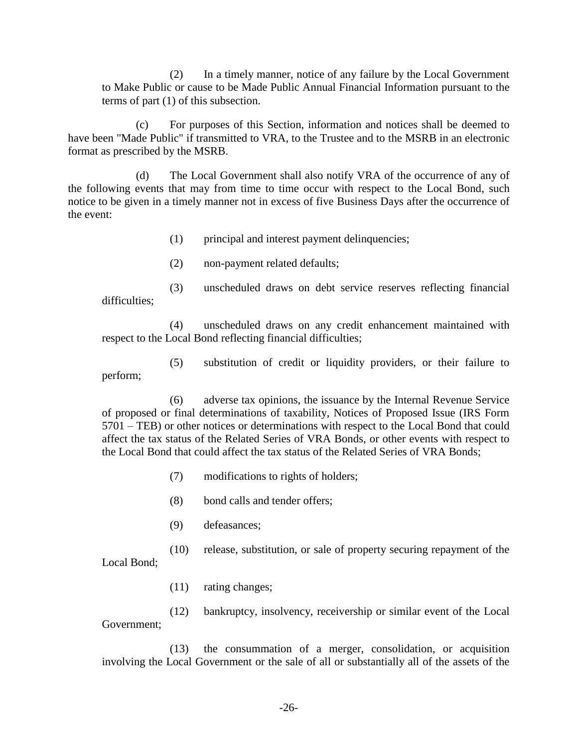(2) In a timely manner, notice of any failure by the Local Government to Make Public or cause to be Made Public Annual Financial Information pursuant to the terms of part (1) of this subsection.

(c) For purposes of this Section, information and notices shall be deemed to have been "Made Public" if transmitted to VRA, to the Trustee and to the MSRB in an electronic format as prescribed by the MSRB.

(d) The Local Government shall also notify VRA of the occurrence of any of the following events that may from time to time occur with respect to the Local Bond, such notice to be given in a timely manner not in excess of five Business Days after the occurrence of the event:

(1) principal and interest payment delinquencies;

(2) non-payment related defaults;

(3) unscheduled draws on debt service reserves reflecting financial difficulties;

(4) unscheduled draws on any credit enhancement maintained with respect to the Local Bond reflecting financial difficulties;

(5) substitution of credit or liquidity providers, or their failure to perform;

(6) adverse tax opinions, the issuance by the Internal Revenue Service of proposed or final determinations of taxability, Notices of Proposed Issue (IRS Form 5701 – TEB) or other notices or determinations with respect to the Local Bond that could affect the tax status of the Related Series of VRA Bonds, or other events with respect to the Local Bond that could affect the tax status of the Related Series of VRA Bonds;

(7) modifications to rights of holders;

(8) bond calls and tender offers;

(9) defeasances;

(10) release, substitution, or sale of property securing repayment of the Local Bond;

(11) rating changes;

(12) bankruptcy, insolvency, receivership or similar event of the Local Government;

(13) the consummation of a merger, consolidation, or acquisition involving the Local Government or the sale of all or substantially all of the assets of the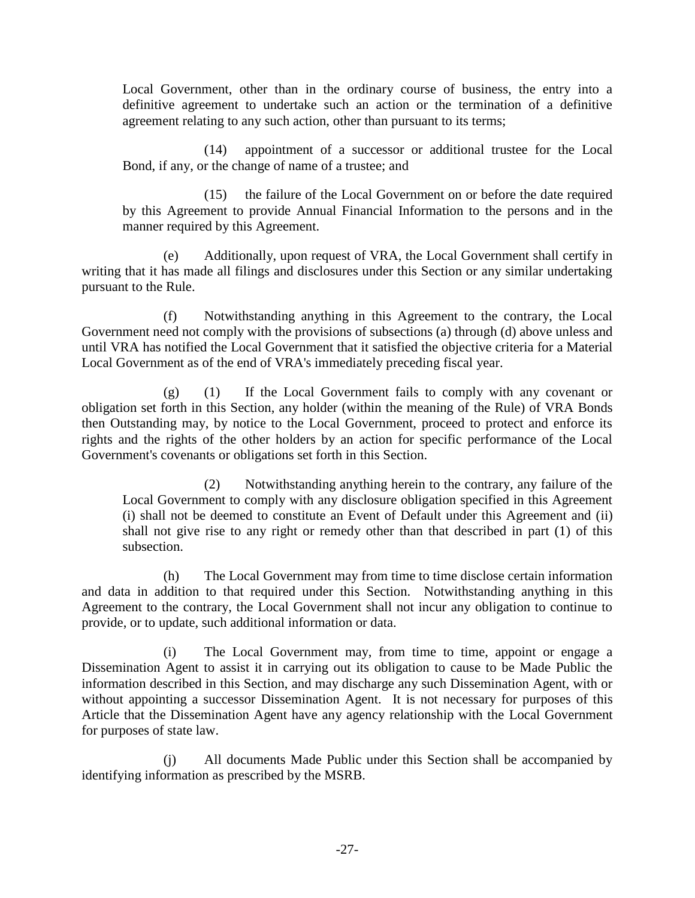Local Government, other than in the ordinary course of business, the entry into a definitive agreement to undertake such an action or the termination of a definitive agreement relating to any such action, other than pursuant to its terms;

(14) appointment of a successor or additional trustee for the Local Bond, if any, or the change of name of a trustee; and

(15) the failure of the Local Government on or before the date required by this Agreement to provide Annual Financial Information to the persons and in the manner required by this Agreement.

(e) Additionally, upon request of VRA, the Local Government shall certify in writing that it has made all filings and disclosures under this Section or any similar undertaking pursuant to the Rule.

(f) Notwithstanding anything in this Agreement to the contrary, the Local Government need not comply with the provisions of subsections (a) through (d) above unless and until VRA has notified the Local Government that it satisfied the objective criteria for a Material Local Government as of the end of VRA's immediately preceding fiscal year.

(g) (1) If the Local Government fails to comply with any covenant or obligation set forth in this Section, any holder (within the meaning of the Rule) of VRA Bonds then Outstanding may, by notice to the Local Government, proceed to protect and enforce its rights and the rights of the other holders by an action for specific performance of the Local Government's covenants or obligations set forth in this Section.

(2) Notwithstanding anything herein to the contrary, any failure of the Local Government to comply with any disclosure obligation specified in this Agreement (i) shall not be deemed to constitute an Event of Default under this Agreement and (ii) shall not give rise to any right or remedy other than that described in part (1) of this subsection.

(h) The Local Government may from time to time disclose certain information and data in addition to that required under this Section. Notwithstanding anything in this Agreement to the contrary, the Local Government shall not incur any obligation to continue to provide, or to update, such additional information or data.

(i) The Local Government may, from time to time, appoint or engage a Dissemination Agent to assist it in carrying out its obligation to cause to be Made Public the information described in this Section, and may discharge any such Dissemination Agent, with or without appointing a successor Dissemination Agent. It is not necessary for purposes of this Article that the Dissemination Agent have any agency relationship with the Local Government for purposes of state law.

(j) All documents Made Public under this Section shall be accompanied by identifying information as prescribed by the MSRB.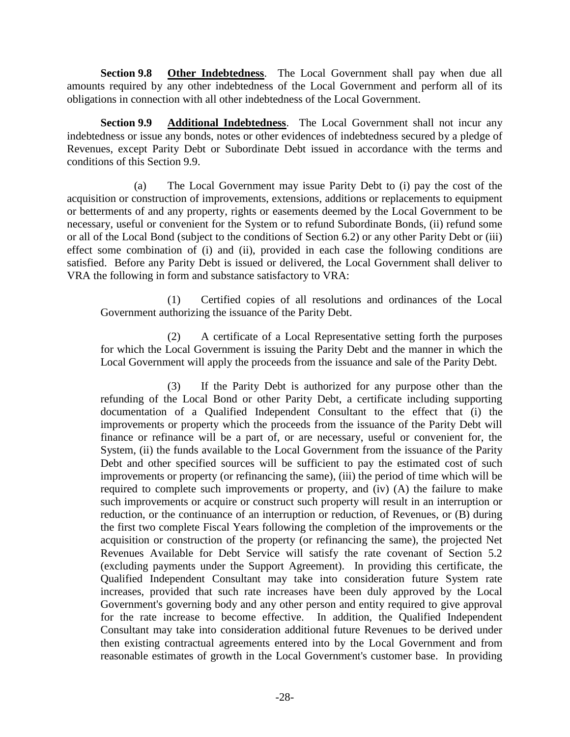**Section 9.8** **Other Indebtedness**. The Local Government shall pay when due all amounts required by any other indebtedness of the Local Government and perform all of its obligations in connection with all other indebtedness of the Local Government.

**Section 9.9** **Additional Indebtedness**. The Local Government shall not incur any indebtedness or issue any bonds, notes or other evidences of indebtedness secured by a pledge of Revenues, except Parity Debt or Subordinate Debt issued in accordance with the terms and conditions of this Section 9.9.

(a) The Local Government may issue Parity Debt to (i) pay the cost of the acquisition or construction of improvements, extensions, additions or replacements to equipment or betterments of and any property, rights or easements deemed by the Local Government to be necessary, useful or convenient for the System or to refund Subordinate Bonds, (ii) refund some or all of the Local Bond (subject to the conditions of Section 6.2) or any other Parity Debt or (iii) effect some combination of (i) and (ii), provided in each case the following conditions are satisfied. Before any Parity Debt is issued or delivered, the Local Government shall deliver to VRA the following in form and substance satisfactory to VRA:

(1) Certified copies of all resolutions and ordinances of the Local Government authorizing the issuance of the Parity Debt.

(2) A certificate of a Local Representative setting forth the purposes for which the Local Government is issuing the Parity Debt and the manner in which the Local Government will apply the proceeds from the issuance and sale of the Parity Debt.

(3) If the Parity Debt is authorized for any purpose other than the refunding of the Local Bond or other Parity Debt, a certificate including supporting documentation of a Qualified Independent Consultant to the effect that (i) the improvements or property which the proceeds from the issuance of the Parity Debt will finance or refinance will be a part of, or are necessary, useful or convenient for, the System, (ii) the funds available to the Local Government from the issuance of the Parity Debt and other specified sources will be sufficient to pay the estimated cost of such improvements or property (or refinancing the same), (iii) the period of time which will be required to complete such improvements or property, and (iv) (A) the failure to make such improvements or acquire or construct such property will result in an interruption or reduction, or the continuance of an interruption or reduction, of Revenues, or (B) during the first two complete Fiscal Years following the completion of the improvements or the acquisition or construction of the property (or refinancing the same), the projected Net Revenues Available for Debt Service will satisfy the rate covenant of Section 5.2 (excluding payments under the Support Agreement). In providing this certificate, the Qualified Independent Consultant may take into consideration future System rate increases, provided that such rate increases have been duly approved by the Local Government's governing body and any other person and entity required to give approval for the rate increase to become effective. In addition, the Qualified Independent Consultant may take into consideration additional future Revenues to be derived under then existing contractual agreements entered into by the Local Government and from reasonable estimates of growth in the Local Government's customer base. In providing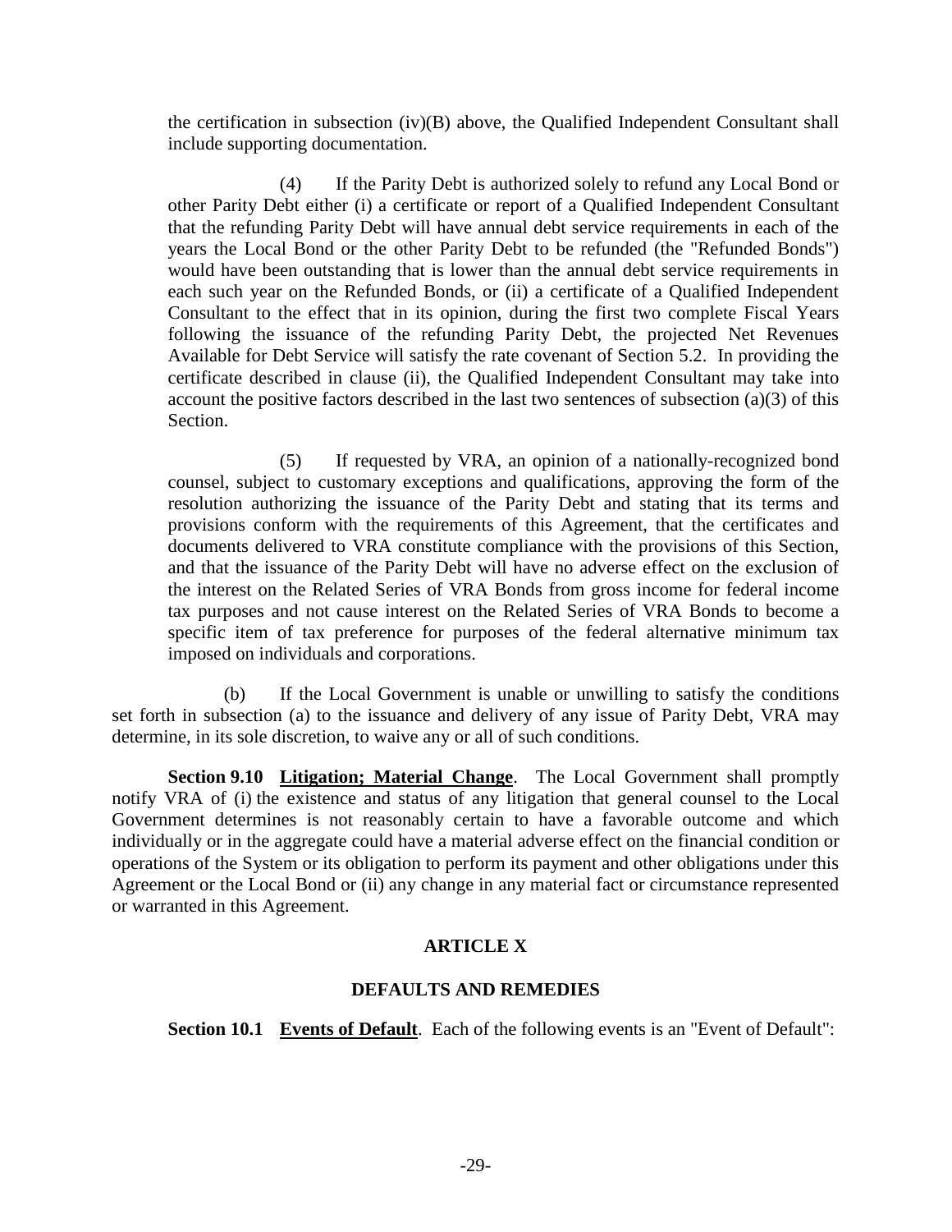the certification in subsection (iv)(B) above, the Qualified Independent Consultant shall include supporting documentation.

(4) If the Parity Debt is authorized solely to refund any Local Bond or other Parity Debt either (i) a certificate or report of a Qualified Independent Consultant that the refunding Parity Debt will have annual debt service requirements in each of the years the Local Bond or the other Parity Debt to be refunded (the "Refunded Bonds") would have been outstanding that is lower than the annual debt service requirements in each such year on the Refunded Bonds, or (ii) a certificate of a Qualified Independent Consultant to the effect that in its opinion, during the first two complete Fiscal Years following the issuance of the refunding Parity Debt, the projected Net Revenues Available for Debt Service will satisfy the rate covenant of Section 5.2. In providing the certificate described in clause (ii), the Qualified Independent Consultant may take into account the positive factors described in the last two sentences of subsection (a)(3) of this Section.

(5) If requested by VRA, an opinion of a nationally-recognized bond counsel, subject to customary exceptions and qualifications, approving the form of the resolution authorizing the issuance of the Parity Debt and stating that its terms and provisions conform with the requirements of this Agreement, that the certificates and documents delivered to VRA constitute compliance with the provisions of this Section, and that the issuance of the Parity Debt will have no adverse effect on the exclusion of the interest on the Related Series of VRA Bonds from gross income for federal income tax purposes and not cause interest on the Related Series of VRA Bonds to become a specific item of tax preference for purposes of the federal alternative minimum tax imposed on individuals and corporations.

(b) If the Local Government is unable or unwilling to satisfy the conditions set forth in subsection (a) to the issuance and delivery of any issue of Parity Debt, VRA may determine, in its sole discretion, to waive any or all of such conditions.

**Section 9.10 Litigation; Material Change**. The Local Government shall promptly notify VRA of (i) the existence and status of any litigation that general counsel to the Local Government determines is not reasonably certain to have a favorable outcome and which individually or in the aggregate could have a material adverse effect on the financial condition or operations of the System or its obligation to perform its payment and other obligations under this Agreement or the Local Bond or (ii) any change in any material fact or circumstance represented or warranted in this Agreement.

## ARTICLE X

## DEFAULTS AND REMEDIES

**Section 10.1 Events of Default**. Each of the following events is an "Event of Default":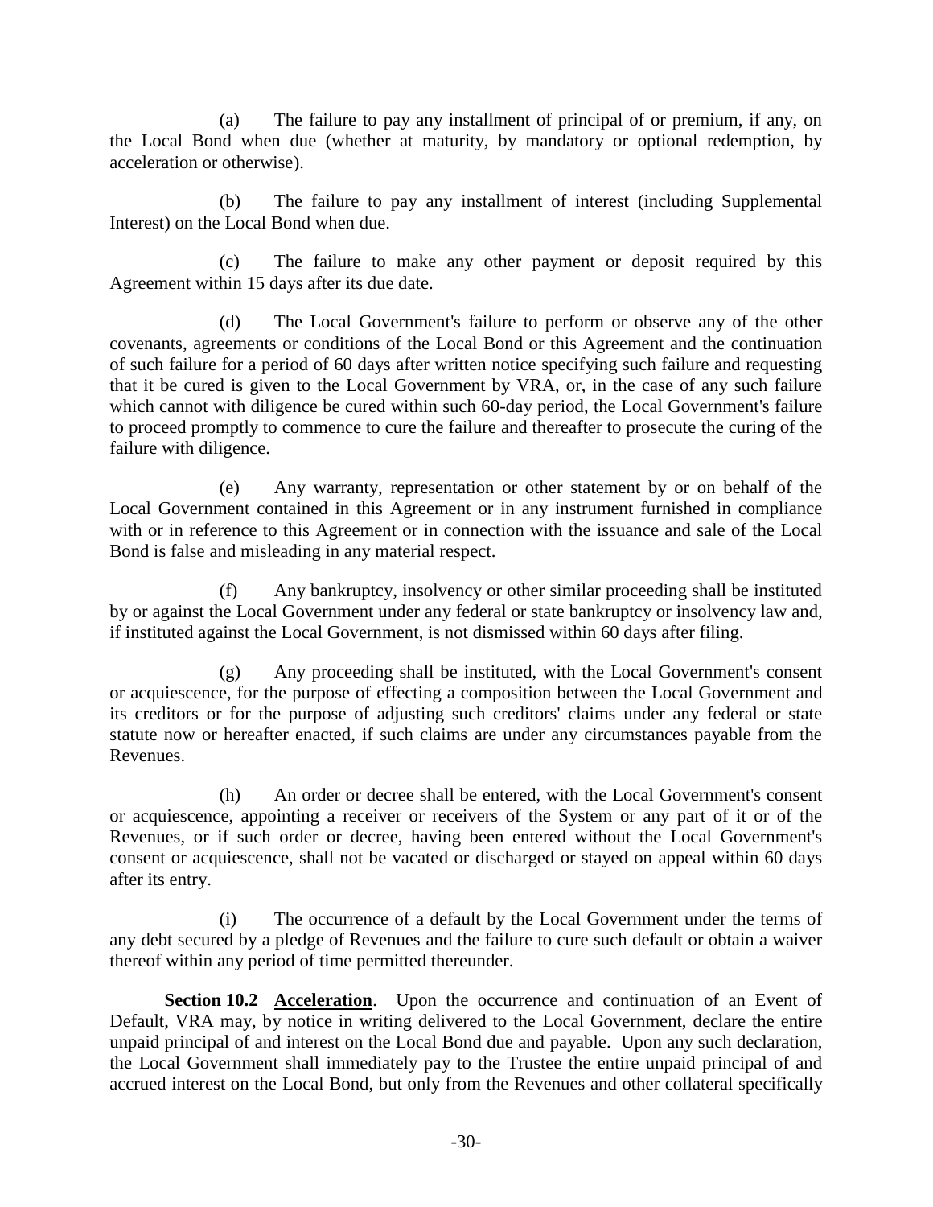(a) The failure to pay any installment of principal of or premium, if any, on the Local Bond when due (whether at maturity, by mandatory or optional redemption, by acceleration or otherwise).

(b) The failure to pay any installment of interest (including Supplemental Interest) on the Local Bond when due.

(c) The failure to make any other payment or deposit required by this Agreement within 15 days after its due date.

(d) The Local Government's failure to perform or observe any of the other covenants, agreements or conditions of the Local Bond or this Agreement and the continuation of such failure for a period of 60 days after written notice specifying such failure and requesting that it be cured is given to the Local Government by VRA, or, in the case of any such failure which cannot with diligence be cured within such 60-day period, the Local Government's failure to proceed promptly to commence to cure the failure and thereafter to prosecute the curing of the failure with diligence.

(e) Any warranty, representation or other statement by or on behalf of the Local Government contained in this Agreement or in any instrument furnished in compliance with or in reference to this Agreement or in connection with the issuance and sale of the Local Bond is false and misleading in any material respect.

(f) Any bankruptcy, insolvency or other similar proceeding shall be instituted by or against the Local Government under any federal or state bankruptcy or insolvency law and, if instituted against the Local Government, is not dismissed within 60 days after filing.

(g) Any proceeding shall be instituted, with the Local Government's consent or acquiescence, for the purpose of effecting a composition between the Local Government and its creditors or for the purpose of adjusting such creditors' claims under any federal or state statute now or hereafter enacted, if such claims are under any circumstances payable from the Revenues.

(h) An order or decree shall be entered, with the Local Government's consent or acquiescence, appointing a receiver or receivers of the System or any part of it or of the Revenues, or if such order or decree, having been entered without the Local Government's consent or acquiescence, shall not be vacated or discharged or stayed on appeal within 60 days after its entry.

(i) The occurrence of a default by the Local Government under the terms of any debt secured by a pledge of Revenues and the failure to cure such default or obtain a waiver thereof within any period of time permitted thereunder.

**Section 10.2 Acceleration**. Upon the occurrence and continuation of an Event of Default, VRA may, by notice in writing delivered to the Local Government, declare the entire unpaid principal of and interest on the Local Bond due and payable. Upon any such declaration, the Local Government shall immediately pay to the Trustee the entire unpaid principal of and accrued interest on the Local Bond, but only from the Revenues and other collateral specifically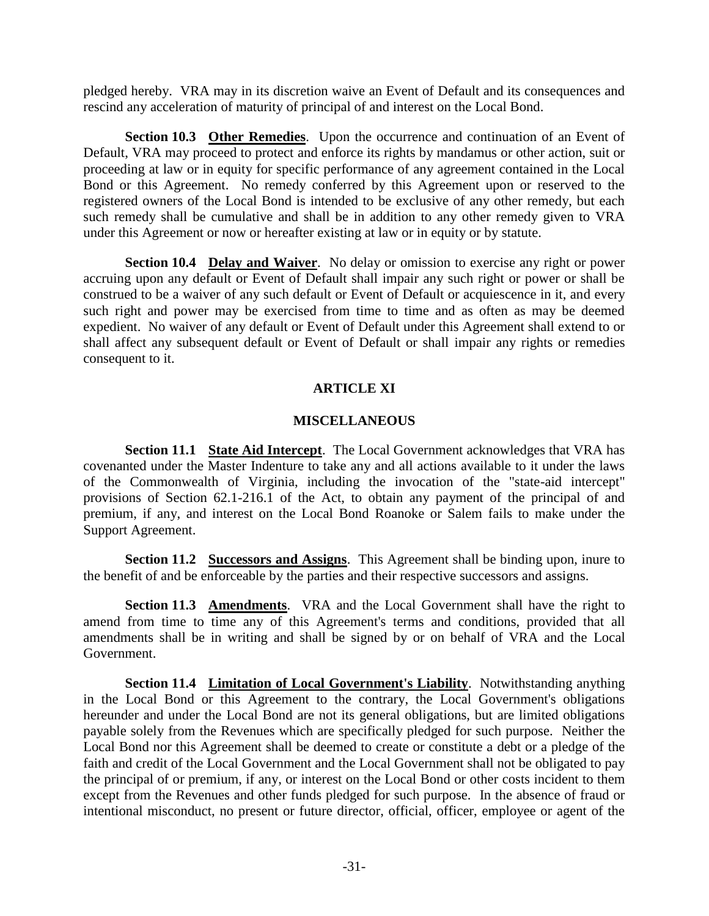pledged hereby. VRA may in its discretion waive an Event of Default and its consequences and rescind any acceleration of maturity of principal of and interest on the Local Bond.

**Section 10.3 Other Remedies**. Upon the occurrence and continuation of an Event of Default, VRA may proceed to protect and enforce its rights by mandamus or other action, suit or proceeding at law or in equity for specific performance of any agreement contained in the Local Bond or this Agreement. No remedy conferred by this Agreement upon or reserved to the registered owners of the Local Bond is intended to be exclusive of any other remedy, but each such remedy shall be cumulative and shall be in addition to any other remedy given to VRA under this Agreement or now or hereafter existing at law or in equity or by statute.

**Section 10.4 Delay and Waiver**. No delay or omission to exercise any right or power accruing upon any default or Event of Default shall impair any such right or power or shall be construed to be a waiver of any such default or Event of Default or acquiescence in it, and every such right and power may be exercised from time to time and as often as may be deemed expedient. No waiver of any default or Event of Default under this Agreement shall extend to or shall affect any subsequent default or Event of Default or shall impair any rights or remedies consequent to it.

## ARTICLE XI

## MISCELLANEOUS

**Section 11.1 State Aid Intercept**. The Local Government acknowledges that VRA has covenanted under the Master Indenture to take any and all actions available to it under the laws of the Commonwealth of Virginia, including the invocation of the "state-aid intercept" provisions of Section 62.1-216.1 of the Act, to obtain any payment of the principal of and premium, if any, and interest on the Local Bond Roanoke or Salem fails to make under the Support Agreement.

**Section 11.2 Successors and Assigns**. This Agreement shall be binding upon, inure to the benefit of and be enforceable by the parties and their respective successors and assigns.

**Section 11.3 Amendments**. VRA and the Local Government shall have the right to amend from time to time any of this Agreement's terms and conditions, provided that all amendments shall be in writing and shall be signed by or on behalf of VRA and the Local Government.

**Section 11.4 Limitation of Local Government's Liability**. Notwithstanding anything in the Local Bond or this Agreement to the contrary, the Local Government's obligations hereunder and under the Local Bond are not its general obligations, but are limited obligations payable solely from the Revenues which are specifically pledged for such purpose. Neither the Local Bond nor this Agreement shall be deemed to create or constitute a debt or a pledge of the faith and credit of the Local Government and the Local Government shall not be obligated to pay the principal of or premium, if any, or interest on the Local Bond or other costs incident to them except from the Revenues and other funds pledged for such purpose. In the absence of fraud or intentional misconduct, no present or future director, official, officer, employee or agent of the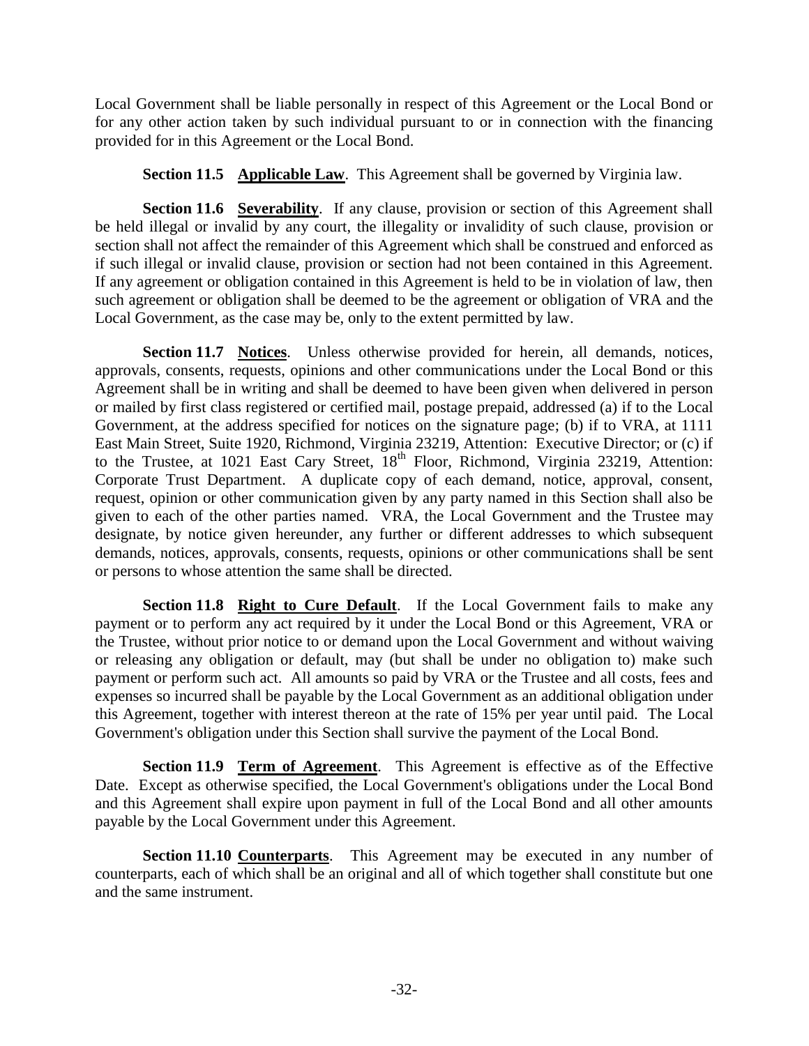Local Government shall be liable personally in respect of this Agreement or the Local Bond or for any other action taken by such individual pursuant to or in connection with the financing provided for in this Agreement or the Local Bond.

**Section 11.5** **Applicable Law**. This Agreement shall be governed by Virginia law.

**Section 11.6** **Severability**. If any clause, provision or section of this Agreement shall be held illegal or invalid by any court, the illegality or invalidity of such clause, provision or section shall not affect the remainder of this Agreement which shall be construed and enforced as if such illegal or invalid clause, provision or section had not been contained in this Agreement. If any agreement or obligation contained in this Agreement is held to be in violation of law, then such agreement or obligation shall be deemed to be the agreement or obligation of VRA and the Local Government, as the case may be, only to the extent permitted by law.

**Section 11.7** **Notices**. Unless otherwise provided for herein, all demands, notices, approvals, consents, requests, opinions and other communications under the Local Bond or this Agreement shall be in writing and shall be deemed to have been given when delivered in person or mailed by first class registered or certified mail, postage prepaid, addressed (a) if to the Local Government, at the address specified for notices on the signature page; (b) if to VRA, at 1111 East Main Street, Suite 1920, Richmond, Virginia 23219, Attention: Executive Director; or (c) if to the Trustee, at 1021 East Cary Street, 18th Floor, Richmond, Virginia 23219, Attention: Corporate Trust Department. A duplicate copy of each demand, notice, approval, consent, request, opinion or other communication given by any party named in this Section shall also be given to each of the other parties named. VRA, the Local Government and the Trustee may designate, by notice given hereunder, any further or different addresses to which subsequent demands, notices, approvals, consents, requests, opinions or other communications shall be sent or persons to whose attention the same shall be directed.

**Section 11.8** **Right to Cure Default**. If the Local Government fails to make any payment or to perform any act required by it under the Local Bond or this Agreement, VRA or the Trustee, without prior notice to or demand upon the Local Government and without waiving or releasing any obligation or default, may (but shall be under no obligation to) make such payment or perform such act. All amounts so paid by VRA or the Trustee and all costs, fees and expenses so incurred shall be payable by the Local Government as an additional obligation under this Agreement, together with interest thereon at the rate of 15% per year until paid. The Local Government's obligation under this Section shall survive the payment of the Local Bond.

**Section 11.9** **Term of Agreement**. This Agreement is effective as of the Effective Date. Except as otherwise specified, the Local Government's obligations under the Local Bond and this Agreement shall expire upon payment in full of the Local Bond and all other amounts payable by the Local Government under this Agreement.

**Section 11.10** **Counterparts**. This Agreement may be executed in any number of counterparts, each of which shall be an original and all of which together shall constitute but one and the same instrument.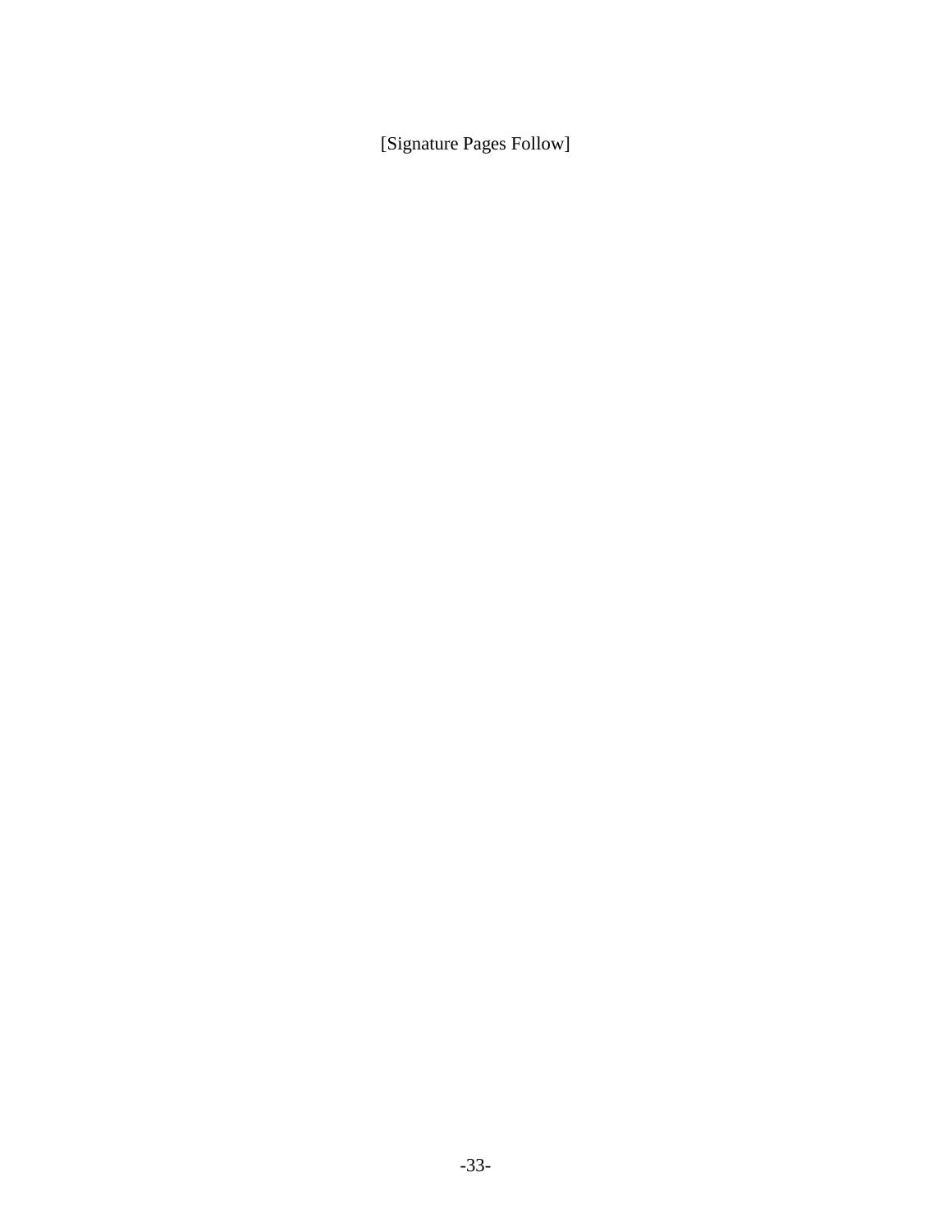[Signature Pages Follow]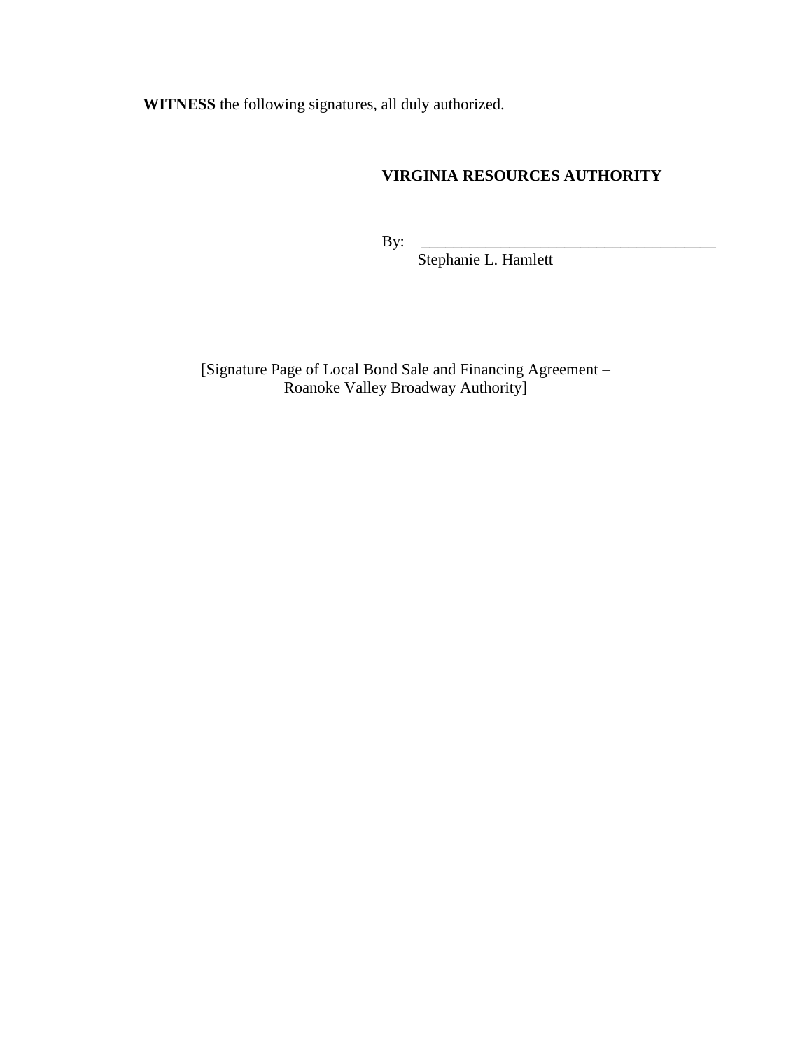**WITNESS** the following signatures, all duly authorized.

**VIRGINIA RESOURCES AUTHORITY**

By: ______________________________________
Stephanie L. Hamlett

[Signature Page of Local Bond Sale and Financing Agreement –
Roanoke Valley Broadway Authority]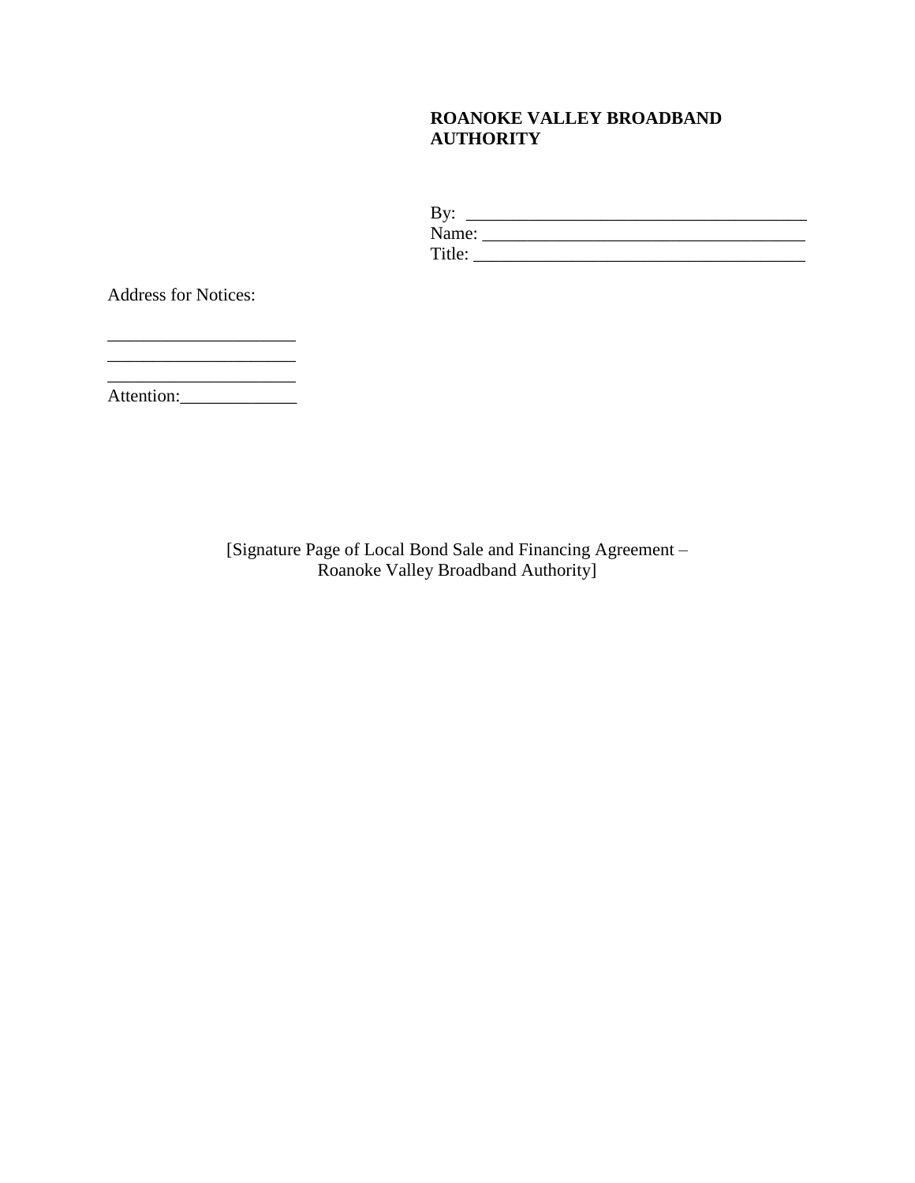**ROANOKE VALLEY BROADBAND AUTHORITY**

By: ______________________________________
Name: _____________________________________
Title: _____________________________________

Address for Notices:

_____________________
_____________________
_____________________
Attention:_____________

[Signature Page of Local Bond Sale and Financing Agreement –
Roanoke Valley Broadband Authority]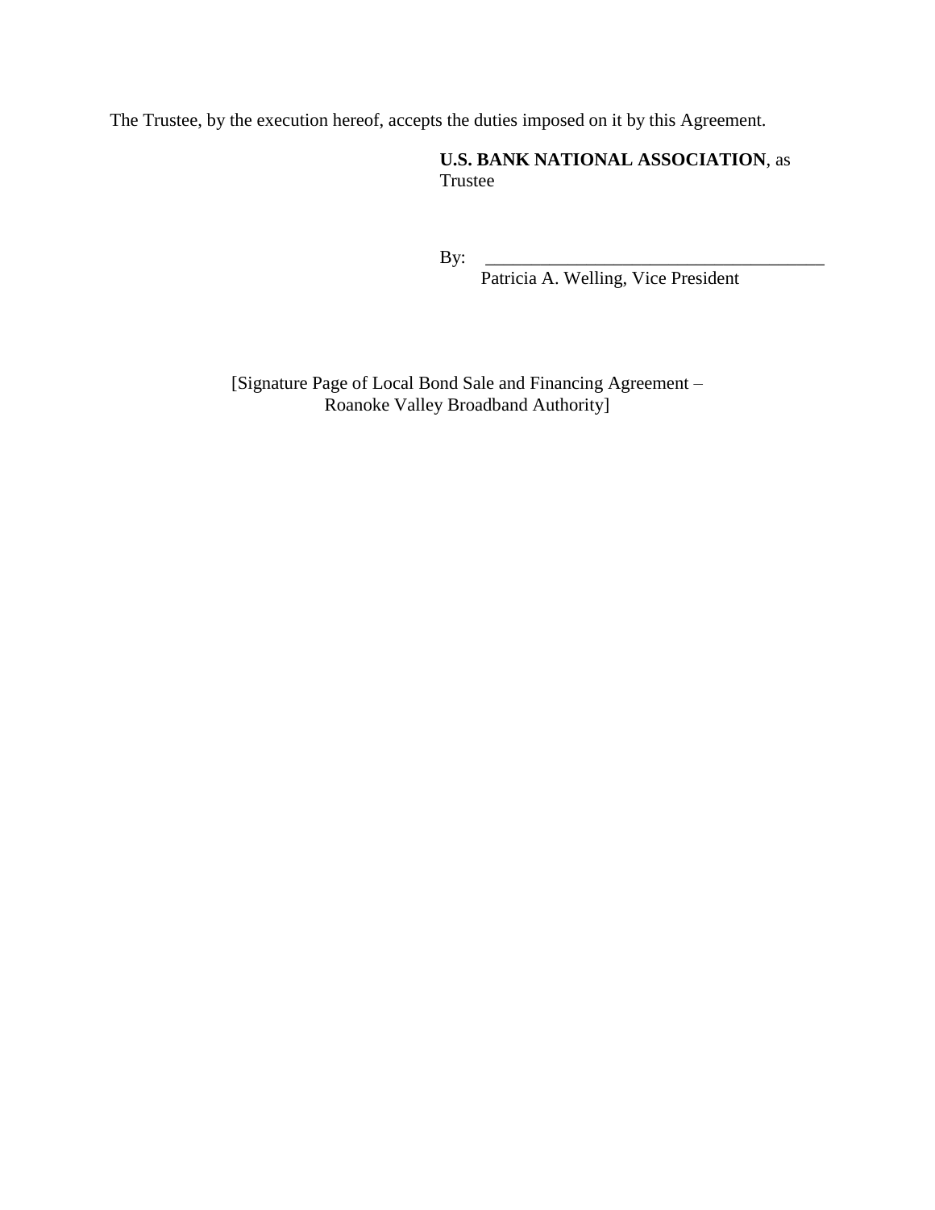The Trustee, by the execution hereof, accepts the duties imposed on it by this Agreement.

**U.S. BANK NATIONAL ASSOCIATION**, as Trustee

By: \_\_\_\_\_\_\_\_\_\_\_\_\_\_\_\_\_\_\_\_\_\_\_\_\_\_\_\_\_\_\_\_\_\_\_\_\_\_
Patricia A. Welling, Vice President

[Signature Page of Local Bond Sale and Financing Agreement – Roanoke Valley Broadband Authority]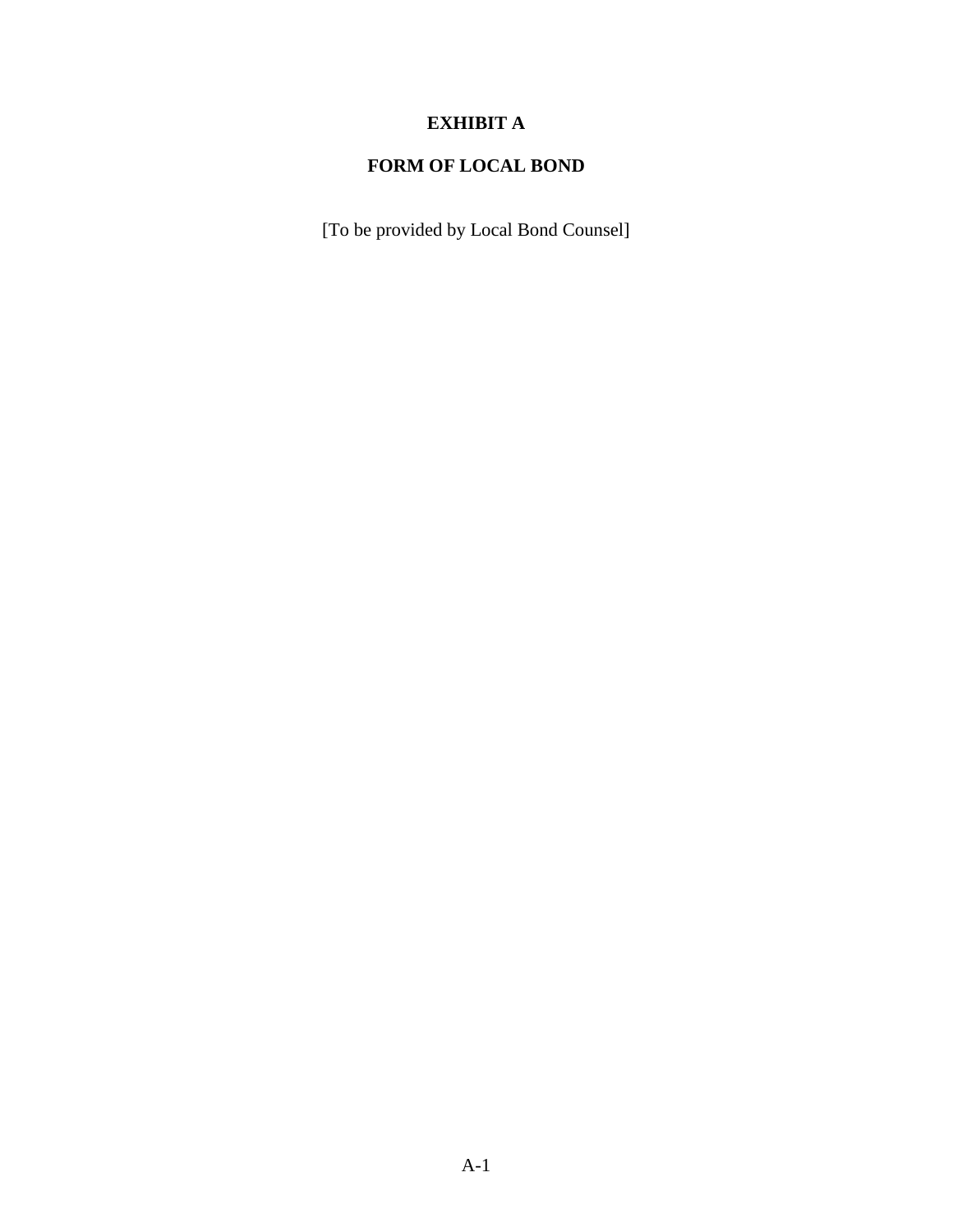# EXHIBIT A

## FORM OF LOCAL BOND

[To be provided by Local Bond Counsel]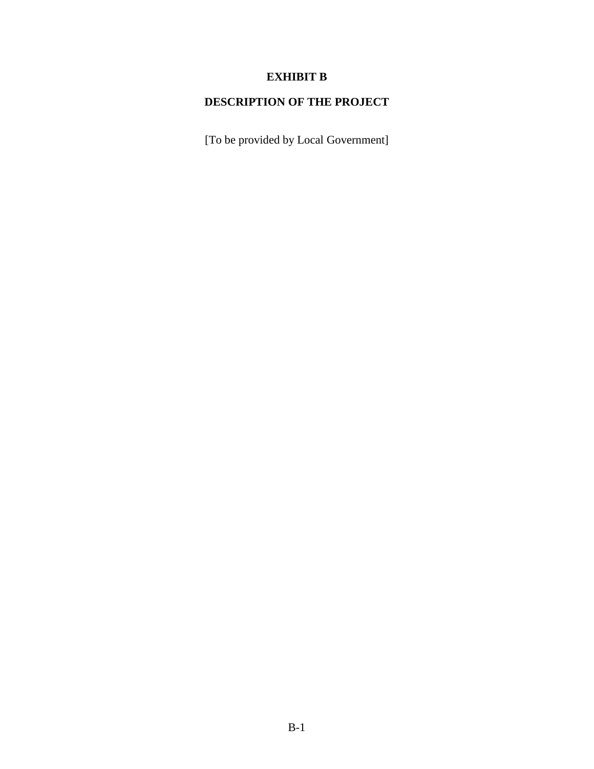# EXHIBIT B

## DESCRIPTION OF THE PROJECT

[To be provided by Local Government]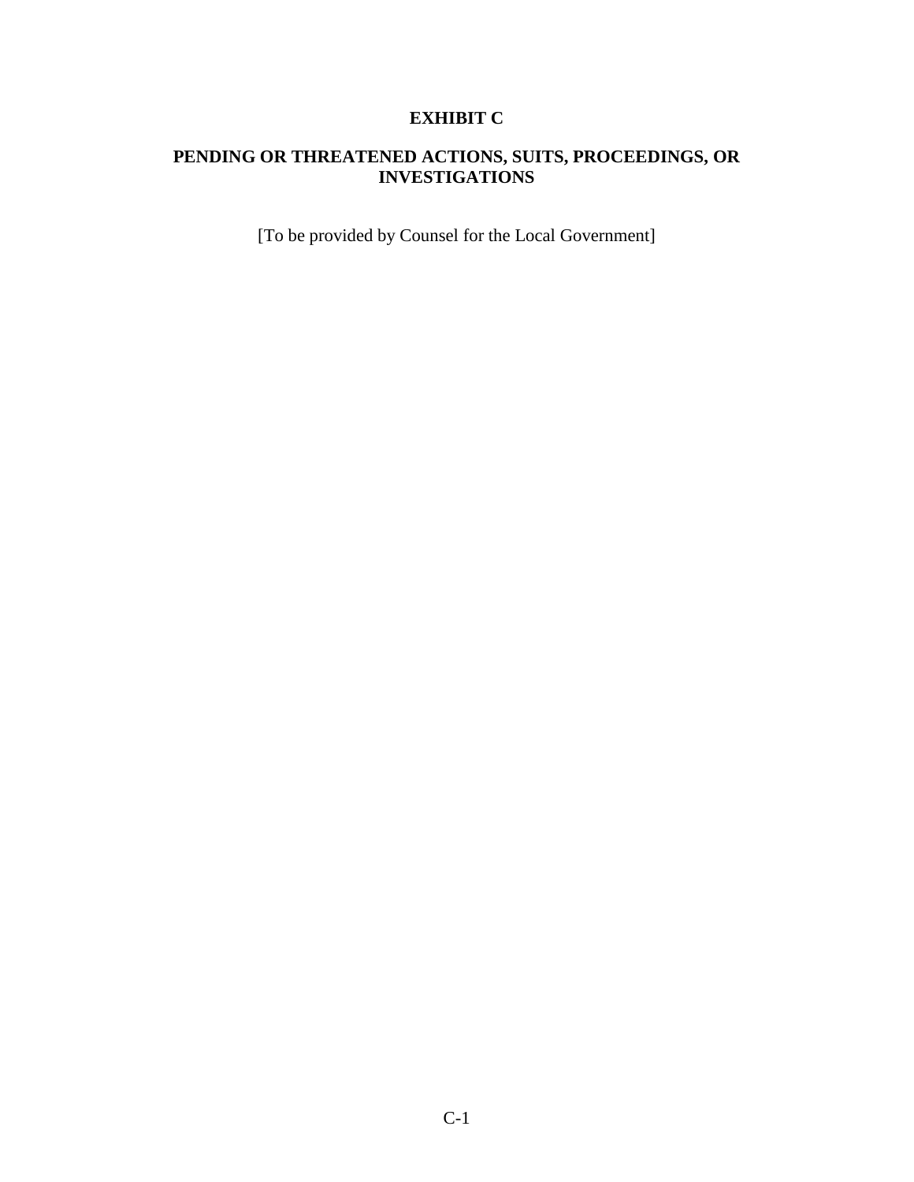# EXHIBIT C

## PENDING OR THREATENED ACTIONS, SUITS, PROCEEDINGS, OR INVESTIGATIONS

[To be provided by Counsel for the Local Government]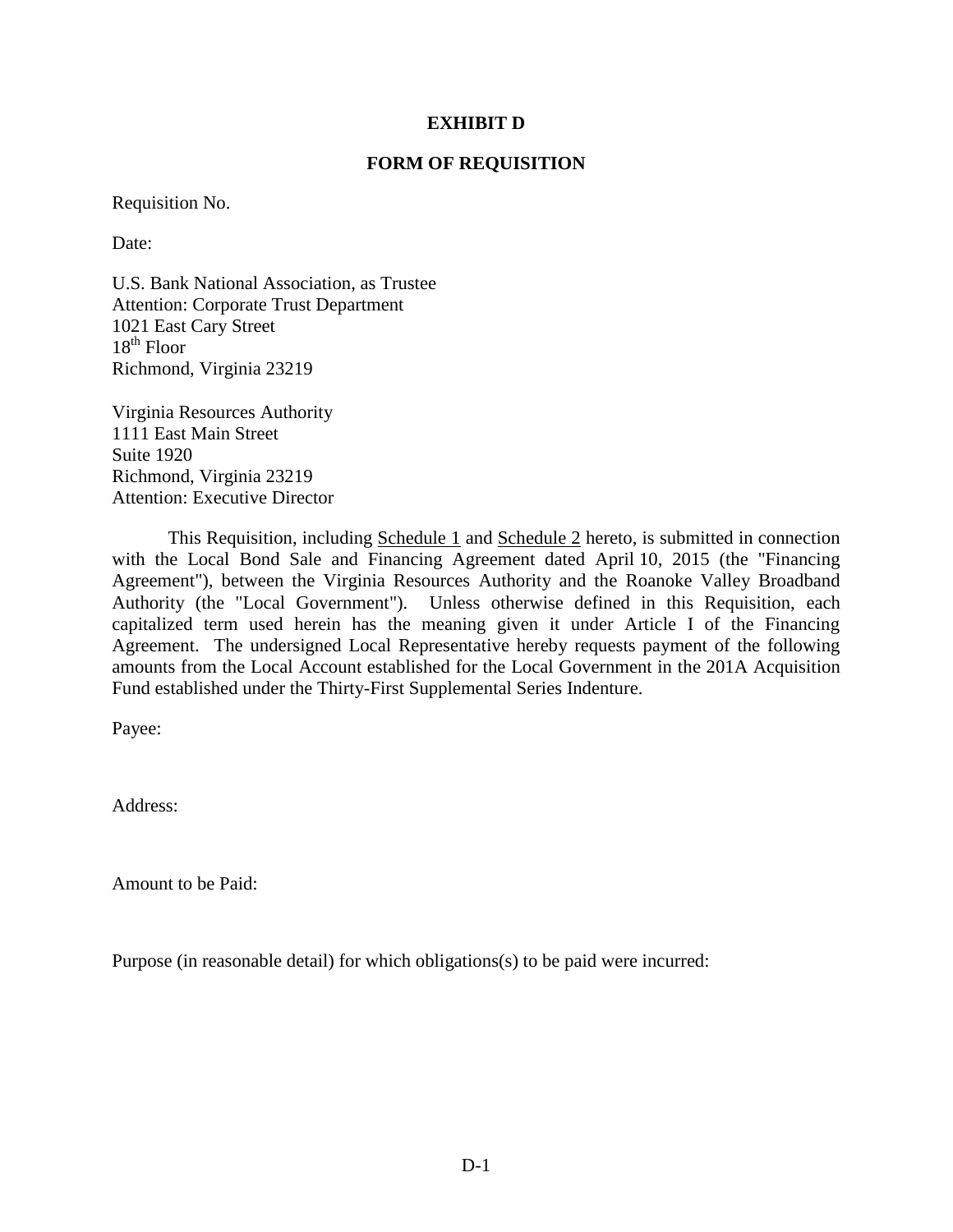**EXHIBIT D**

**FORM OF REQUISITION**

Requisition No.

Date:

U.S. Bank National Association, as Trustee
Attention: Corporate Trust Department
1021 East Cary Street
18th Floor
Richmond, Virginia 23219

Virginia Resources Authority
1111 East Main Street
Suite 1920
Richmond, Virginia 23219
Attention: Executive Director

This Requisition, including Schedule 1 and Schedule 2 hereto, is submitted in connection with the Local Bond Sale and Financing Agreement dated April 10, 2015 (the "Financing Agreement"), between the Virginia Resources Authority and the Roanoke Valley Broadband Authority (the "Local Government"). Unless otherwise defined in this Requisition, each capitalized term used herein has the meaning given it under Article I of the Financing Agreement. The undersigned Local Representative hereby requests payment of the following amounts from the Local Account established for the Local Government in the 201A Acquisition Fund established under the Thirty-First Supplemental Series Indenture.

Payee:

Address:

Amount to be Paid:

Purpose (in reasonable detail) for which obligations(s) to be paid were incurred: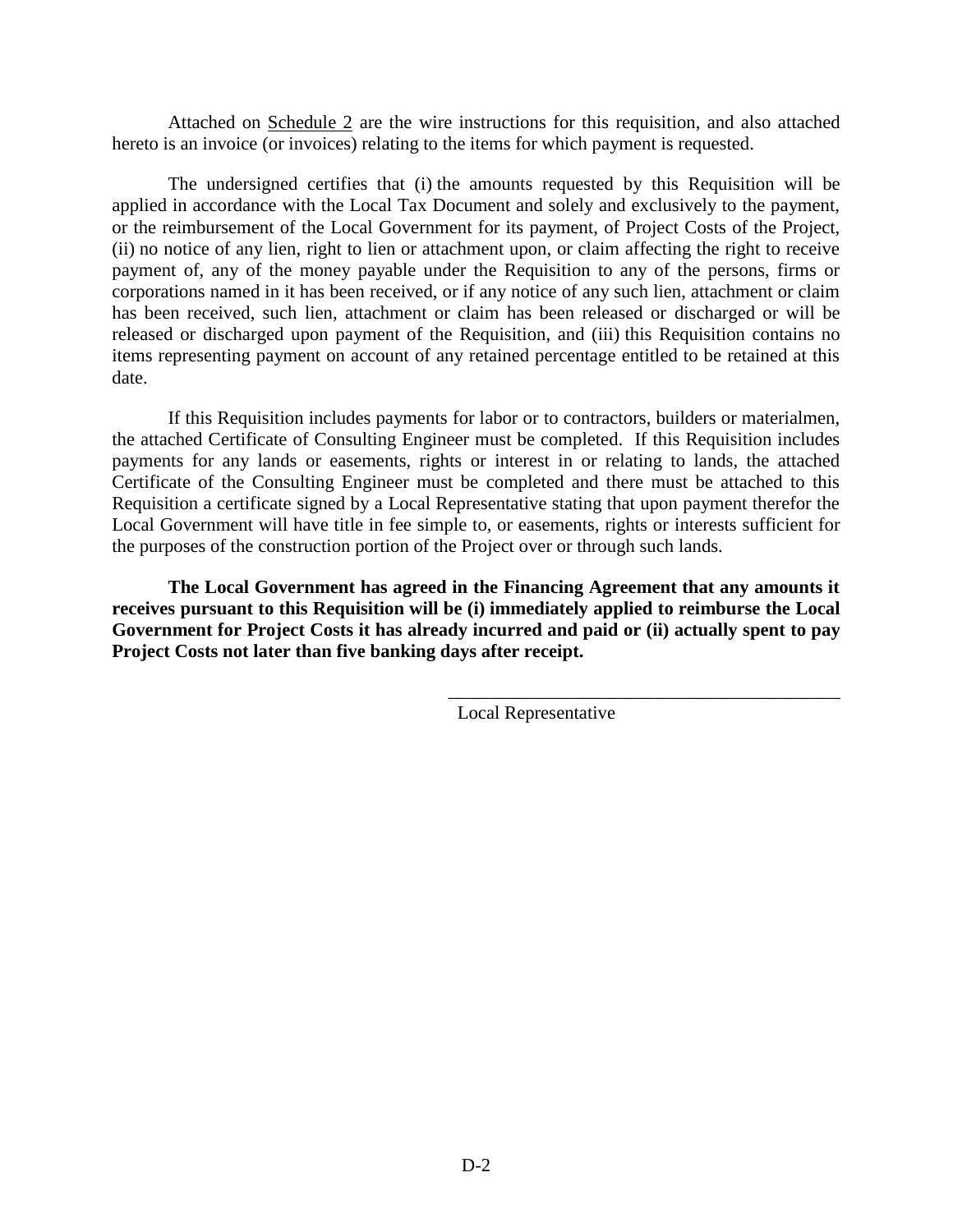Attached on Schedule 2 are the wire instructions for this requisition, and also attached hereto is an invoice (or invoices) relating to the items for which payment is requested.

The undersigned certifies that (i) the amounts requested by this Requisition will be applied in accordance with the Local Tax Document and solely and exclusively to the payment, or the reimbursement of the Local Government for its payment, of Project Costs of the Project, (ii) no notice of any lien, right to lien or attachment upon, or claim affecting the right to receive payment of, any of the money payable under the Requisition to any of the persons, firms or corporations named in it has been received, or if any notice of any such lien, attachment or claim has been received, such lien, attachment or claim has been released or discharged or will be released or discharged upon payment of the Requisition, and (iii) this Requisition contains no items representing payment on account of any retained percentage entitled to be retained at this date.

If this Requisition includes payments for labor or to contractors, builders or materialmen, the attached Certificate of Consulting Engineer must be completed. If this Requisition includes payments for any lands or easements, rights or interest in or relating to lands, the attached Certificate of the Consulting Engineer must be completed and there must be attached to this Requisition a certificate signed by a Local Representative stating that upon payment therefor the Local Government will have title in fee simple to, or easements, rights or interests sufficient for the purposes of the construction portion of the Project over or through such lands.

**The Local Government has agreed in the Financing Agreement that any amounts it receives pursuant to this Requisition will be (i) immediately applied to reimburse the Local Government for Project Costs it has already incurred and paid or (ii) actually spent to pay Project Costs not later than five banking days after receipt.**

\_\_\_\_\_\_\_\_\_\_\_\_\_\_\_\_\_\_\_\_\_\_\_\_\_\_\_\_\_\_\_\_\_\_\_\_\_\_\_\_\_\_

Local Representative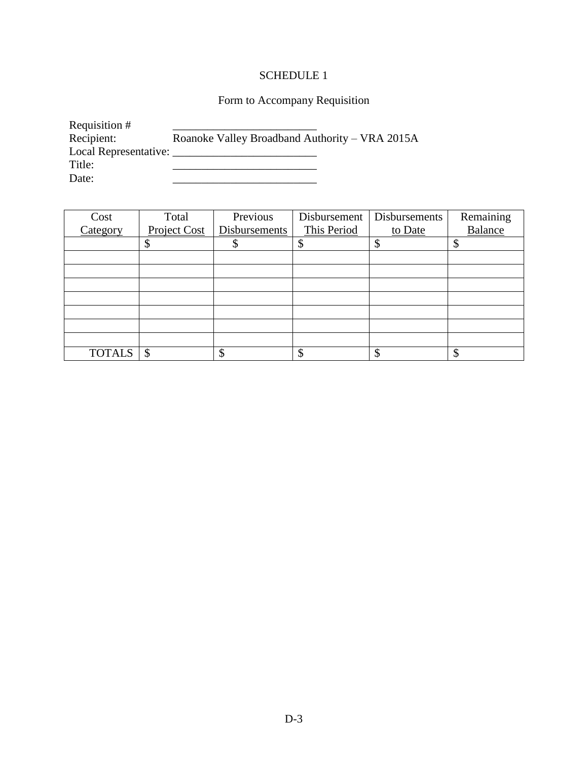SCHEDULE 1

Form to Accompany Requisition

Requisition # _________________________
Recipient: Roanoke Valley Broadband Authority – VRA 2015A
Local Representative: _________________________
Title: _________________________
Date: _________________________

| Cost Category | Total Project Cost | Previous Disbursements | Disbursement This Period | Disbursements to Date | Remaining Balance |
|---|---|---|---|---|---|
| | $ | $ | $ | $ | $ |
| | | | | | |
| | | | | | |
| | | | | | |
| | | | | | |
| | | | | | |
| | | | | | |
| | | | | | |
| TOTALS | $ | $ | $ | $ | $ |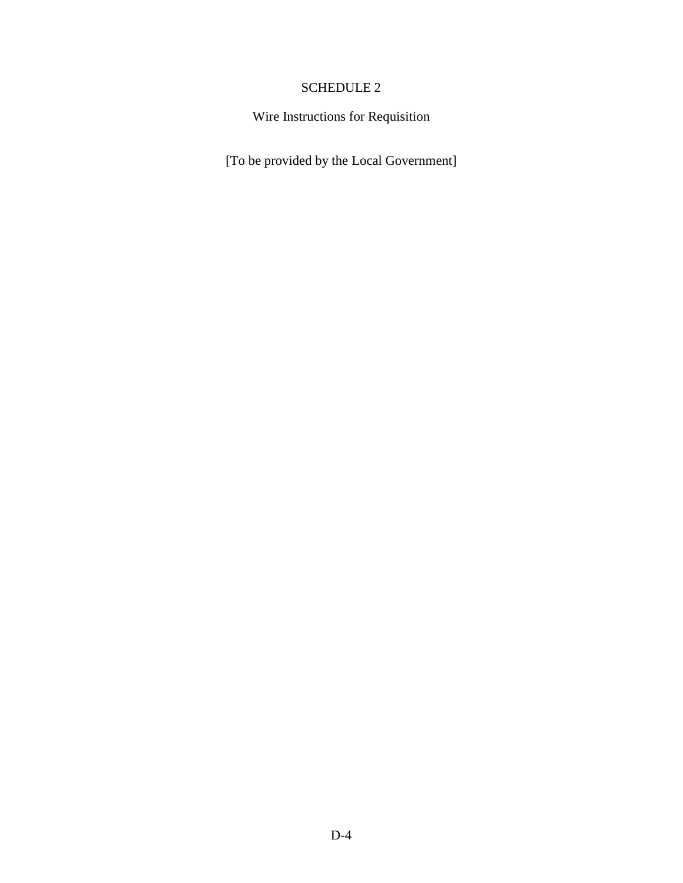# SCHEDULE 2

## Wire Instructions for Requisition

[To be provided by the Local Government]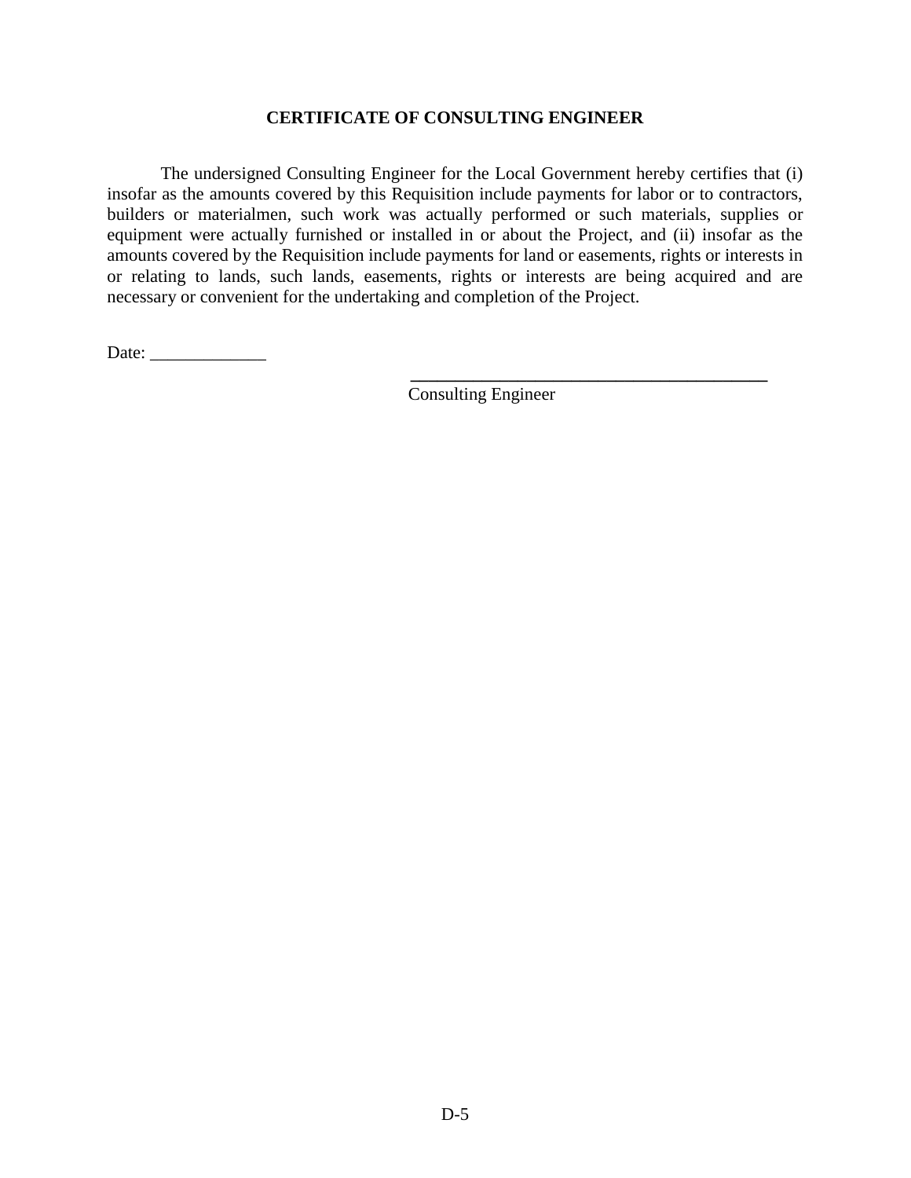**CERTIFICATE OF CONSULTING ENGINEER**

The undersigned Consulting Engineer for the Local Government hereby certifies that (i) insofar as the amounts covered by this Requisition include payments for labor or to contractors, builders or materialmen, such work was actually performed or such materials, supplies or equipment were actually furnished or installed in or about the Project, and (ii) insofar as the amounts covered by the Requisition include payments for land or easements, rights or interests in or relating to lands, such lands, easements, rights or interests are being acquired and are necessary or convenient for the undertaking and completion of the Project.

Date: _____________

\_\_\_\_\_\_\_\_\_\_\_\_\_\_\_\_\_\_\_\_\_\_\_\_\_\_\_\_\_\_\_\_\_\_\_\_\_\_\_\_
Consulting Engineer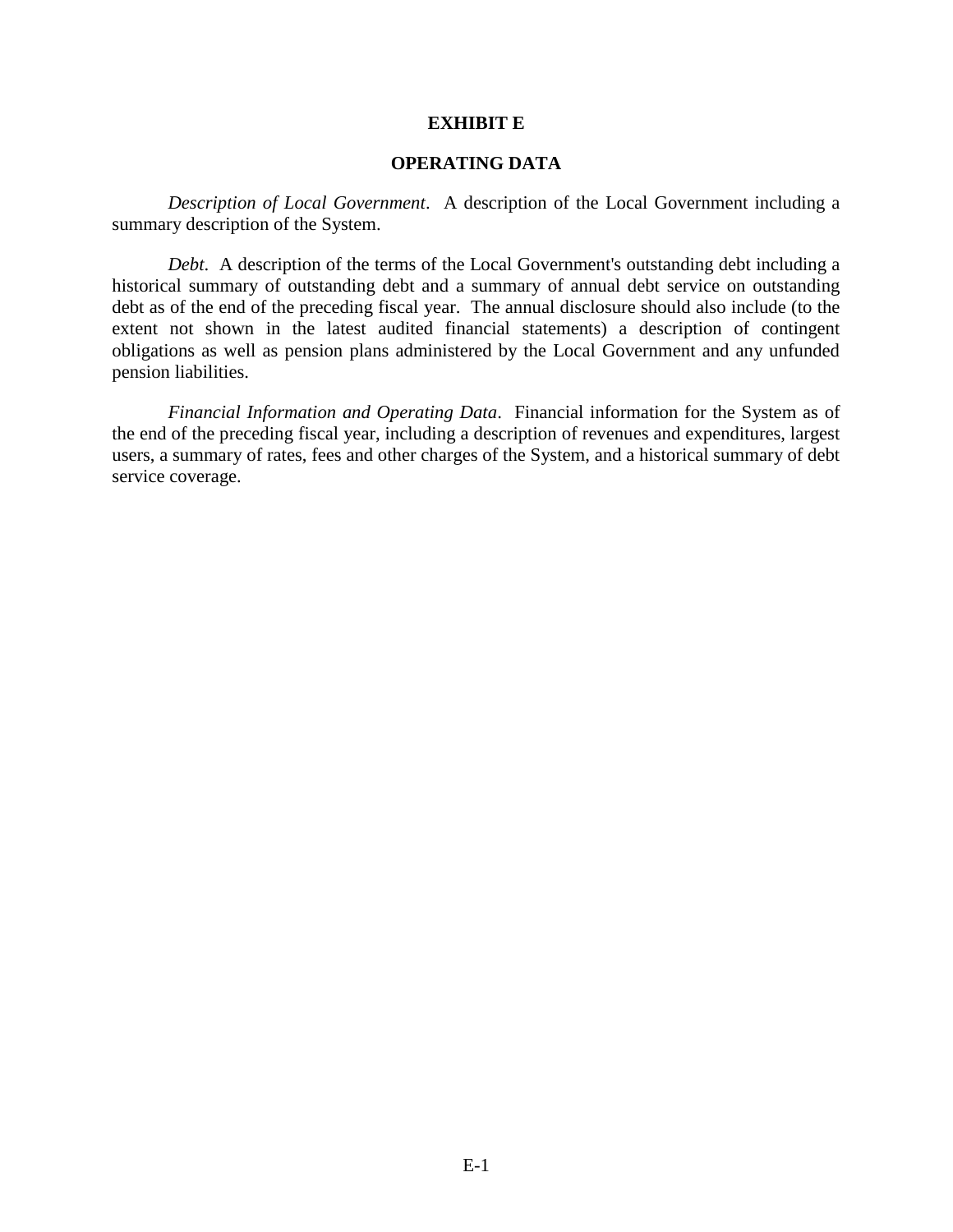# EXHIBIT E

## OPERATING DATA

*Description of Local Government*. A description of the Local Government including a summary description of the System.

*Debt*. A description of the terms of the Local Government's outstanding debt including a historical summary of outstanding debt and a summary of annual debt service on outstanding debt as of the end of the preceding fiscal year. The annual disclosure should also include (to the extent not shown in the latest audited financial statements) a description of contingent obligations as well as pension plans administered by the Local Government and any unfunded pension liabilities.

*Financial Information and Operating Data*. Financial information for the System as of the end of the preceding fiscal year, including a description of revenues and expenditures, largest users, a summary of rates, fees and other charges of the System, and a historical summary of debt service coverage.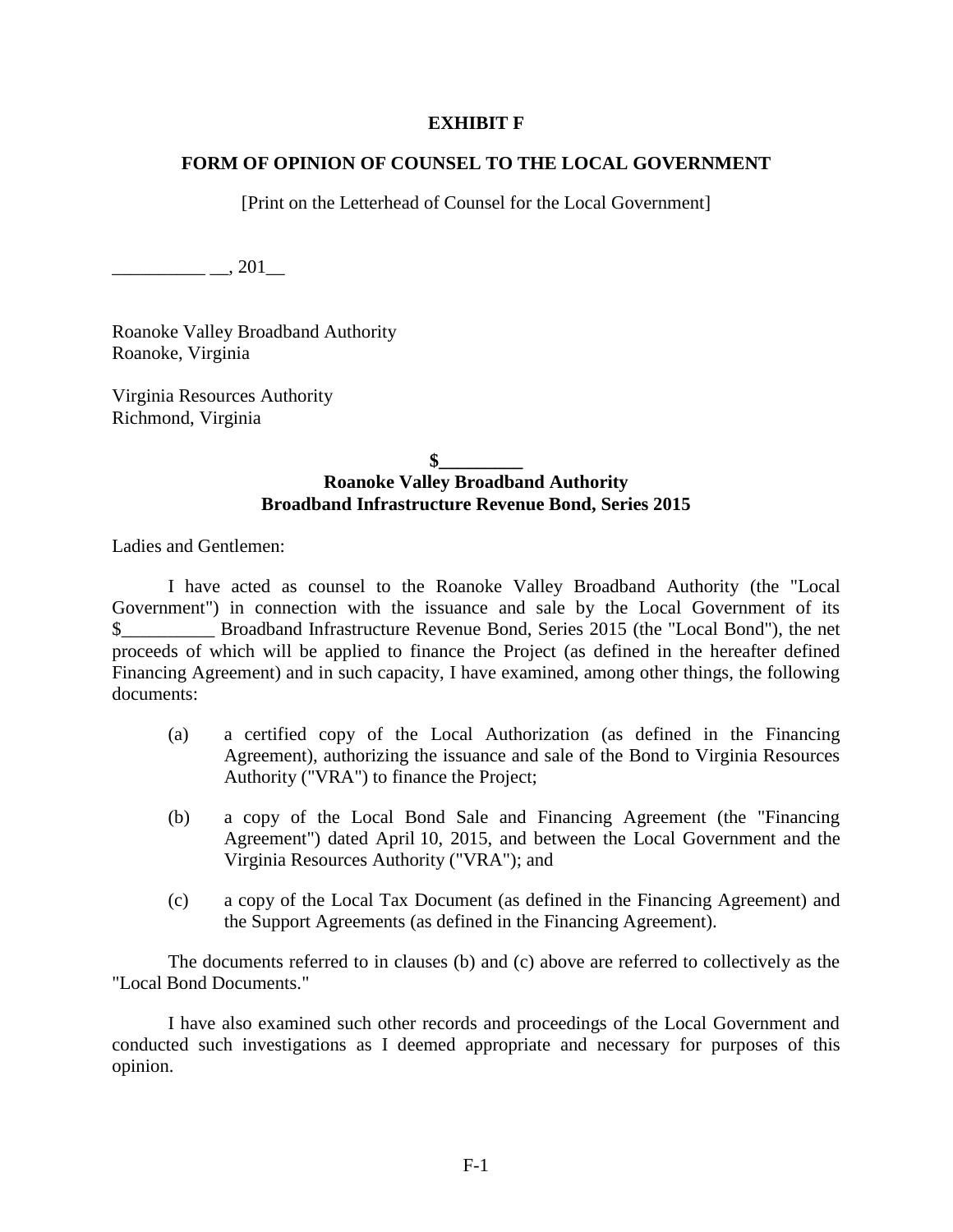**EXHIBIT F**

**FORM OF OPINION OF COUNSEL TO THE LOCAL GOVERNMENT**

[Print on the Letterhead of Counsel for the Local Government]

__________ __, 201__

Roanoke Valley Broadband Authority
Roanoke, Virginia

Virginia Resources Authority
Richmond, Virginia

**$_________**
**Roanoke Valley Broadband Authority**
**Broadband Infrastructure Revenue Bond, Series 2015**

Ladies and Gentlemen:

I have acted as counsel to the Roanoke Valley Broadband Authority (the "Local Government") in connection with the issuance and sale by the Local Government of its $__________ Broadband Infrastructure Revenue Bond, Series 2015 (the "Local Bond"), the net proceeds of which will be applied to finance the Project (as defined in the hereafter defined Financing Agreement) and in such capacity, I have examined, among other things, the following documents:

(a) a certified copy of the Local Authorization (as defined in the Financing Agreement), authorizing the issuance and sale of the Bond to Virginia Resources Authority ("VRA") to finance the Project;

(b) a copy of the Local Bond Sale and Financing Agreement (the "Financing Agreement") dated April 10, 2015, and between the Local Government and the Virginia Resources Authority ("VRA"); and

(c) a copy of the Local Tax Document (as defined in the Financing Agreement) and the Support Agreements (as defined in the Financing Agreement).

The documents referred to in clauses (b) and (c) above are referred to collectively as the "Local Bond Documents."

I have also examined such other records and proceedings of the Local Government and conducted such investigations as I deemed appropriate and necessary for purposes of this opinion.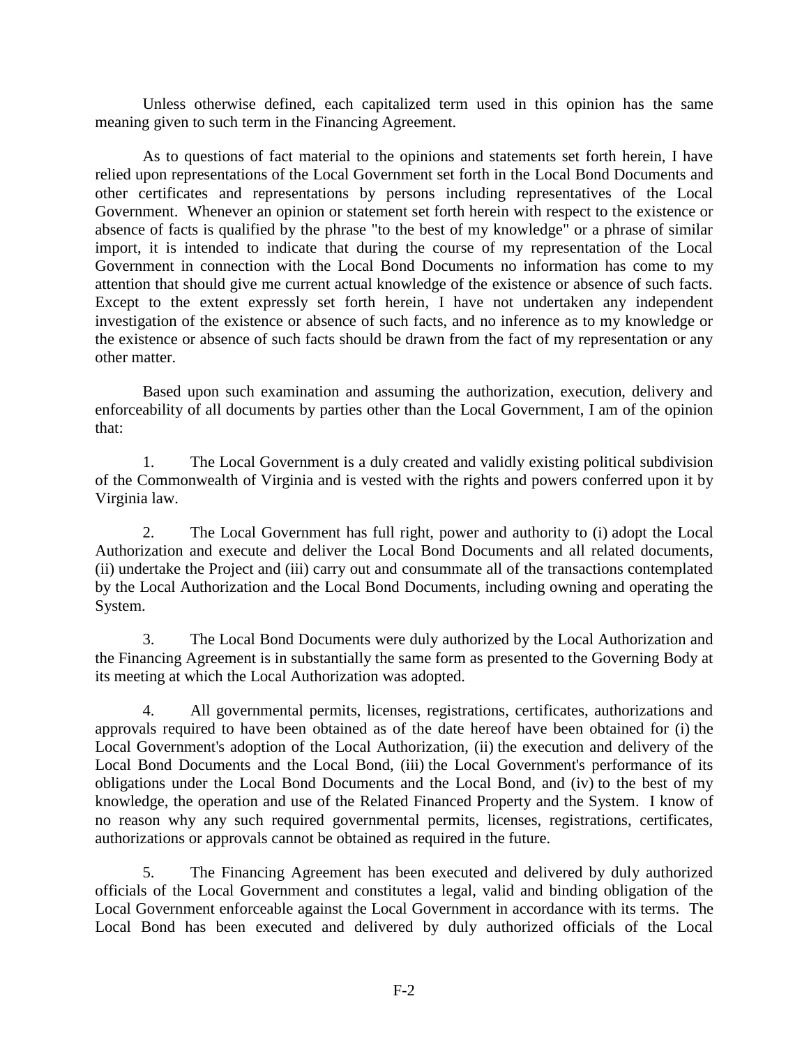Unless otherwise defined, each capitalized term used in this opinion has the same meaning given to such term in the Financing Agreement.

As to questions of fact material to the opinions and statements set forth herein, I have relied upon representations of the Local Government set forth in the Local Bond Documents and other certificates and representations by persons including representatives of the Local Government. Whenever an opinion or statement set forth herein with respect to the existence or absence of facts is qualified by the phrase "to the best of my knowledge" or a phrase of similar import, it is intended to indicate that during the course of my representation of the Local Government in connection with the Local Bond Documents no information has come to my attention that should give me current actual knowledge of the existence or absence of such facts. Except to the extent expressly set forth herein, I have not undertaken any independent investigation of the existence or absence of such facts, and no inference as to my knowledge or the existence or absence of such facts should be drawn from the fact of my representation or any other matter.

Based upon such examination and assuming the authorization, execution, delivery and enforceability of all documents by parties other than the Local Government, I am of the opinion that:

1. The Local Government is a duly created and validly existing political subdivision of the Commonwealth of Virginia and is vested with the rights and powers conferred upon it by Virginia law.

2. The Local Government has full right, power and authority to (i) adopt the Local Authorization and execute and deliver the Local Bond Documents and all related documents, (ii) undertake the Project and (iii) carry out and consummate all of the transactions contemplated by the Local Authorization and the Local Bond Documents, including owning and operating the System.

3. The Local Bond Documents were duly authorized by the Local Authorization and the Financing Agreement is in substantially the same form as presented to the Governing Body at its meeting at which the Local Authorization was adopted.

4. All governmental permits, licenses, registrations, certificates, authorizations and approvals required to have been obtained as of the date hereof have been obtained for (i) the Local Government's adoption of the Local Authorization, (ii) the execution and delivery of the Local Bond Documents and the Local Bond, (iii) the Local Government's performance of its obligations under the Local Bond Documents and the Local Bond, and (iv) to the best of my knowledge, the operation and use of the Related Financed Property and the System. I know of no reason why any such required governmental permits, licenses, registrations, certificates, authorizations or approvals cannot be obtained as required in the future.

5. The Financing Agreement has been executed and delivered by duly authorized officials of the Local Government and constitutes a legal, valid and binding obligation of the Local Government enforceable against the Local Government in accordance with its terms. The Local Bond has been executed and delivered by duly authorized officials of the Local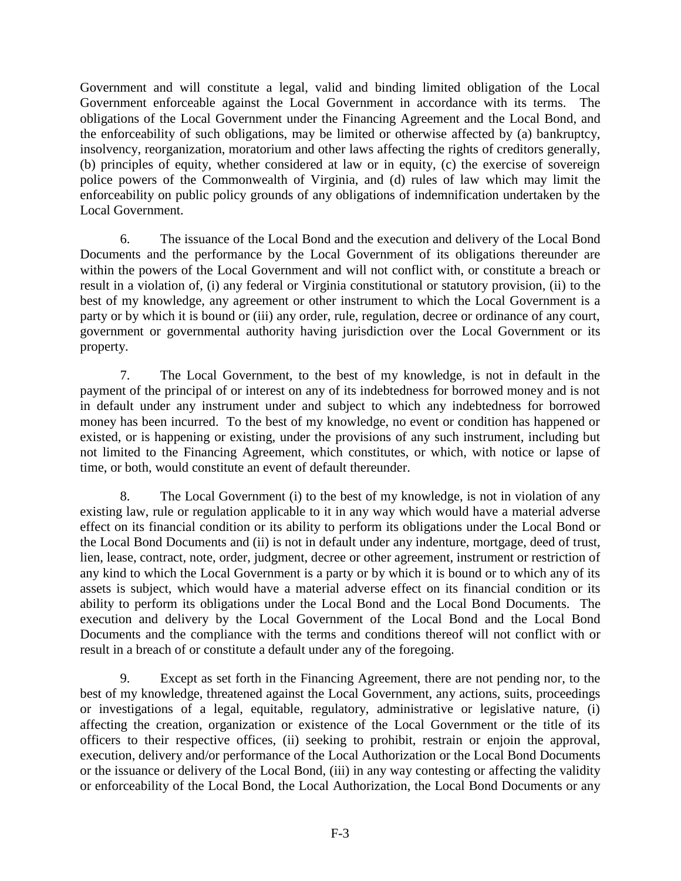Government and will constitute a legal, valid and binding limited obligation of the Local Government enforceable against the Local Government in accordance with its terms. The obligations of the Local Government under the Financing Agreement and the Local Bond, and the enforceability of such obligations, may be limited or otherwise affected by (a) bankruptcy, insolvency, reorganization, moratorium and other laws affecting the rights of creditors generally, (b) principles of equity, whether considered at law or in equity, (c) the exercise of sovereign police powers of the Commonwealth of Virginia, and (d) rules of law which may limit the enforceability on public policy grounds of any obligations of indemnification undertaken by the Local Government.

6. The issuance of the Local Bond and the execution and delivery of the Local Bond Documents and the performance by the Local Government of its obligations thereunder are within the powers of the Local Government and will not conflict with, or constitute a breach or result in a violation of, (i) any federal or Virginia constitutional or statutory provision, (ii) to the best of my knowledge, any agreement or other instrument to which the Local Government is a party or by which it is bound or (iii) any order, rule, regulation, decree or ordinance of any court, government or governmental authority having jurisdiction over the Local Government or its property.

7. The Local Government, to the best of my knowledge, is not in default in the payment of the principal of or interest on any of its indebtedness for borrowed money and is not in default under any instrument under and subject to which any indebtedness for borrowed money has been incurred. To the best of my knowledge, no event or condition has happened or existed, or is happening or existing, under the provisions of any such instrument, including but not limited to the Financing Agreement, which constitutes, or which, with notice or lapse of time, or both, would constitute an event of default thereunder.

8. The Local Government (i) to the best of my knowledge, is not in violation of any existing law, rule or regulation applicable to it in any way which would have a material adverse effect on its financial condition or its ability to perform its obligations under the Local Bond or the Local Bond Documents and (ii) is not in default under any indenture, mortgage, deed of trust, lien, lease, contract, note, order, judgment, decree or other agreement, instrument or restriction of any kind to which the Local Government is a party or by which it is bound or to which any of its assets is subject, which would have a material adverse effect on its financial condition or its ability to perform its obligations under the Local Bond and the Local Bond Documents. The execution and delivery by the Local Government of the Local Bond and the Local Bond Documents and the compliance with the terms and conditions thereof will not conflict with or result in a breach of or constitute a default under any of the foregoing.

9. Except as set forth in the Financing Agreement, there are not pending nor, to the best of my knowledge, threatened against the Local Government, any actions, suits, proceedings or investigations of a legal, equitable, regulatory, administrative or legislative nature, (i) affecting the creation, organization or existence of the Local Government or the title of its officers to their respective offices, (ii) seeking to prohibit, restrain or enjoin the approval, execution, delivery and/or performance of the Local Authorization or the Local Bond Documents or the issuance or delivery of the Local Bond, (iii) in any way contesting or affecting the validity or enforceability of the Local Bond, the Local Authorization, the Local Bond Documents or any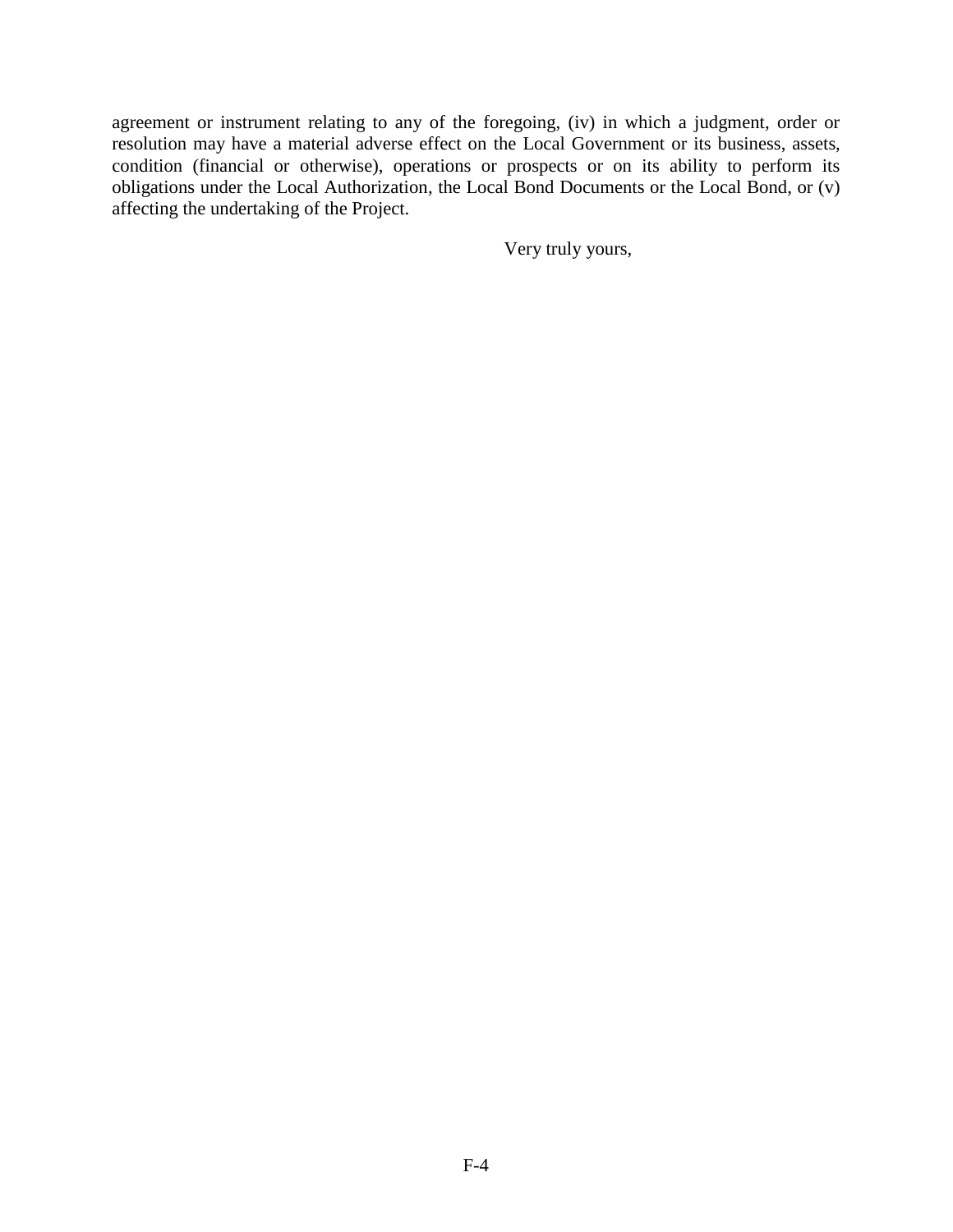agreement or instrument relating to any of the foregoing, (iv) in which a judgment, order or resolution may have a material adverse effect on the Local Government or its business, assets, condition (financial or otherwise), operations or prospects or on its ability to perform its obligations under the Local Authorization, the Local Bond Documents or the Local Bond, or (v) affecting the undertaking of the Project.

Very truly yours,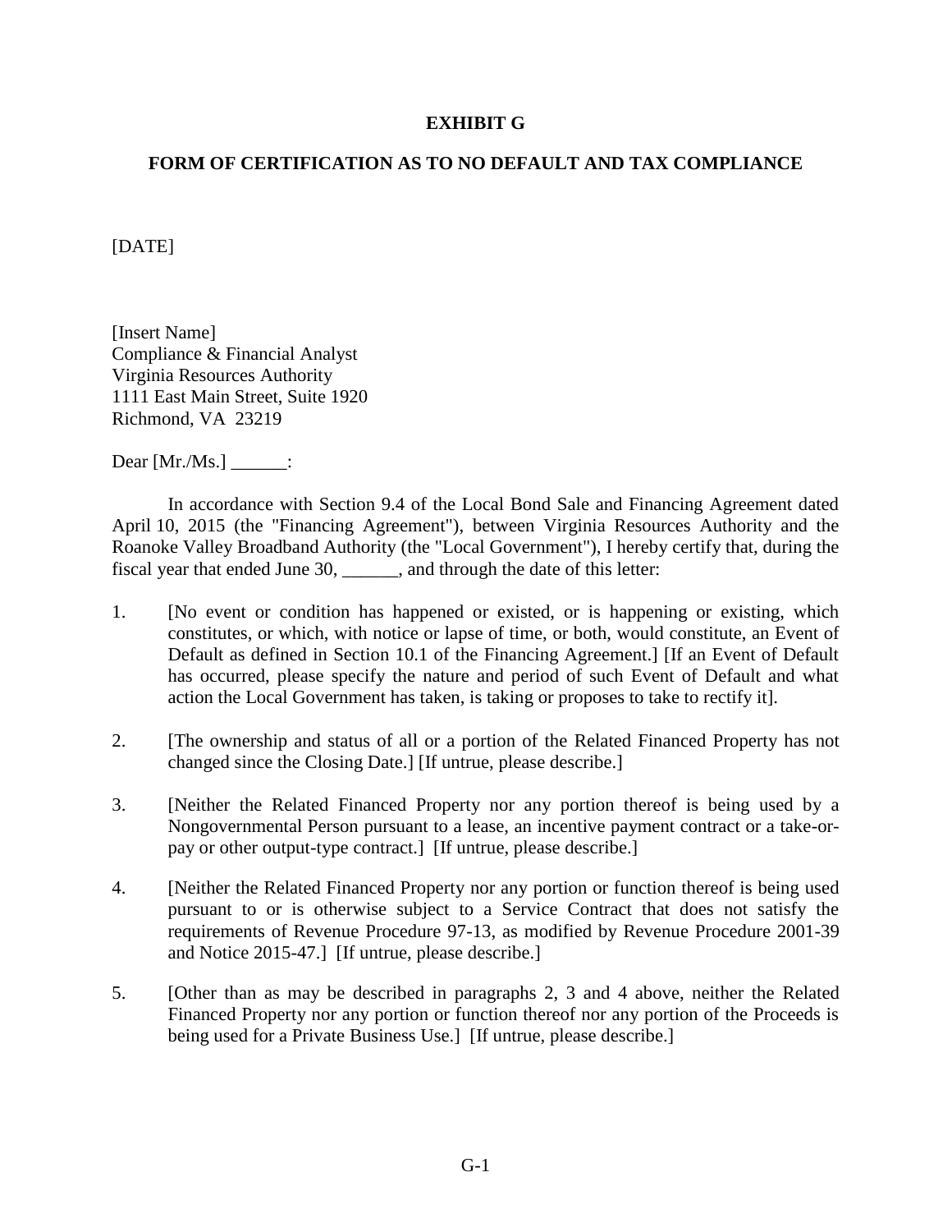**EXHIBIT G**

**FORM OF CERTIFICATION AS TO NO DEFAULT AND TAX COMPLIANCE**

[DATE]

[Insert Name]
Compliance & Financial Analyst
Virginia Resources Authority
1111 East Main Street, Suite 1920
Richmond, VA 23219

Dear [Mr./Ms.] ______:

In accordance with Section 9.4 of the Local Bond Sale and Financing Agreement dated April 10, 2015 (the "Financing Agreement"), between Virginia Resources Authority and the Roanoke Valley Broadband Authority (the "Local Government"), I hereby certify that, during the fiscal year that ended June 30, ______, and through the date of this letter:

1. [No event or condition has happened or existed, or is happening or existing, which constitutes, or which, with notice or lapse of time, or both, would constitute, an Event of Default as defined in Section 10.1 of the Financing Agreement.] [If an Event of Default has occurred, please specify the nature and period of such Event of Default and what action the Local Government has taken, is taking or proposes to take to rectify it].

2. [The ownership and status of all or a portion of the Related Financed Property has not changed since the Closing Date.] [If untrue, please describe.]

3. [Neither the Related Financed Property nor any portion thereof is being used by a Nongovernmental Person pursuant to a lease, an incentive payment contract or a take-or-pay or other output-type contract.] [If untrue, please describe.]

4. [Neither the Related Financed Property nor any portion or function thereof is being used pursuant to or is otherwise subject to a Service Contract that does not satisfy the requirements of Revenue Procedure 97-13, as modified by Revenue Procedure 2001-39 and Notice 2015-47.] [If untrue, please describe.]

5. [Other than as may be described in paragraphs 2, 3 and 4 above, neither the Related Financed Property nor any portion or function thereof nor any portion of the Proceeds is being used for a Private Business Use.] [If untrue, please describe.]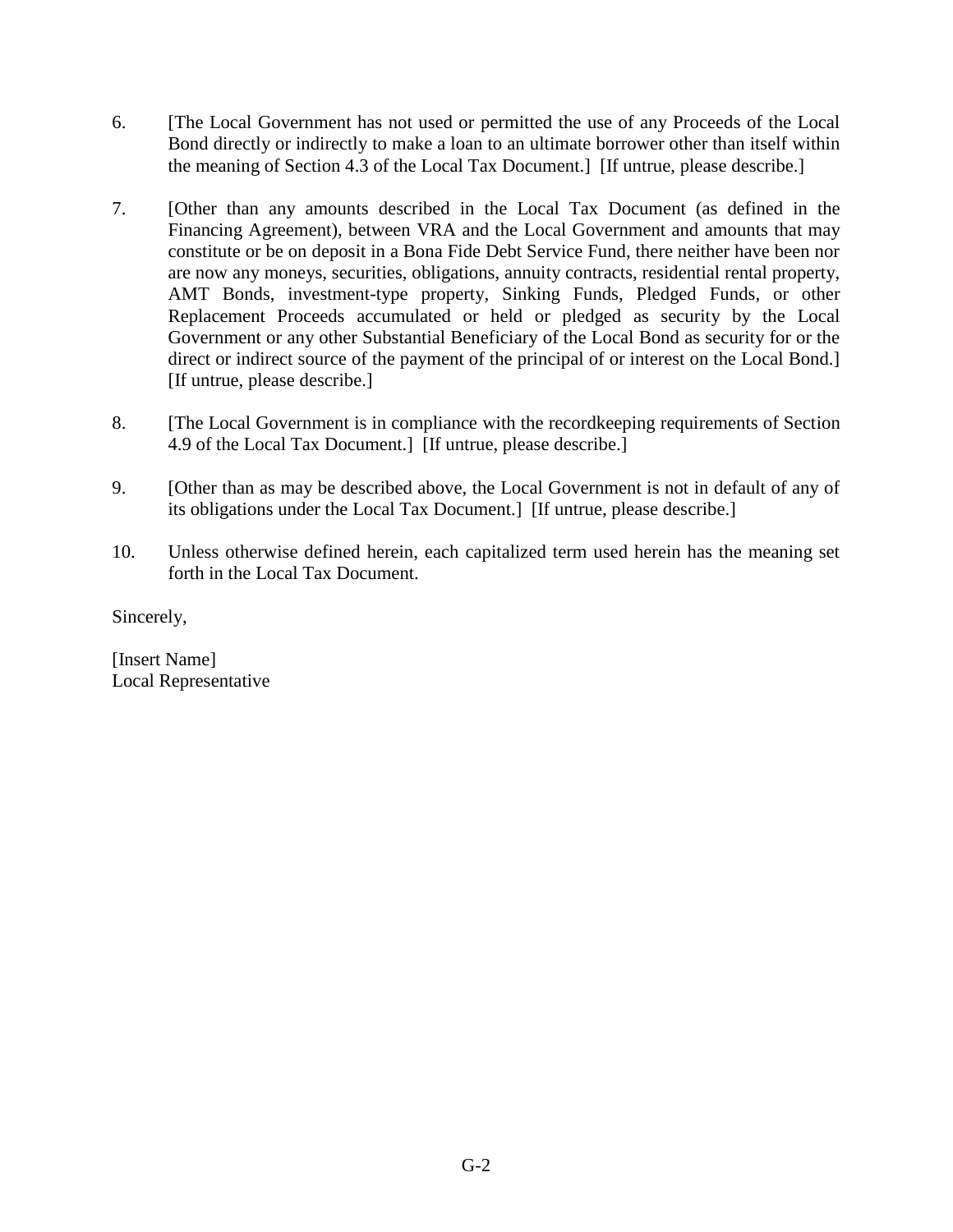6. [The Local Government has not used or permitted the use of any Proceeds of the Local Bond directly or indirectly to make a loan to an ultimate borrower other than itself within the meaning of Section 4.3 of the Local Tax Document.] [If untrue, please describe.]

7. [Other than any amounts described in the Local Tax Document (as defined in the Financing Agreement), between VRA and the Local Government and amounts that may constitute or be on deposit in a Bona Fide Debt Service Fund, there neither have been nor are now any moneys, securities, obligations, annuity contracts, residential rental property, AMT Bonds, investment-type property, Sinking Funds, Pledged Funds, or other Replacement Proceeds accumulated or held or pledged as security by the Local Government or any other Substantial Beneficiary of the Local Bond as security for or the direct or indirect source of the payment of the principal of or interest on the Local Bond.] [If untrue, please describe.]

8. [The Local Government is in compliance with the recordkeeping requirements of Section 4.9 of the Local Tax Document.] [If untrue, please describe.]

9. [Other than as may be described above, the Local Government is not in default of any of its obligations under the Local Tax Document.] [If untrue, please describe.]

10. Unless otherwise defined herein, each capitalized term used herein has the meaning set forth in the Local Tax Document.

Sincerely,

[Insert Name]
Local Representative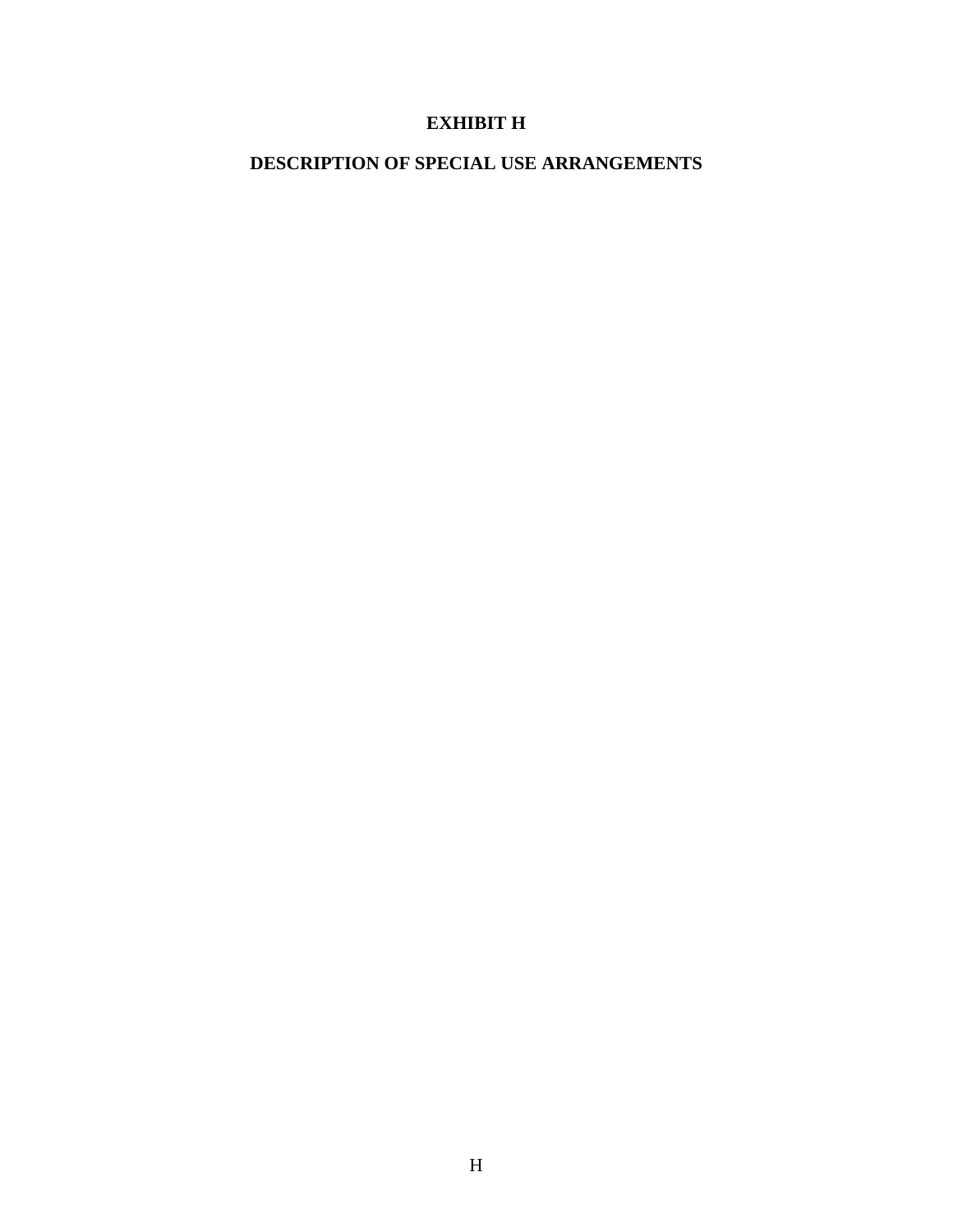# EXHIBIT H

## DESCRIPTION OF SPECIAL USE ARRANGEMENTS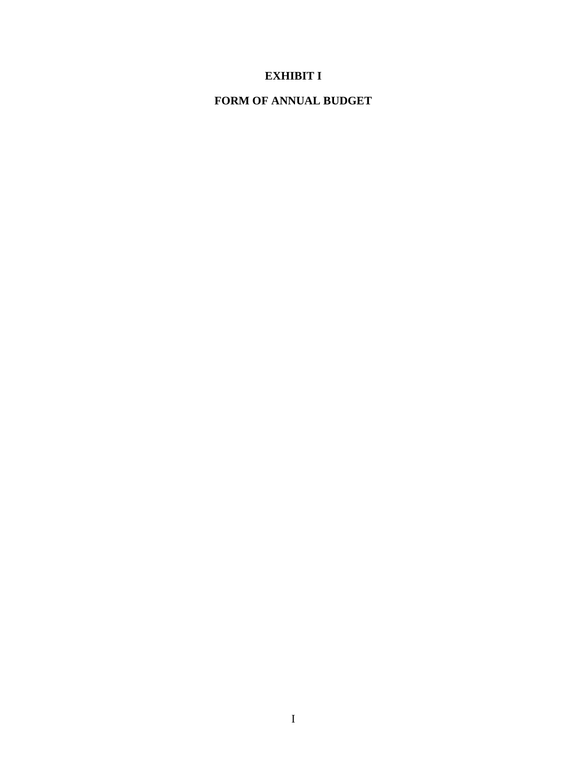# EXHIBIT I

## FORM OF ANNUAL BUDGET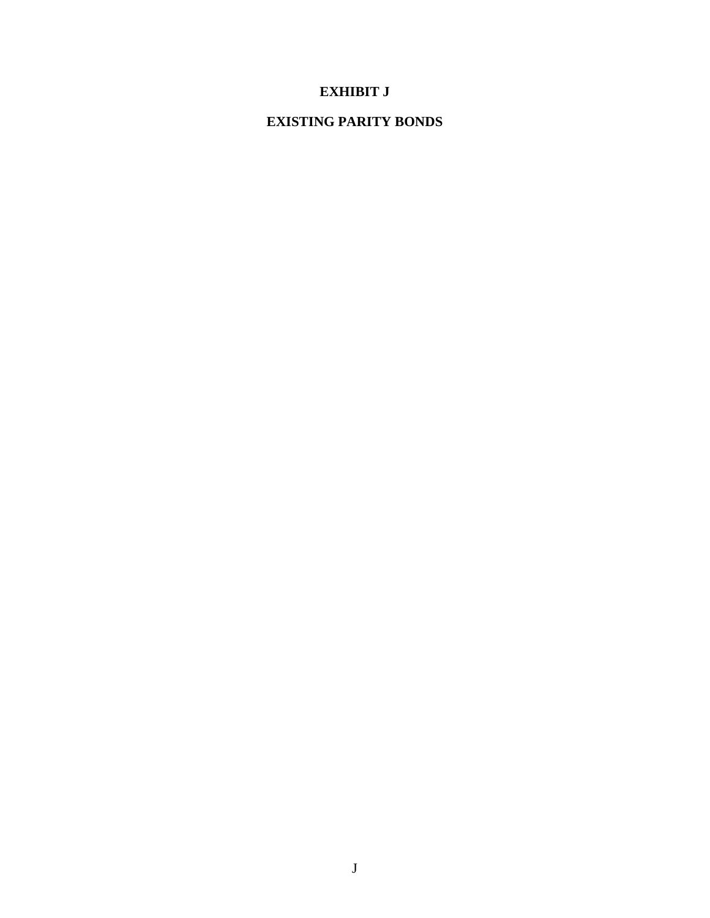# EXHIBIT J

# EXISTING PARITY BONDS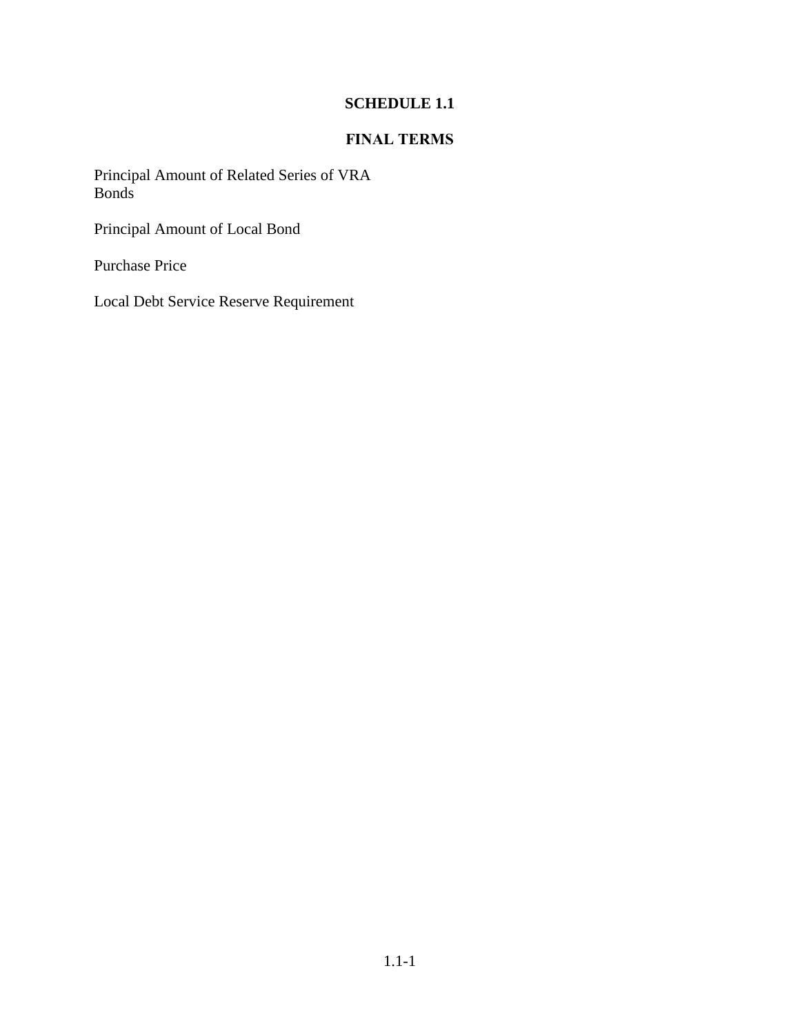## SCHEDULE 1.1

## FINAL TERMS

Principal Amount of Related Series of VRA Bonds

Principal Amount of Local Bond

Purchase Price

Local Debt Service Reserve Requirement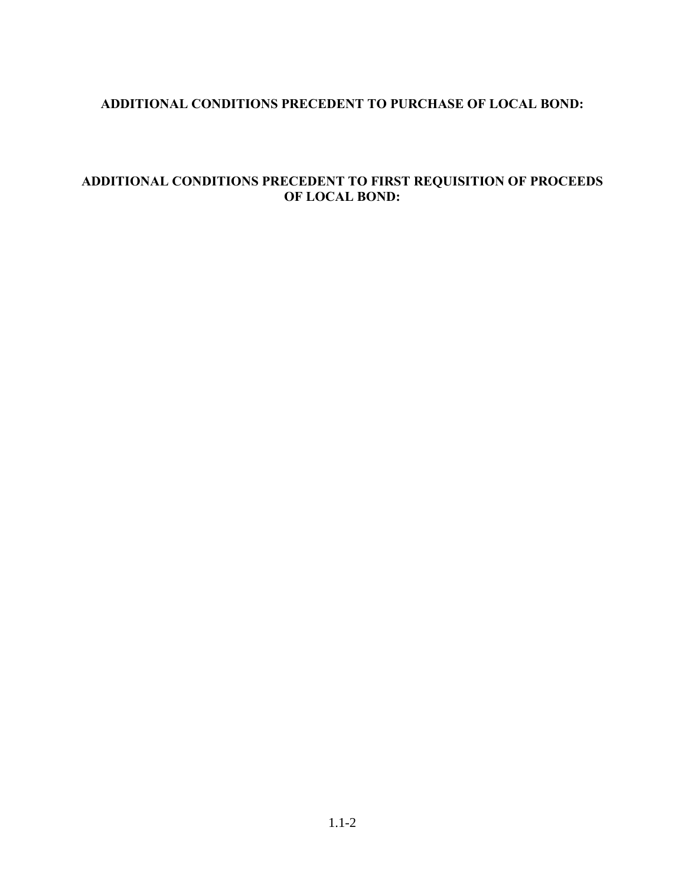## ADDITIONAL CONDITIONS PRECEDENT TO PURCHASE OF LOCAL BOND:

## ADDITIONAL CONDITIONS PRECEDENT TO FIRST REQUISITION OF PROCEEDS OF LOCAL BOND: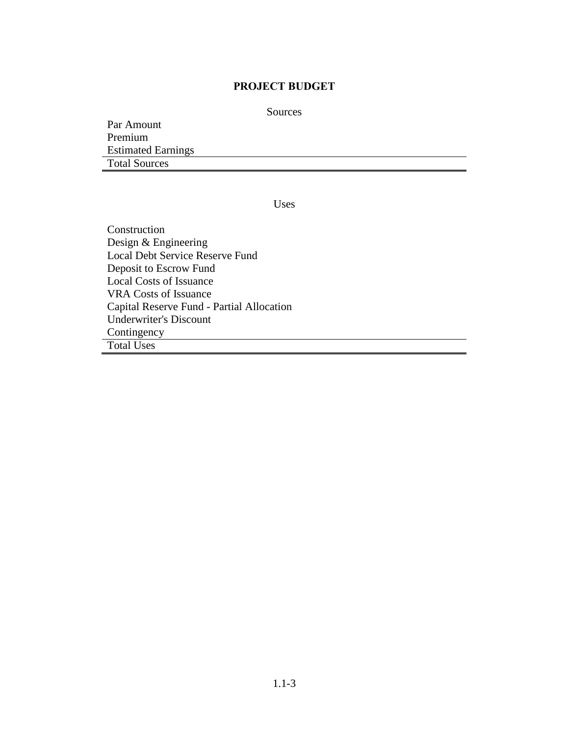## PROJECT BUDGET

| Sources | |
|---|---|
| Par Amount | |
| Premium | |
| Estimated Earnings | |
| Total Sources | |

| Uses | |
|---|---|
| Construction | |
| Design & Engineering | |
| Local Debt Service Reserve Fund | |
| Deposit to Escrow Fund | |
| Local Costs of Issuance | |
| VRA Costs of Issuance | |
| Capital Reserve Fund - Partial Allocation | |
| Underwriter's Discount | |
| Contingency | |
| Total Uses | |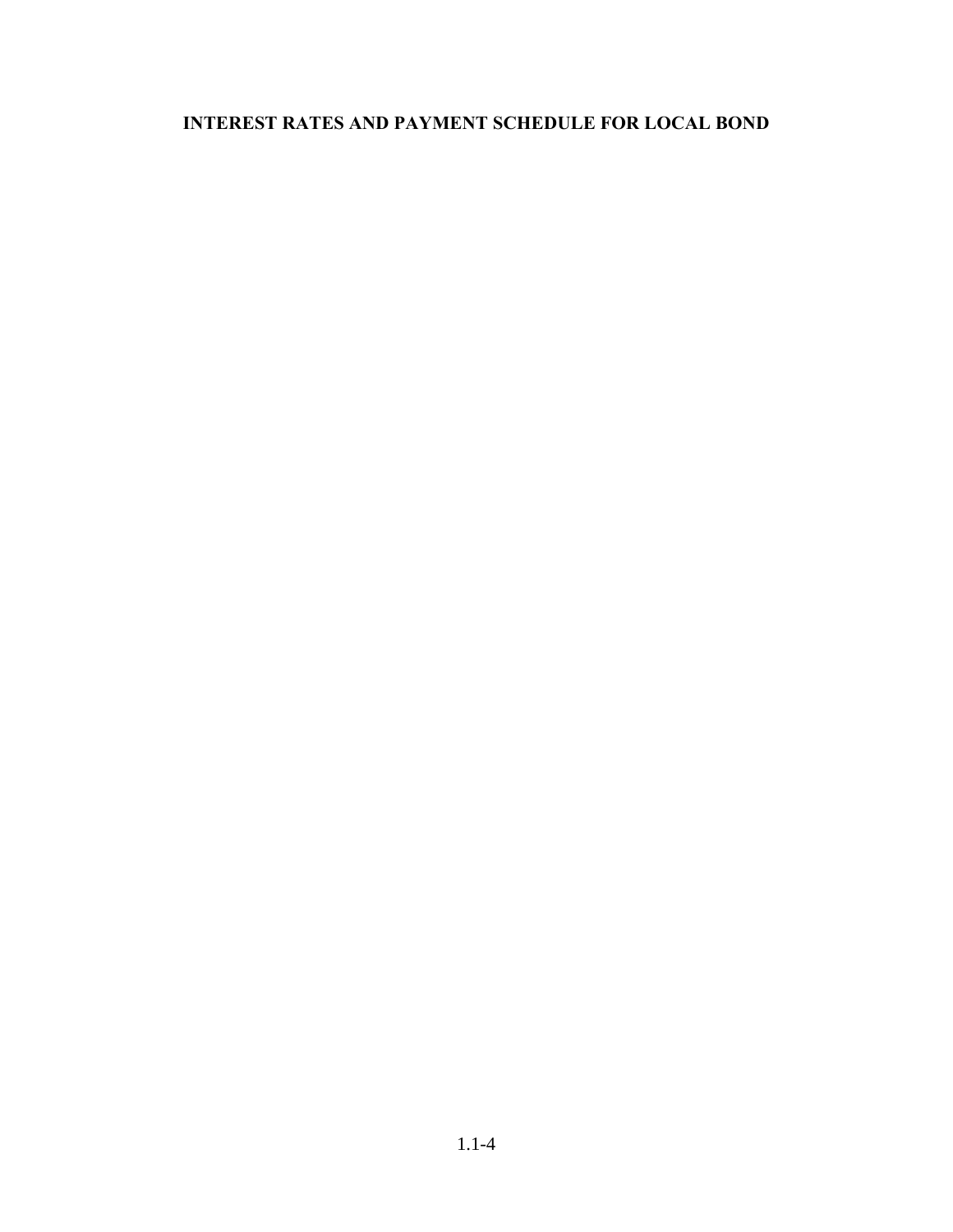## INTEREST RATES AND PAYMENT SCHEDULE FOR LOCAL BOND